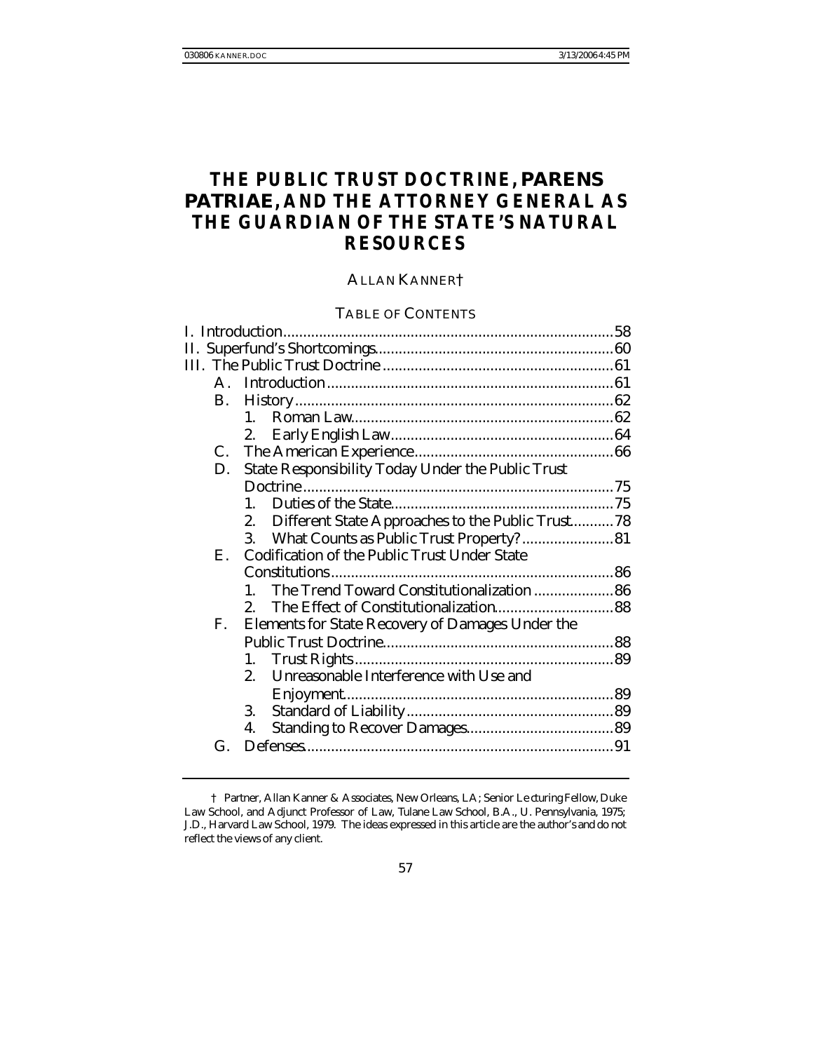# THE PUBLIC TRUST DOCTRINE, *PARENS PATRIAE*, AND THE ATTORNEY GENERAL AS THE GUARDIAN OF THE STATE'S NATURAL RESOURCES

ALLAN KANNER†

TABLE OF CONTENTS

I. Introduction ..... 58
II. Superfund's Shortcomings ..... 60
III. The Public Trust Doctrine ..... 61
- A. Introduction ..... 61
- B. History ..... 62
  - 1. Roman Law ..... 62
  - 2. Early English Law ..... 64
- C. The American Experience ..... 66
- D. State Responsibility Today Under the Public Trust Doctrine ..... 75
  - 1. Duties of the State ..... 75
  - 2. Different State Approaches to the Public Trust ..... 78
  - 3. What Counts as Public Trust Property? ..... 81
- E. Codification of the Public Trust Under State Constitutions ..... 86
  - 1. The Trend Toward Constitutionalization ..... 86
  - 2. The Effect of Constitutionalization ..... 88
- F. Elements for State Recovery of Damages Under the Public Trust Doctrine ..... 88
  - 1. Trust Rights ..... 89
  - 2. Unreasonable Interference with Use and Enjoyment ..... 89
  - 3. Standard of Liability ..... 89
  - 4. Standing to Recover Damages ..... 89
- G. Defenses ..... 91

---

† Partner, Allan Kanner & Associates, New Orleans, LA; Senior Lecturing Fellow, Duke Law School, and Adjunct Professor of Law, Tulane Law School, B.A., U. Pennsylvania, 1975; J.D., Harvard Law School, 1979. The ideas expressed in this article are the author's and do not reflect the views of any client.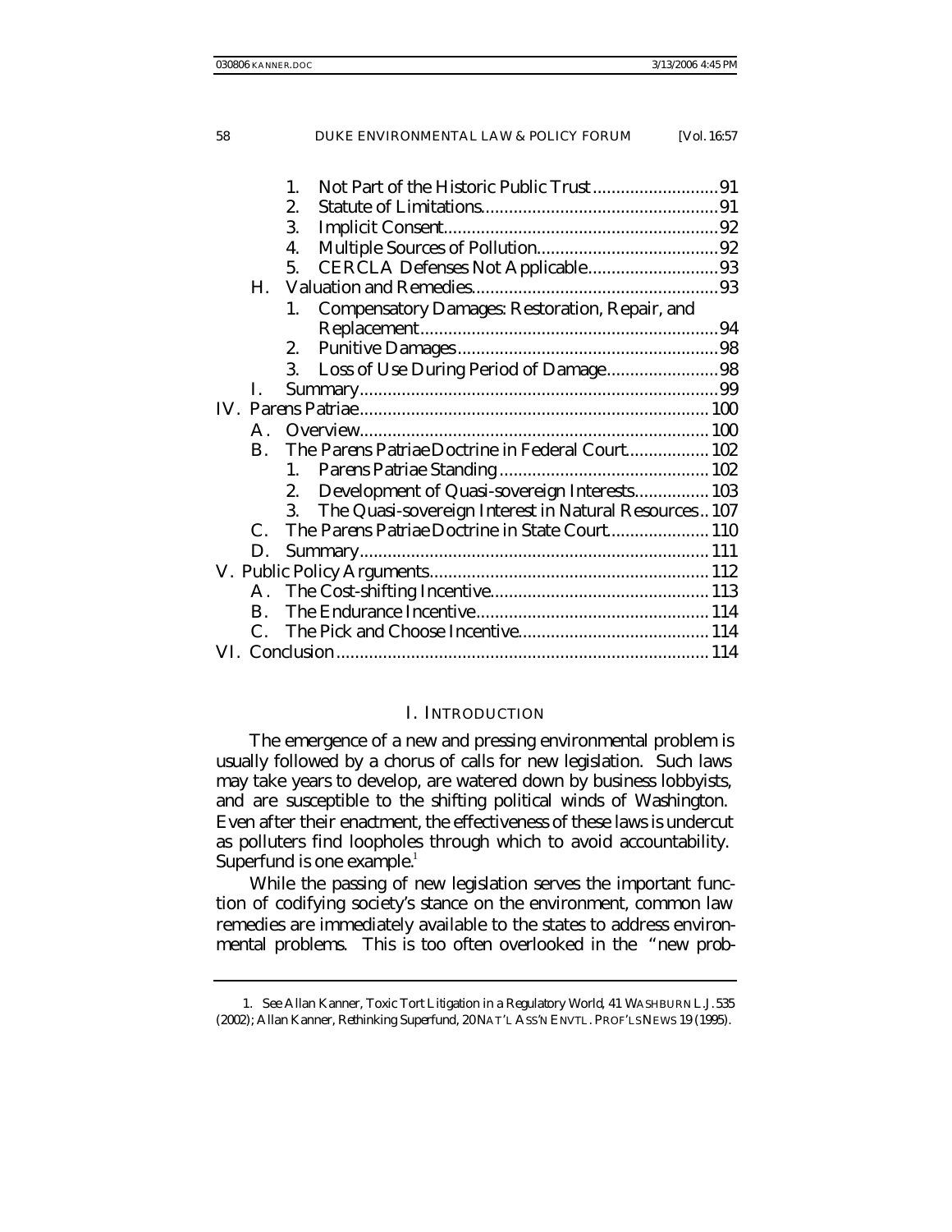1. Not Part of the Historic Public Trust ........................... 91
2. Statute of Limitations ................................................... 91
3. Implicit Consent ........................................................... 92
4. Multiple Sources of Pollution ....................................... 92
5. CERCLA Defenses Not Applicable ............................. 93

H. Valuation and Remedies ..................................................... 93

1. Compensatory Damages: Restoration, Repair, and Replacement ................................................................ 94
2. Punitive Damages ......................................................... 98
3. Loss of Use During Period of Damage ......................... 98

I. Summary ............................................................................. 99

IV. *Parens Patriae* ........................................................................... 100

A. Overview ........................................................................... 100

B. The *Parens Patriae* Doctrine in Federal Court .................. 102

1. *Parens Patriae* Standing ............................................. 102
2. Development of Quasi-sovereign Interests ................ 103
3. The Quasi-sovereign Interest in Natural Resources .. 107

C. The *Parens Patriae* Doctrine in State Court ...................... 110

D. Summary ........................................................................... 111

V. Public Policy Arguments ............................................................ 112

A. The Cost-shifting Incentive ............................................... 113

B. The Endurance Incentive .................................................. 114

C. The Pick and Choose Incentive ......................................... 114

VI. Conclusion ................................................................................ 114

## I. INTRODUCTION

The emergence of a new and pressing environmental problem is usually followed by a chorus of calls for new legislation. Such laws may take years to develop, are watered down by business lobbyists, and are susceptible to the shifting political winds of Washington. Even after their enactment, the effectiveness of these laws is undercut as polluters find loopholes through which to avoid accountability. Superfund is one example.[1]

While the passing of new legislation serves the important function of codifying society's stance on the environment, common law remedies are immediately available to the states to address environmental problems. This is too often overlooked in the "new prob-

---

1. *See* Allan Kanner, *Toxic Tort Litigation in a Regulatory World*, 41 WASHBURN L.J. 535 (2002); Allan Kanner, *Rethinking Superfund*, 20 NAT'L ASS'N ENVTL. PROF'LS NEWS 19 (1995).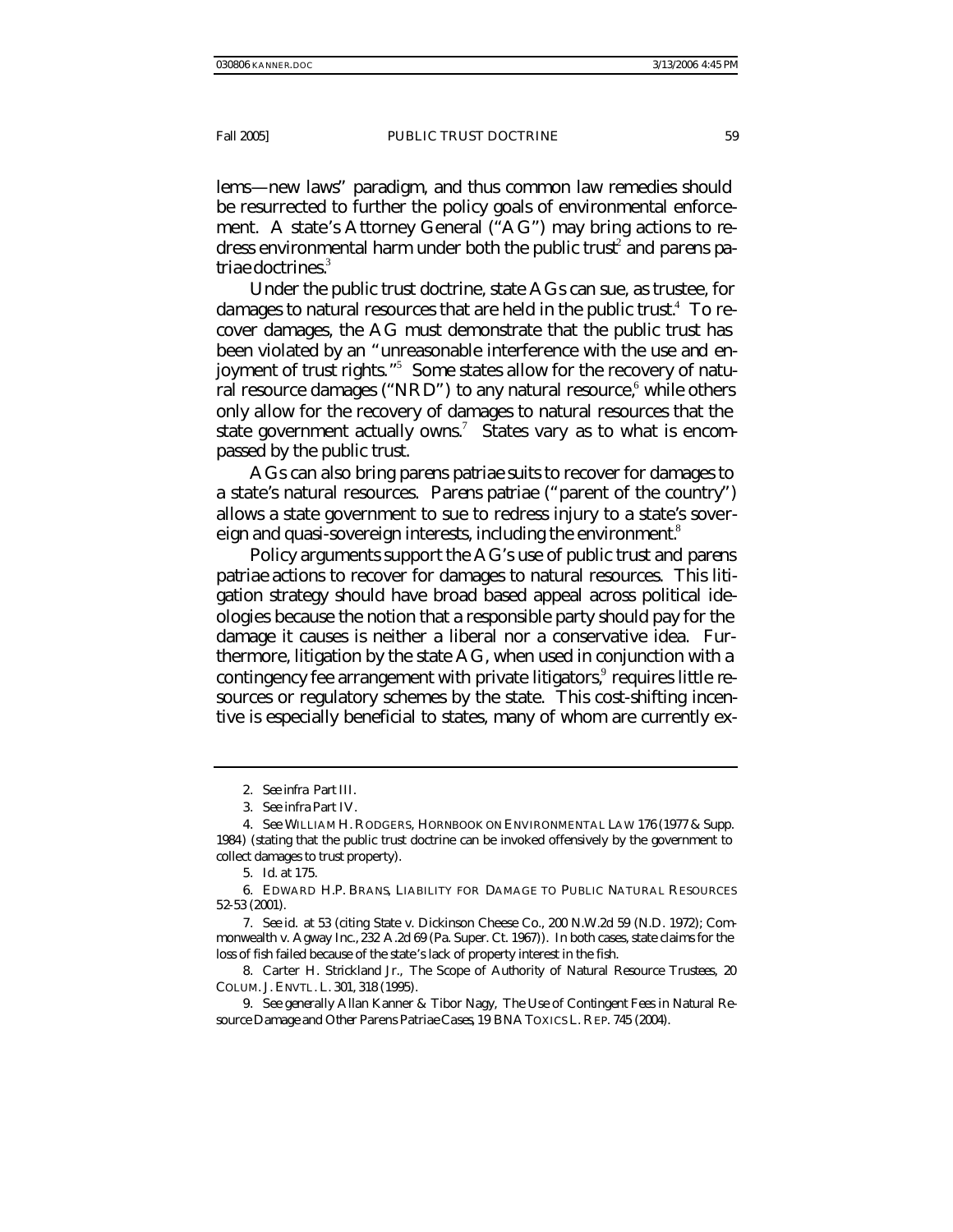lems—new laws" paradigm, and thus common law remedies should be resurrected to further the policy goals of environmental enforcement. A state's Attorney General ("AG") may bring actions to redress environmental harm under both the public trust[2] and *parens patriae* doctrines.[3]

Under the public trust doctrine, state AGs can sue, as trustee, for damages to natural resources that are held in the public trust.[4] To recover damages, the AG must demonstrate that the public trust has been violated by an "unreasonable interference with the use and enjoyment of trust rights."[5] Some states allow for the recovery of natural resource damages ("NRD") to any natural resource,[6] while others only allow for the recovery of damages to natural resources that the state government actually owns.[7] States vary as to what is encompassed by the public trust.

AGs can also bring *parens patriae* suits to recover for damages to a state's natural resources. *Parens patriae* ("parent of the country") allows a state government to sue to redress injury to a state's sovereign and quasi-sovereign interests, including the environment.[8]

Policy arguments support the AG's use of public trust and *parens patriae* actions to recover for damages to natural resources. This litigation strategy should have broad based appeal across political ideologies because the notion that a responsible party should pay for the damage it causes is neither a liberal nor a conservative idea. Furthermore, litigation by the state AG, when used in conjunction with a contingency fee arrangement with private litigators,[9] requires little resources or regulatory schemes by the state. This cost-shifting incentive is especially beneficial to states, many of whom are currently ex-

---

2. *See infra* Part III.

3. *See infra* Part IV.

4. *See* WILLIAM H. RODGERS, HORNBOOK ON ENVIRONMENTAL LAW 176 (1977 & Supp. 1984) (stating that the public trust doctrine can be invoked offensively by the government to collect damages to trust property).

5. *Id.* at 175.

6. EDWARD H.P. BRANS, LIABILITY FOR DAMAGE TO PUBLIC NATURAL RESOURCES 52-53 (2001).

7. *See id.* at 53 (citing State v. Dickinson Cheese Co., 200 N.W.2d 59 (N.D. 1972); Commonwealth v. Agway Inc., 232 A.2d 69 (Pa. Super. Ct. 1967)). In both cases, state claims for the loss of fish failed because of the state's lack of property interest in the fish.

8. Carter H. Strickland Jr., *The Scope of Authority of Natural Resource Trustees*, 20 COLUM. J. ENVTL. L. 301, 318 (1995).

9. *See generally* Allan Kanner & Tibor Nagy, *The Use of Contingent Fees in Natural Resource Damage and Other Parens Patriae Cases*, 19 BNA TOXICS L. REP. 745 (2004).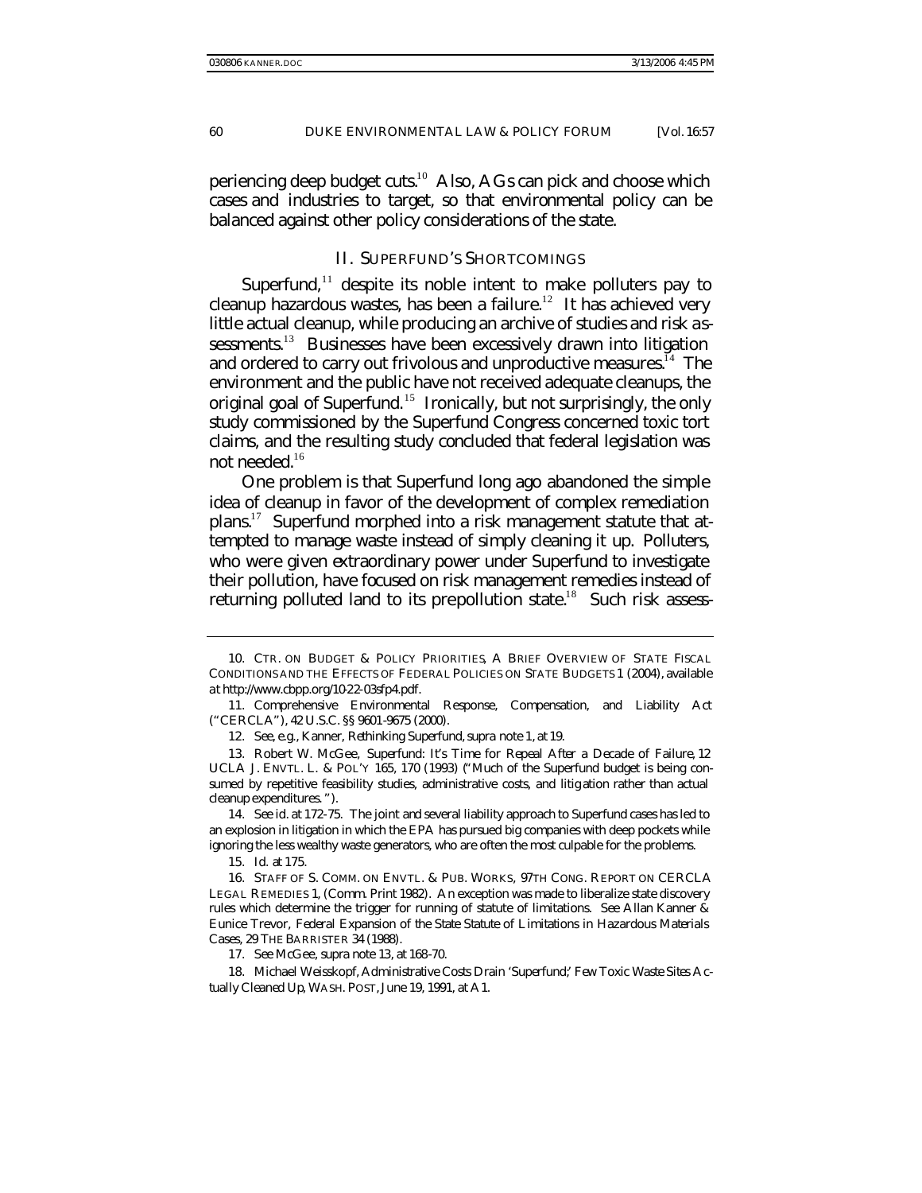periencing deep budget cuts.[10] Also, AGs can pick and choose which cases and industries to target, so that environmental policy can be balanced against other policy considerations of the state.

## II. SUPERFUND'S SHORTCOMINGS

Superfund,[11] despite its noble intent to make polluters pay to cleanup hazardous wastes, has been a failure.[12] It has achieved very little actual cleanup, while producing an archive of studies and risk assessments.[13] Businesses have been excessively drawn into litigation and ordered to carry out frivolous and unproductive measures.[14] The environment and the public have not received adequate cleanups, the original goal of Superfund.[15] Ironically, but not surprisingly, the only study commissioned by the Superfund Congress concerned toxic tort claims, and the resulting study concluded that federal legislation was not needed.[16]

One problem is that Superfund long ago abandoned the simple idea of cleanup in favor of the development of complex remediation plans.[17] Superfund morphed into a risk management statute that attempted to *manage* waste instead of simply cleaning it up. Polluters, who were given extraordinary power under Superfund to investigate their pollution, have focused on risk management remedies instead of returning polluted land to its prepollution state.[18] Such risk assess-

---

10. CTR. ON BUDGET & POLICY PRIORITIES, A BRIEF OVERVIEW OF STATE FISCAL CONDITIONS AND THE EFFECTS OF FEDERAL POLICIES ON STATE BUDGETS 1 (2004), *available at* http://www.cbpp.org/10-22-03sfp4.pdf.

11. Comprehensive Environmental Response, Compensation, and Liability Act ("CERCLA"), 42 U.S.C. §§ 9601-9675 (2000).

12. *See, e.g.*, Kanner, *Rethinking Superfund*, *supra* note 1, at 19.

13. Robert W. McGee, *Superfund: It's Time for Repeal After a Decade of Failure*, 12 UCLA J. ENVTL. L. & POL'Y 165, 170 (1993) ("Much of the Superfund budget is being consumed by repetitive feasibility studies, administrative costs, and litigation rather than actual cleanup expenditures.").

14. *See id.* at 172-75. The joint and several liability approach to Superfund cases has led to an explosion in litigation in which the EPA has pursued big companies with deep pockets while ignoring the less wealthy waste generators, who are often the most culpable for the problems.

15. *Id.* at 175.

16. STAFF OF S. COMM. ON ENVTL. & PUB. WORKS, 97TH CONG. REPORT ON CERCLA LEGAL REMEDIES 1, (Comm. Print 1982). An exception was made to liberalize state discovery rules which determine the trigger for running of statute of limitations. *See* Allan Kanner & Eunice Trevor, *Federal Expansion of the State Statute of Limitations in Hazardous Materials Cases*, 29 THE BARRISTER 34 (1988).

17. *See* McGee, *supra* note 13, at 168-70.

18. Michael Weisskopf, *Administrative Costs Drain 'Superfund;' Few Toxic Waste Sites Actually Cleaned Up*, WASH. POST, June 19, 1991, at A1.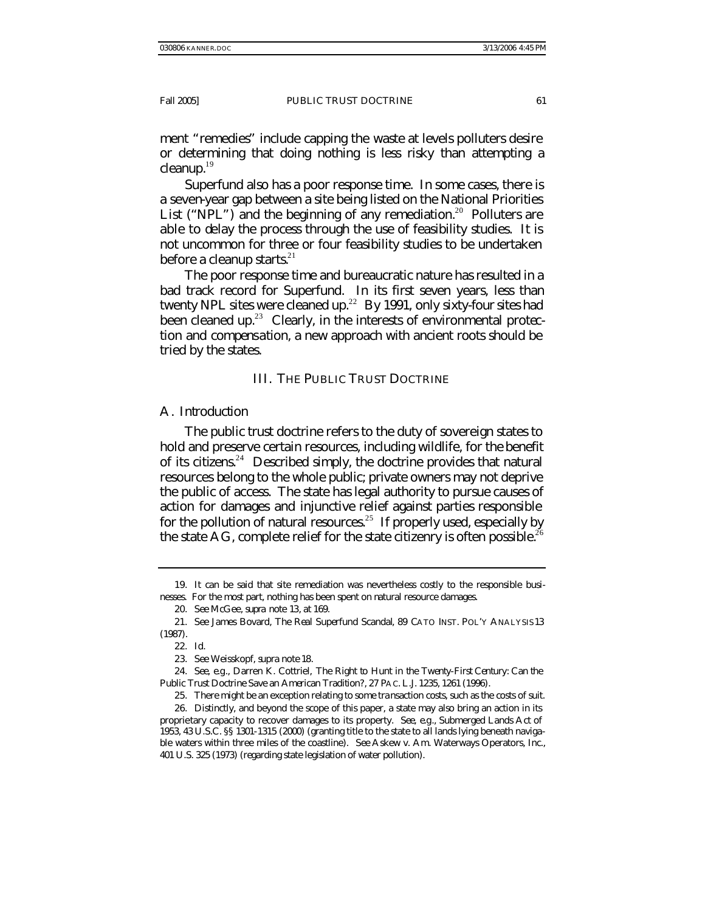ment "remedies" include capping the waste at levels polluters desire or determining that doing nothing is less risky than attempting a cleanup.[19]

Superfund also has a poor response time. In some cases, there is a seven-year gap between a site being listed on the National Priorities List ("NPL") and the beginning of any remediation.[20] Polluters are able to delay the process through the use of feasibility studies. It is not uncommon for three or four feasibility studies to be undertaken before a cleanup starts.[21]

The poor response time and bureaucratic nature has resulted in a bad track record for Superfund. In its first seven years, less than twenty NPL sites were cleaned up.[22] By 1991, only sixty-four sites had been cleaned up.[23] Clearly, in the interests of environmental protection and compensation, a new approach with ancient roots should be tried by the states.

## III. THE PUBLIC TRUST DOCTRINE

### A. Introduction

The public trust doctrine refers to the duty of sovereign states to hold and preserve certain resources, including wildlife, for the benefit of its citizens.[24] Described simply, the doctrine provides that natural resources belong to the whole public; private owners may not deprive the public of access. The state has legal authority to pursue causes of action for damages and injunctive relief against parties responsible for the pollution of natural resources.[25] If properly used, especially by the state AG, complete relief for the state citizenry is often possible.[26]

---

19. It can be said that site remediation was nevertheless costly to the responsible businesses. For the most part, nothing has been spent on natural resource damages.

20. *See* McGee, *supra* note 13, at 169.

21. *See* James Bovard, *The Real Superfund Scandal*, 89 CATO INST. POL'Y ANALYSIS 13 (1987).

22. *Id.*

23. *See* Weisskopf, *supra* note 18.

24. *See, e.g.*, Darren K. Cottriel, *The Right to Hunt in the Twenty-First Century: Can the Public Trust Doctrine Save an American Tradition?*, 27 PAC. L.J. 1235, 1261 (1996).

25. There might be an exception relating to some transaction costs, such as the costs of suit.

26. Distinctly, and beyond the scope of this paper, a state may also bring an action in its proprietary capacity to recover damages to its property. *See, e.g.*, Submerged Lands Act of 1953, 43 U.S.C. §§ 1301-1315 (2000) (granting title to the state to all lands lying beneath navigable waters within three miles of the coastline). *See* Askew v. Am. Waterways Operators, Inc., 401 U.S. 325 (1973) (regarding state legislation of water pollution).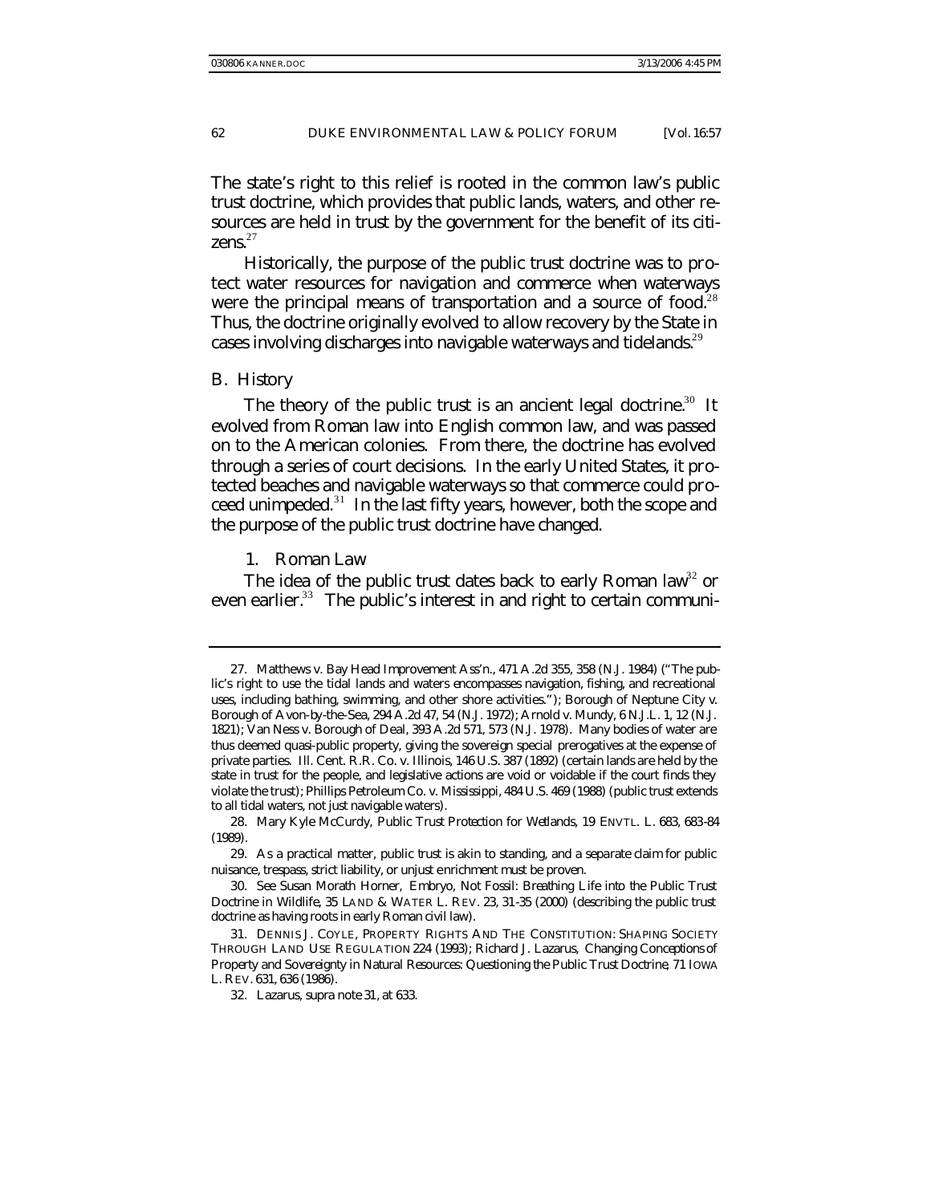The state's right to this relief is rooted in the common law's public trust doctrine, which provides that public lands, waters, and other resources are held in trust by the government for the benefit of its citizens.[27]

Historically, the purpose of the public trust doctrine was to protect water resources for navigation and commerce when waterways were the principal means of transportation and a source of food.[28] Thus, the doctrine originally evolved to allow recovery by the State in cases involving discharges into navigable waterways and tidelands.[29]

## B. History

The theory of the public trust is an ancient legal doctrine.[30] It evolved from Roman law into English common law, and was passed on to the American colonies. From there, the doctrine has evolved through a series of court decisions. In the early United States, it protected beaches and navigable waterways so that commerce could proceed unimpeded.[31] In the last fifty years, however, both the scope and the purpose of the public trust doctrine have changed.

### 1. Roman Law

The idea of the public trust dates back to early Roman law[32] or even earlier.[33] The public's interest in and right to certain communi-

---

27. Matthews v. Bay Head Improvement Ass'n., 471 A.2d 355, 358 (N.J. 1984) ("The public's right to use the tidal lands and waters encompasses navigation, fishing, and recreational uses, including bathing, swimming, and other shore activities."); Borough of Neptune City v. Borough of Avon-by-the-Sea, 294 A.2d 47, 54 (N.J. 1972); Arnold v. Mundy, 6 N.J.L. 1, 12 (N.J. 1821); Van Ness v. Borough of Deal, 393 A.2d 571, 573 (N.J. 1978). Many bodies of water are thus deemed quasi-public property, giving the sovereign special prerogatives at the expense of private parties. Ill. Cent. R.R. Co. v. Illinois, 146 U.S. 387 (1892) (certain lands are held by the state in trust for the people, and legislative actions are void or voidable if the court finds they violate the trust); Phillips Petroleum Co. v. Mississippi, 484 U.S. 469 (1988) (public trust extends to all tidal waters, not just navigable waters).

28. Mary Kyle McCurdy, *Public Trust Protection for Wetlands*, 19 ENVTL. L. 683, 683-84 (1989).

29. As a practical matter, public trust is akin to standing, and a separate claim for public nuisance, trespass, strict liability, or unjust enrichment must be proven.

30. *See* Susan Morath Horner, *Embryo, Not Fossil: Breathing Life into the Public Trust Doctrine in Wildlife*, 35 LAND & WATER L. REV. 23, 31-35 (2000) (describing the public trust doctrine as having roots in early Roman civil law).

31. DENNIS J. COYLE, PROPERTY RIGHTS AND THE CONSTITUTION: SHAPING SOCIETY THROUGH LAND USE REGULATION 224 (1993); Richard J. Lazarus, *Changing Conceptions of Property and Sovereignty in Natural Resources: Questioning the Public Trust Doctrine*, 71 IOWA L. REV. 631, 636 (1986).

32. Lazarus, *supra* note 31, at 633.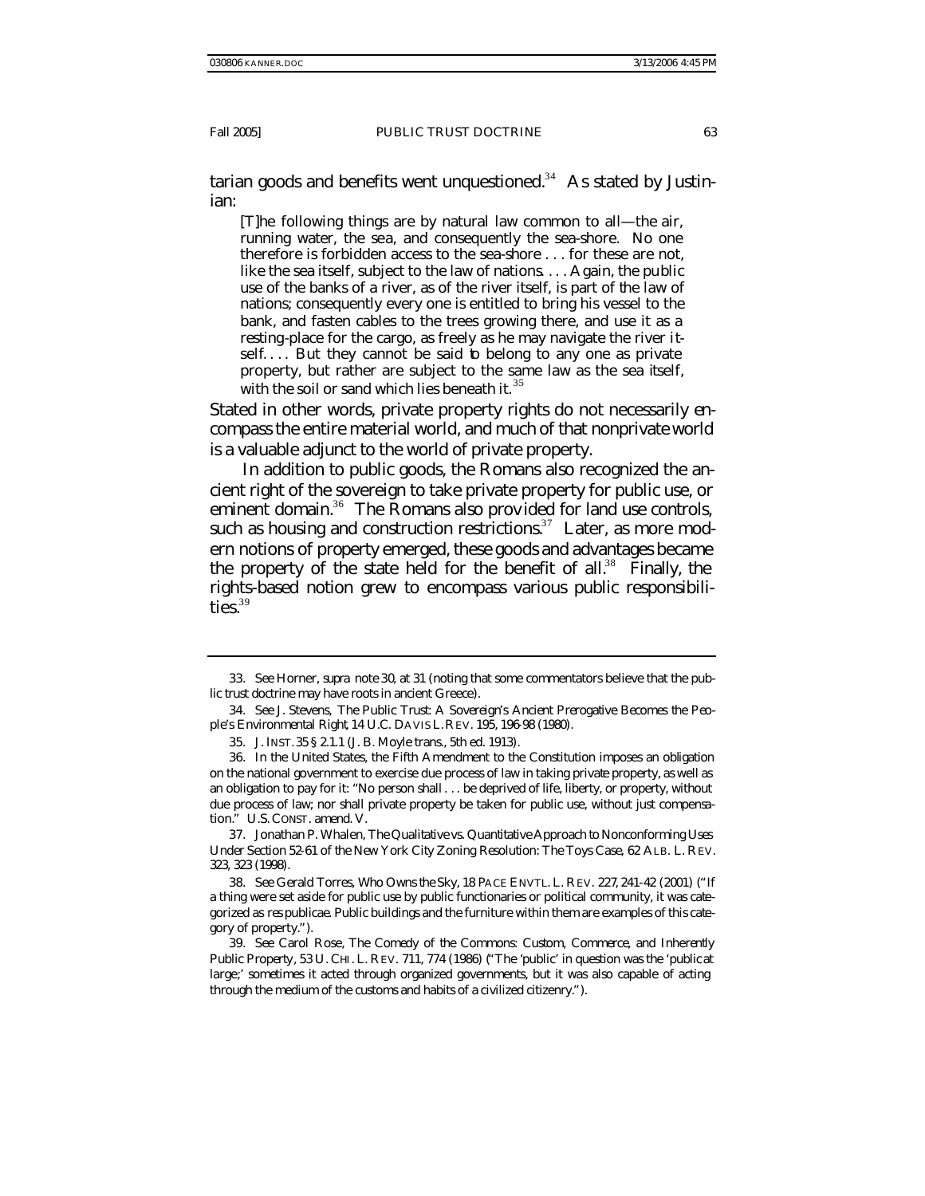tarian goods and benefits went unquestioned.[34] As stated by Justinian:

> [T]he following things are by natural law common to all—the air, running water, the sea, and consequently the sea-shore. No one therefore is forbidden access to the sea-shore . . . for these are not, like the sea itself, subject to the law of nations. . . . Again, the public use of the banks of a river, as of the river itself, is part of the law of nations; consequently every one is entitled to bring his vessel to the bank, and fasten cables to the trees growing there, and use it as a resting-place for the cargo, as freely as he may navigate the river itself. . . . But they cannot be said to belong to any one as private property, but rather are subject to the same law as the sea itself, with the soil or sand which lies beneath it.[35]

Stated in other words, private property rights do not necessarily encompass the entire material world, and much of that nonprivate world is a valuable adjunct to the world of private property.

In addition to public goods, the Romans also recognized the ancient right of the sovereign to take private property for public use, or eminent domain.[36] The Romans also provided for land use controls, such as housing and construction restrictions.[37] Later, as more modern notions of property emerged, these goods and advantages became the property of the state held for the benefit of all.[38] Finally, the rights-based notion grew to encompass various public responsibilities.[39]

---

33. *See* Horner, *supra* note 30, at 31 (noting that some commentators believe that the public trust doctrine may have roots in ancient Greece).

34. *See* J. Stevens, *The Public Trust: A Sovereign's Ancient Prerogative Becomes the People's Environmental Right*, 14 U.C. DAVIS L. REV. 195, 196-98 (1980).

35. J. INST. 35 § 2.1.1 (J. B. Moyle trans., 5th ed. 1913).

36. In the United States, the Fifth Amendment to the Constitution imposes an obligation on the national government to exercise due process of law in taking private property, as well as an obligation to pay for it: "No person shall . . . be deprived of life, liberty, or property, without due process of law; nor shall private property be taken for public use, without just compensation." U.S. CONST. amend. V.

37. Jonathan P. Whalen, *The Qualitative vs. Quantitative Approach to Nonconforming Uses Under Section 52-61 of the New York City Zoning Resolution: The Toys Case*, 62 ALB. L. REV. 323, 323 (1998).

38. *See* Gerald Torres, *Who Owns the Sky*, 18 PACE ENVTL. L. REV. 227, 241-42 (2001) ("If a thing were set aside for public use by public functionaries or political community, it was categorized as *res publicae*. Public buildings and the furniture within them are examples of this category of property.").

39. *See* Carol Rose, *The Comedy of the Commons: Custom, Commerce, and Inherently Public Property*, 53 U. CHI. L. REV. 711, 774 (1986) ("The 'public' in question was the 'public at large;' sometimes it acted through organized governments, but it was also capable of acting through the medium of the customs and habits of a civilized citizenry.").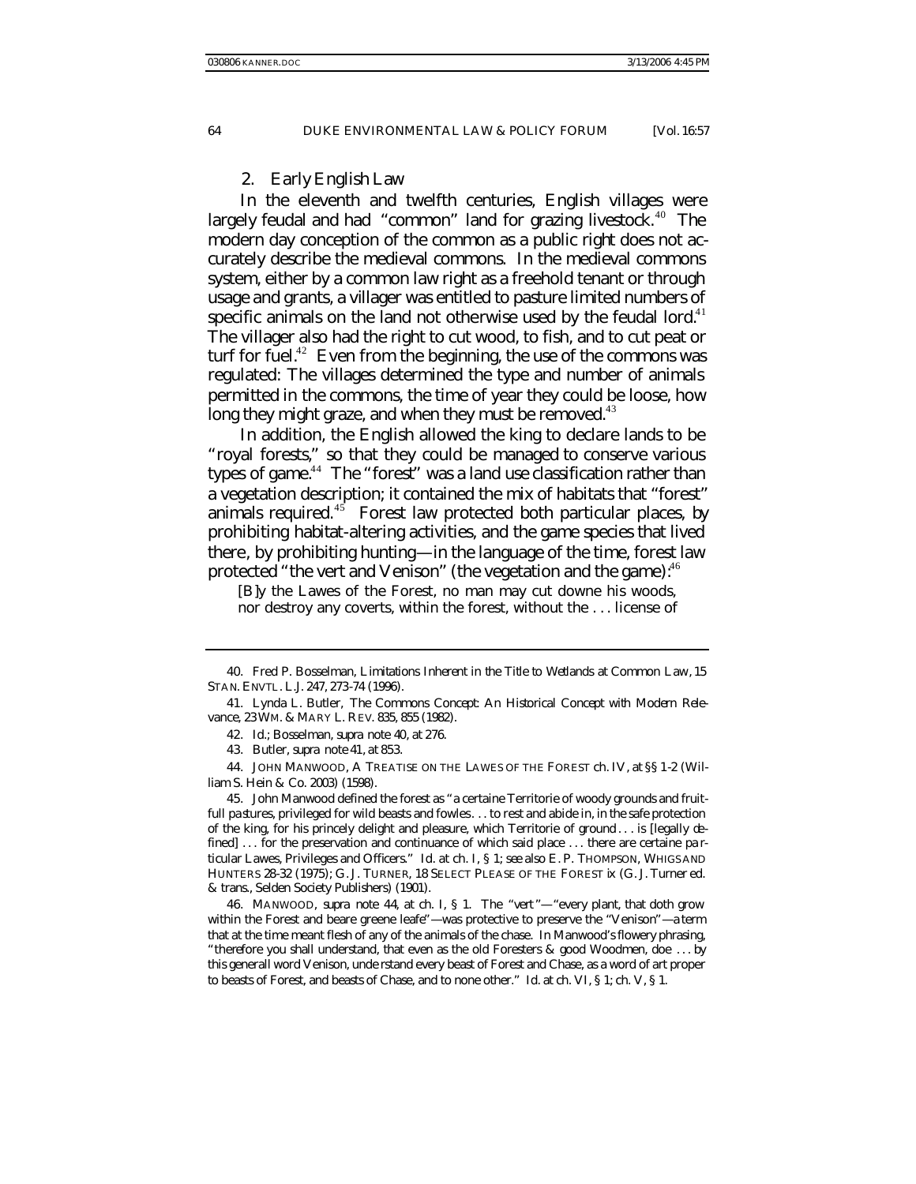### 2. Early English Law

In the eleventh and twelfth centuries, English villages were largely feudal and had "common" land for grazing livestock.[40] The modern day conception of the common as a public right does not accurately describe the medieval commons. In the medieval commons system, either by a common law right as a freehold tenant or through usage and grants, a villager was entitled to pasture limited numbers of specific animals on the land not otherwise used by the feudal lord.[41] The villager also had the right to cut wood, to fish, and to cut peat or turf for fuel.[42] Even from the beginning, the use of the commons was regulated: The villages determined the type and number of animals permitted in the commons, the time of year they could be loose, how long they might graze, and when they must be removed.[43]

In addition, the English allowed the king to declare lands to be "royal forests," so that they could be managed to conserve various types of game.[44] The "forest" was a land use classification rather than a vegetation description; it contained the mix of habitats that "forest" animals required.[45] Forest law protected both particular places, by prohibiting habitat-altering activities, and the game species that lived there, by prohibiting hunting—in the language of the time, forest law protected "the vert and Venison" (the vegetation and the game):[46]

> [B]y the Lawes of the Forest, no man may cut downe his woods, nor destroy any coverts, within the forest, without the . . . license of

---

40. Fred P. Bosselman, *Limitations Inherent in the Title to Wetlands at Common Law*, 15 STAN. ENVTL. L.J. 247, 273-74 (1996).

41. Lynda L. Butler, *The Commons Concept: An Historical Concept with Modern Relevance*, 23 WM. & MARY L. REV. 835, 855 (1982).

42. *Id.*; Bosselman, *supra* note 40, at 276.

43. Butler, *supra* note 41, at 853.

44. JOHN MANWOOD, A TREATISE ON THE LAWES OF THE FOREST ch. IV, at §§ 1-2 (William S. Hein & Co. 2003) (1598).

45. John Manwood defined the forest as "a certaine Territorie of woody grounds and fruitfull pastures, privileged for wild beasts and fowles. . . to rest and abide in, in the safe protection of the king, for his princely delight and pleasure, which Territorie of ground . . . is [legally defined] . . . for the preservation and continuance of which said place . . . there are certaine particular Lawes, Privileges and Officers." *Id.* at ch. I, § 1; *see also* E. P. THOMPSON, WHIGS AND HUNTERS 28-32 (1975); G. J. TURNER, 18 SELECT PLEASE OF THE FOREST ix (G. J. Turner ed. & trans., Selden Society Publishers) (1901).

46. MANWOOD, *supra* note 44, at ch. I, § 1. The "vert"—"every plant, that doth grow within the Forest and beare greene leafe"—was protective to preserve the "Venison"—a term that at the time meant flesh of any of the animals of the chase. In Manwood's flowery phrasing, "therefore you shall understand, that even as the old Foresters & good Woodmen, doe . . . by this generall word Venison, understand every beast of Forest and Chase, as a word of art proper to beasts of Forest, and beasts of Chase, and to none other." *Id.* at ch. VI, § 1; ch. V, § 1.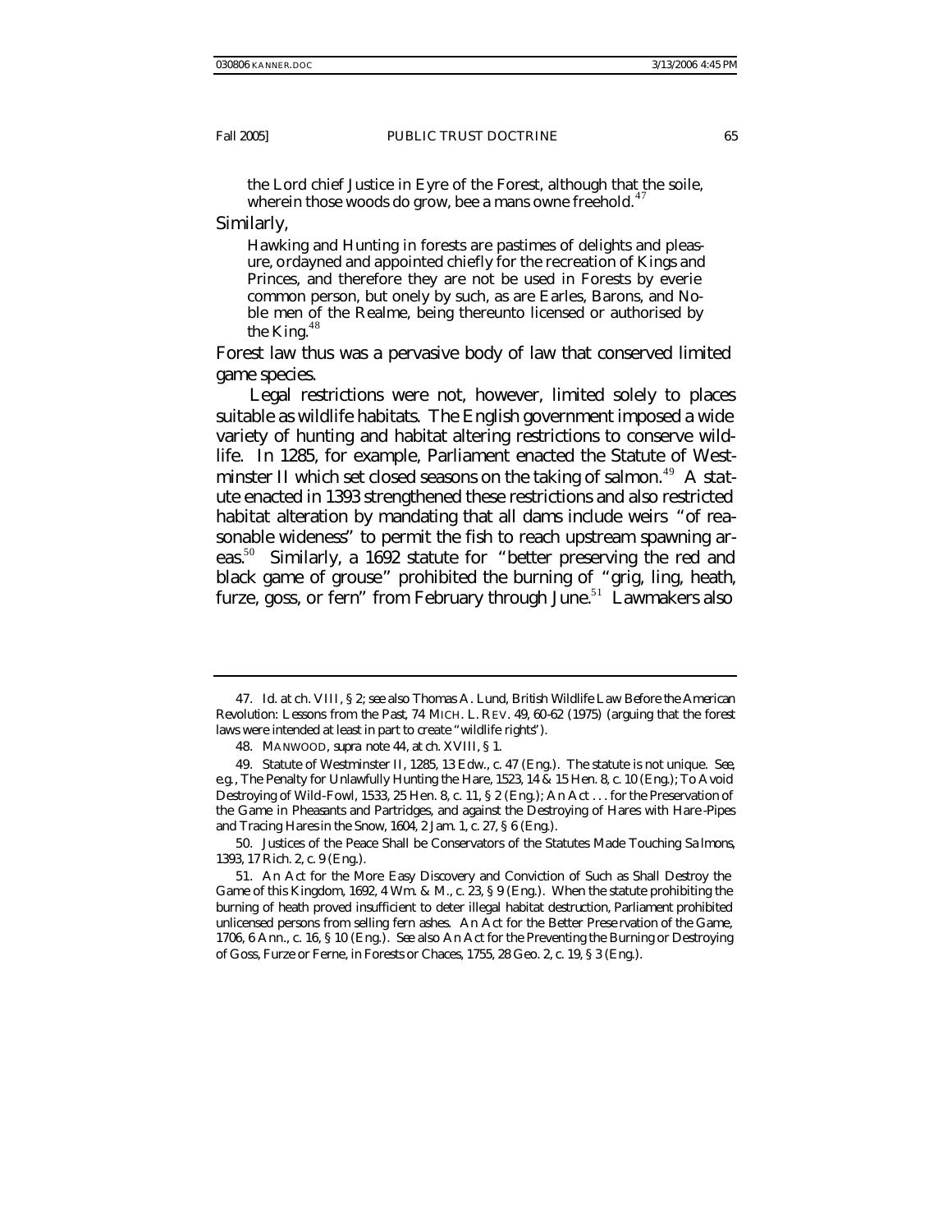> the Lord chief Justice in Eyre of the Forest, although that the soile, wherein those woods do grow, bee a mans owne freehold.[47]

Similarly,

> Hawking and Hunting in forests are pastimes of delights and pleasure, ordayned and appointed chiefly for the recreation of Kings and Princes, and therefore they are not be used in Forests by everie common person, but onely by such, as are Earles, Barons, and Noble men of the Realme, being thereunto licensed or authorised by the King.[48]

Forest law thus was a pervasive body of law that conserved limited game species.

Legal restrictions were not, however, limited solely to places suitable as wildlife habitats. The English government imposed a wide variety of hunting and habitat altering restrictions to conserve wildlife. In 1285, for example, Parliament enacted the Statute of Westminster II which set closed seasons on the taking of salmon.[49] A statute enacted in 1393 strengthened these restrictions and also restricted habitat alteration by mandating that all dams include weirs "of reasonable wideness" to permit the fish to reach upstream spawning areas.[50] Similarly, a 1692 statute for "better preserving the red and black game of grouse" prohibited the burning of "grig, ling, heath, furze, goss, or fern" from February through June.[51] Lawmakers also

---

47. *Id.* at ch. VIII, § 2; *see also* Thomas A. Lund, *British Wildlife Law Before the American Revolution: Lessons from the Past*, 74 MICH. L. REV. 49, 60-62 (1975) (arguing that the forest laws were intended at least in part to create "wildlife rights").

48. MANWOOD, *supra* note 44, at ch. XVIII, § 1.

49. Statute of Westminster II, 1285, 13 Edw., c. 47 (Eng.). The statute is not unique. *See, e.g.*, The Penalty for Unlawfully Hunting the Hare, 1523, 14 & 15 Hen. 8, c. 10 (Eng.); To Avoid Destroying of Wild-Fowl, 1533, 25 Hen. 8, c. 11, § 2 (Eng.); An Act . . . for the Preservation of the Game in Pheasants and Partridges, and against the Destroying of Hares with Hare-Pipes and Tracing Hares in the Snow, 1604, 2 Jam. 1, c. 27, § 6 (Eng.).

50. Justices of the Peace Shall be Conservators of the Statutes Made Touching Salmons, 1393, 17 Rich. 2, c. 9 (Eng.).

51. An Act for the More Easy Discovery and Conviction of Such as Shall Destroy the Game of this Kingdom, 1692, 4 Wm. & M., c. 23, § 9 (Eng.). When the statute prohibiting the burning of heath proved insufficient to deter illegal habitat destruction, Parliament prohibited unlicensed persons from selling fern ashes. An Act for the Better Preservation of the Game, 1706, 6 Ann., c. 16, § 10 (Eng.). *See also* An Act for the Preventing the Burning or Destroying of Goss, Furze or Ferne, in Forests or Chaces, 1755, 28 Geo. 2, c. 19, § 3 (Eng.).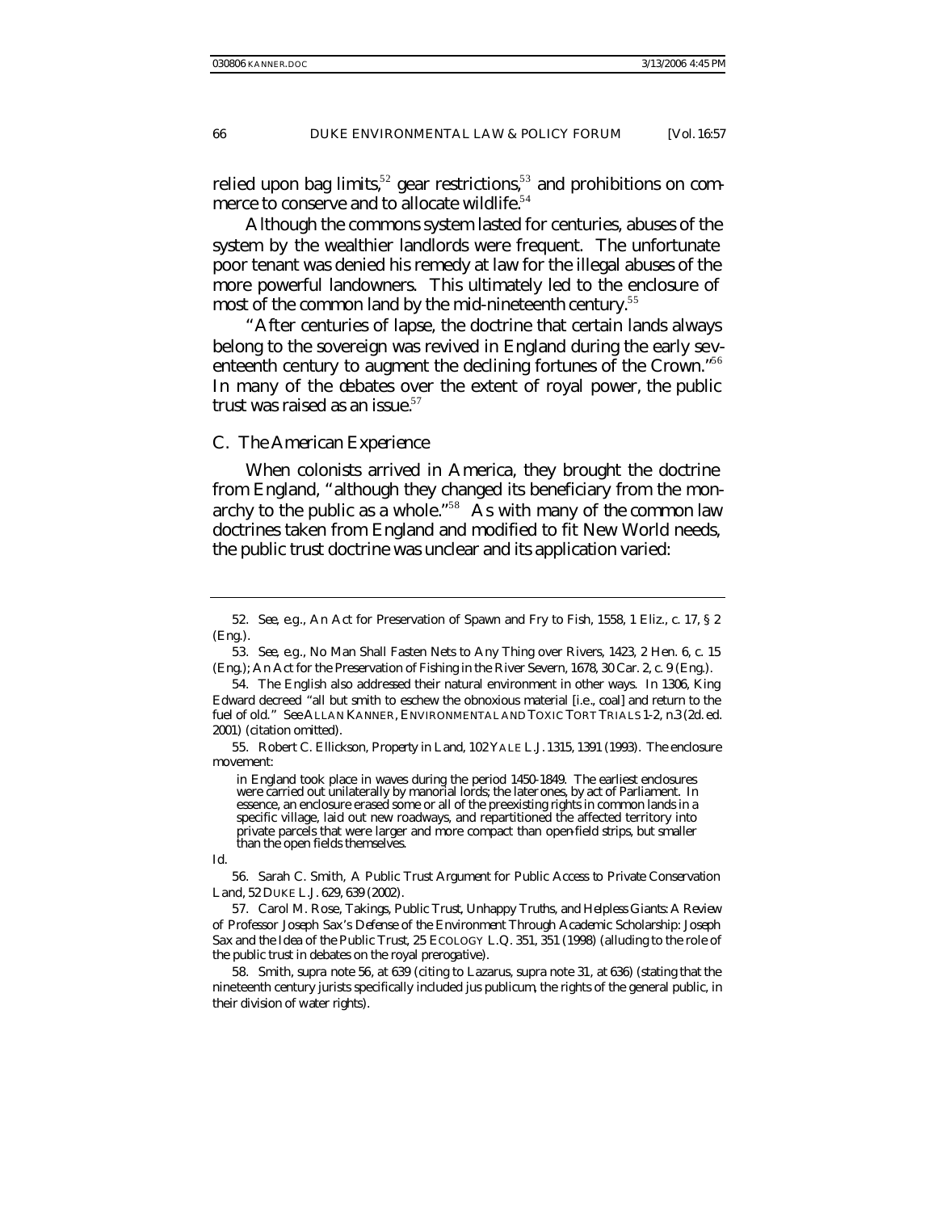relied upon bag limits,[52] gear restrictions,[53] and prohibitions on commerce to conserve and to allocate wildlife.[54]

Although the commons system lasted for centuries, abuses of the system by the wealthier landlords were frequent. The unfortunate poor tenant was denied his remedy at law for the illegal abuses of the more powerful landowners. This ultimately led to the enclosure of most of the common land by the mid-nineteenth century.[55]

"After centuries of lapse, the doctrine that certain lands always belong to the sovereign was revived in England during the early seventeenth century to augment the declining fortunes of the Crown."[56] In many of the debates over the extent of royal power, the public trust was raised as an issue.[57]

### C. The American Experience

When colonists arrived in America, they brought the doctrine from England, "although they changed its beneficiary from the monarchy to the public as a whole."[58] As with many of the common law doctrines taken from England and modified to fit New World needs, the public trust doctrine was unclear and its application varied:

---

52. *See, e.g.*, An Act for Preservation of Spawn and Fry to Fish, 1558, 1 Eliz., c. 17, § 2 (Eng.).

53. *See, e.g.*, No Man Shall Fasten Nets to Any Thing over Rivers, 1423, 2 Hen. 6, c. 15 (Eng.); An Act for the Preservation of Fishing in the River Severn, 1678, 30 Car. 2, c. 9 (Eng.).

54. The English also addressed their natural environment in other ways. In 1306, King Edward decreed "all but smith to eschew the obnoxious material [i.e., coal] and return to the fuel of old." *See* ALLAN KANNER, ENVIRONMENTAL AND TOXIC TORT TRIALS 1-2, n.3 (2d. ed. 2001) (citation omitted).

55. Robert C. Ellickson, *Property in Land*, 102 YALE L.J. 1315, 1391 (1993). The enclosure movement:

> in England took place in waves during the period 1450-1849. The earliest enclosures were carried out unilaterally by manorial lords; the later ones, by act of Parliament. In essence, an enclosure erased some or all of the preexisting rights in common lands in a specific village, laid out new roadways, and repartitioned the affected territory into private parcels that were larger and more compact than open-field strips, but smaller than the open fields themselves.

*Id.*

56. Sarah C. Smith, *A Public Trust Argument for Public Access to Private Conservation Land*, 52 DUKE L.J. 629, 639 (2002).

57. Carol M. Rose, *Takings, Public Trust, Unhappy Truths, and Helpless Giants: A Review of Professor Joseph Sax's Defense of the Environment Through Academic Scholarship: Joseph Sax and the Idea of the Public Trust*, 25 ECOLOGY L.Q. 351, 351 (1998) (alluding to the role of the public trust in debates on the royal prerogative).

58. Smith, *supra* note 56, at 639 (citing to Lazarus, *supra* note 31, at 636) (stating that the nineteenth century jurists specifically included *jus publicum*, the rights of the general public, in their division of water rights).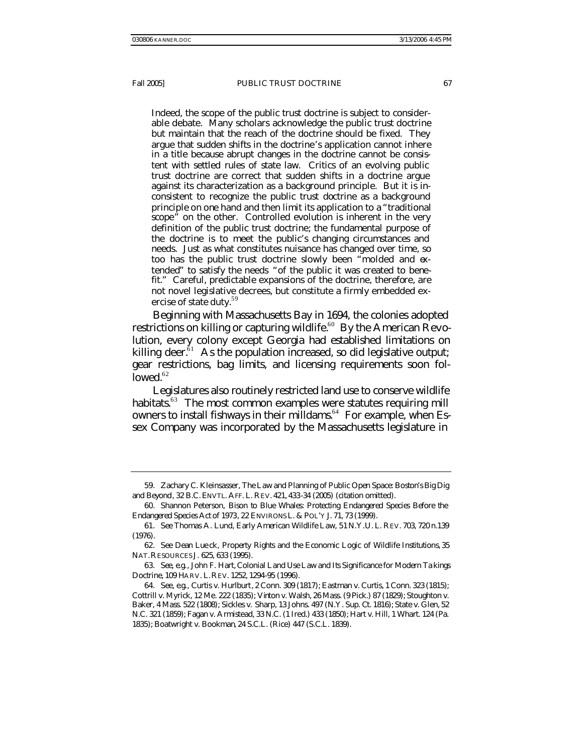> Indeed, the scope of the public trust doctrine is subject to considerable debate. Many scholars acknowledge the public trust doctrine but maintain that the reach of the doctrine should be fixed. They argue that sudden shifts in the doctrine's application cannot inhere in a title because abrupt changes in the doctrine cannot be consistent with settled rules of state law. Critics of an evolving public trust doctrine are correct that sudden shifts in a doctrine argue against its characterization as a background principle. But it is inconsistent to recognize the public trust doctrine as a background principle on one hand and then limit its application to a "traditional scope" on the other. Controlled evolution is inherent in the very definition of the public trust doctrine; the fundamental purpose of the doctrine is to meet the public's changing circumstances and needs. Just as what constitutes nuisance has changed over time, so too has the public trust doctrine slowly been "molded and extended" to satisfy the needs "of the public it was created to benefit." Careful, predictable expansions of the doctrine, therefore, are not novel legislative decrees, but constitute a firmly embedded exercise of state duty.[59]

Beginning with Massachusetts Bay in 1694, the colonies adopted restrictions on killing or capturing wildlife.[60] By the American Revolution, every colony except Georgia had established limitations on killing deer.[61] As the population increased, so did legislative output; gear restrictions, bag limits, and licensing requirements soon followed.[62]

Legislatures also routinely restricted land use to conserve wildlife habitats.[63] The most common examples were statutes requiring mill owners to install fishways in their milldams.[64] For example, when Essex Company was incorporated by the Massachusetts legislature in

---

59. Zachary C. Kleinsasser, *The Law and Planning of Public Open Space: Boston's Big Dig and Beyond*, 32 B.C. ENVTL. AFF. L. REV. 421, 433-34 (2005) (citation omitted).

60. Shannon Peterson, *Bison to Blue Whales: Protecting Endangered Species Before the Endangered Species Act of 1973*, 22 ENVIRONS L. & POL'Y J. 71, 73 (1999).

61. *See* Thomas A. Lund, *Early American Wildlife Law*, 51 N.Y.U. L. REV. 703, 720 n.139 (1976).

62. *See* Dean Lueck, *Property Rights and the Economic Logic of Wildlife Institutions*, 35 NAT. RESOURCES J. 625, 633 (1995).

63. *See, e.g.*, John F. Hart, *Colonial Land Use Law and Its Significance for Modern Takings Doctrine*, 109 HARV. L. REV. 1252, 1294-95 (1996).

64. *See, e.g.*, Curtis v. Hurlburt, 2 Conn. 309 (1817); Eastman v. Curtis, 1 Conn. 323 (1815); Cottrill v. Myrick, 12 Me. 222 (1835); Vinton v. Walsh, 26 Mass. (9 Pick.) 87 (1829); Stoughton v. Baker, 4 Mass. 522 (1808); Sickles v. Sharp, 13 Johns. 497 (N.Y. Sup. Ct. 1816); State v. Glen, 52 N.C. 321 (1859); Fagan v. Armistead, 33 N.C. (1 Ired.) 433 (1850); Hart v. Hill, 1 Whart. 124 (Pa. 1835); Boatwright v. Bookman, 24 S.C.L. (Rice) 447 (S.C.L. 1839).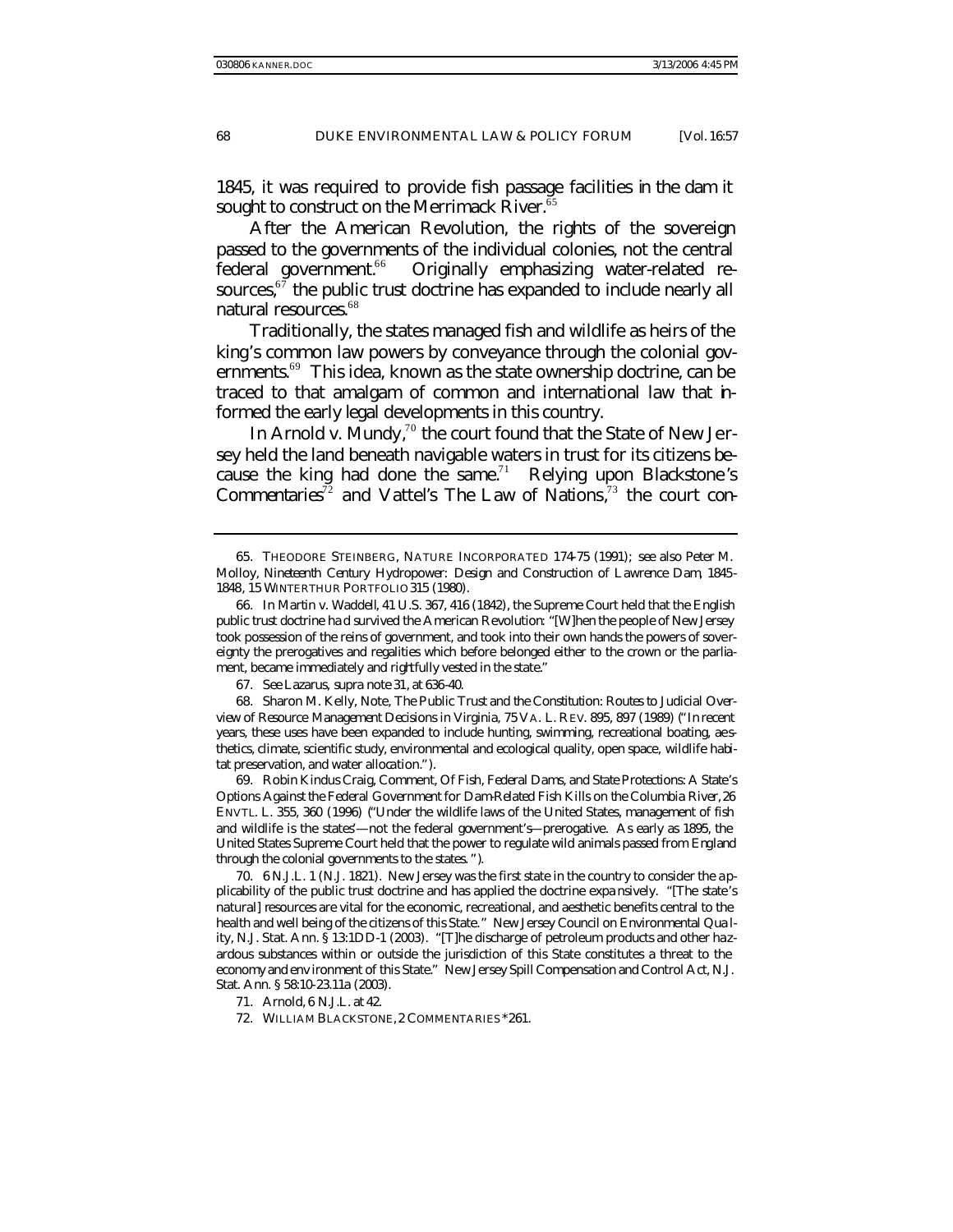1845, it was required to provide fish passage facilities in the dam it sought to construct on the Merrimack River.[65]

After the American Revolution, the rights of the sovereign passed to the governments of the individual colonies, not the central federal government.[66] Originally emphasizing water-related resources,[67] the public trust doctrine has expanded to include nearly all natural resources.[68]

Traditionally, the states managed fish and wildlife as heirs of the king's common law powers by conveyance through the colonial governments.[69] This idea, known as the state ownership doctrine, can be traced to that amalgam of common and international law that informed the early legal developments in this country.

In *Arnold v. Mundy*,[70] the court found that the State of New Jersey held the land beneath navigable waters in trust for its citizens because the king had done the same.[71] Relying upon Blackstone's *Commentaries*[72] and Vattel's *The Law of Nations*,[73] the court con-

---

65. THEODORE STEINBERG, NATURE INCORPORATED 174-75 (1991); *see also* Peter M. Molloy, *Nineteenth Century Hydropower: Design and Construction of Lawrence Dam, 1845-1848*, 15 WINTERTHUR PORTFOLIO 315 (1980).

66. In Martin v. Waddell, 41 U.S. 367, 416 (1842), the Supreme Court held that the English public trust doctrine had survived the American Revolution: "[W]hen the people of New Jersey took possession of the reins of government, and took into their own hands the powers of sovereignty the prerogatives and regalities which before belonged either to the crown or the parliament, became immediately and rightfully vested in the state."

67. *See* Lazarus, *supra* note 31, at 636-40.

68. Sharon M. Kelly, Note, *The Public Trust and the Constitution: Routes to Judicial Overview of Resource Management Decisions in Virginia*, 75 VA. L. REV. 895, 897 (1989) ("In recent years, these uses have been expanded to include hunting, swimming, recreational boating, aesthetics, climate, scientific study, environmental and ecological quality, open space, wildlife habitat preservation, and water allocation.").

69. Robin Kindus Craig, Comment, *Of Fish, Federal Dams, and State Protections: A State's Options Against the Federal Government for Dam-Related Fish Kills on the Columbia River*, 26 ENVTL. L. 355, 360 (1996) ("Under the wildlife laws of the United States, management of fish and wildlife is the states'—not the federal government's—prerogative. As early as 1895, the United States Supreme Court held that the power to regulate wild animals passed from England through the colonial governments to the states.").

70. 6 N.J.L. 1 (N.J. 1821). New Jersey was the first state in the country to consider the applicability of the public trust doctrine and has applied the doctrine expansively. "[The state's natural] resources are vital for the economic, recreational, and aesthetic benefits central to the health and well being of the citizens of this State." New Jersey Council on Environmental Quality, N.J. Stat. Ann. § 13:1DD-1 (2003). "[T]he discharge of petroleum products and other hazardous substances within or outside the jurisdiction of this State constitutes a threat to the economy and environment of this State." New Jersey Spill Compensation and Control Act, N.J. Stat. Ann. § 58:10-23.11a (2003).

71. *Arnold*, 6 N.J.L. at 42.

72. WILLIAM BLACKSTONE, 2 COMMENTARIES *261.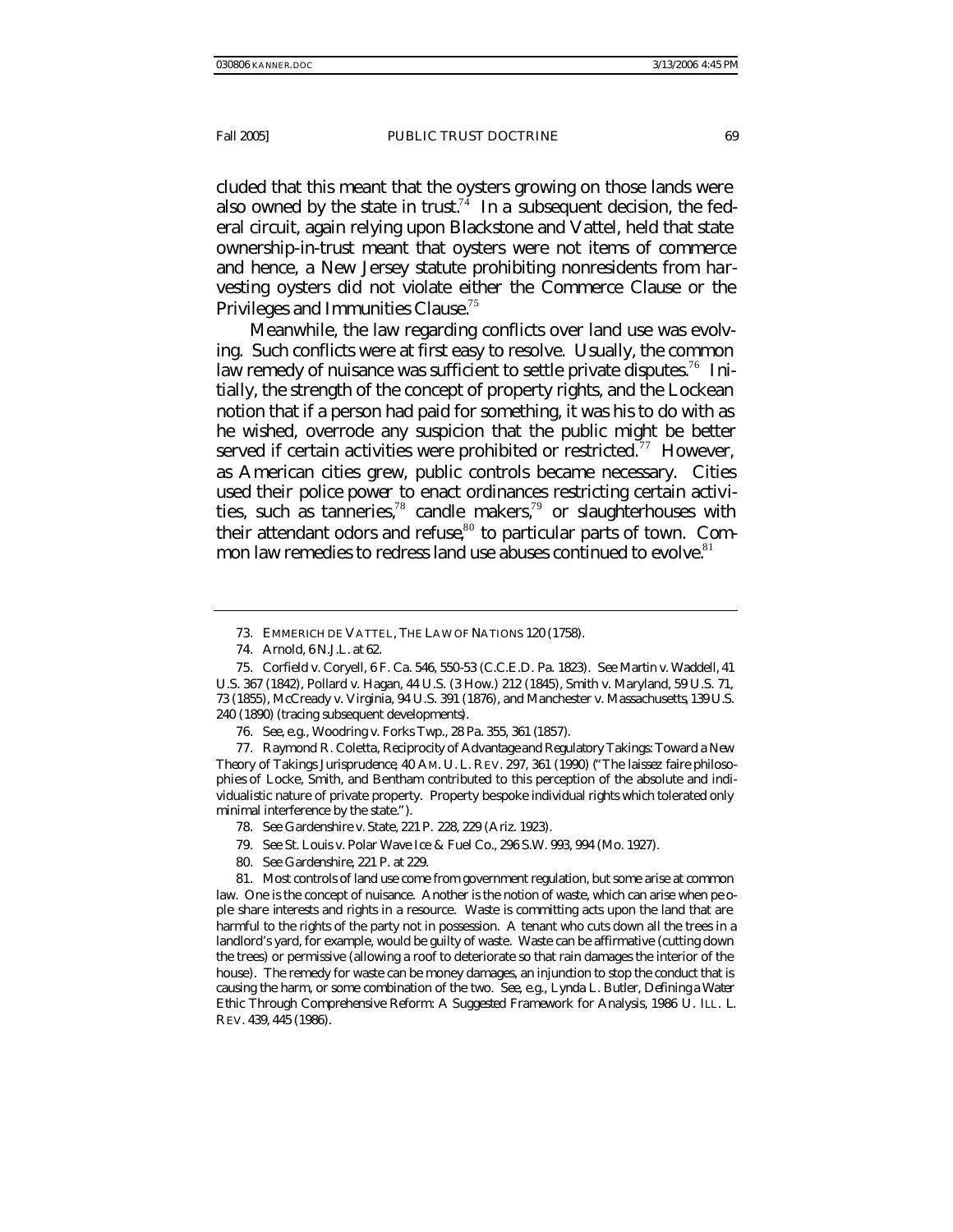cluded that this meant that the oysters growing on those lands were also owned by the state in trust.[74] In a subsequent decision, the federal circuit, again relying upon Blackstone and Vattel, held that state ownership-in-trust meant that oysters were not items of commerce and hence, a New Jersey statute prohibiting nonresidents from harvesting oysters did not violate either the Commerce Clause or the Privileges and Immunities Clause.[75]

Meanwhile, the law regarding conflicts over land use was evolving. Such conflicts were at first easy to resolve. Usually, the common law remedy of nuisance was sufficient to settle private disputes.[76] Initially, the strength of the concept of property rights, and the Lockean notion that if a person had paid for something, it was his to do with as he wished, overrode any suspicion that the public might be better served if certain activities were prohibited or restricted.[77] However, as American cities grew, public controls became necessary. Cities used their police power to enact ordinances restricting certain activities, such as tanneries,[78] candle makers,[79] or slaughterhouses with their attendant odors and refuse,[80] to particular parts of town. Common law remedies to redress land use abuses continued to evolve.[81]

---

73. EMMERICH DE VATTEL, THE LAW OF NATIONS 120 (1758).

74. *Arnold*, 6 N.J.L. at 62.

75. Corfield v. Coryell, 6 F. Ca. 546, 550-53 (C.C.E.D. Pa. 1823). *See* Martin v. Waddell, 41 U.S. 367 (1842), Pollard v. Hagan, 44 U.S. (3 How.) 212 (1845), Smith v. Maryland, 59 U.S. 71, 73 (1855), McCready v. Virginia, 94 U.S. 391 (1876), and Manchester v. Massachusetts, 139 U.S. 240 (1890) (tracing subsequent developments).

76. *See, e.g.*, Woodring v. Forks Twp., 28 Pa. 355, 361 (1857).

77. Raymond R. Coletta, *Reciprocity of Advantage and Regulatory Takings: Toward a New Theory of Takings Jurisprudence*, 40 AM. U. L. REV. 297, 361 (1990) ("The laissez faire philosophies of Locke, Smith, and Bentham contributed to this perception of the absolute and individualistic nature of private property. Property bespoke individual rights which tolerated only minimal interference by the state.").

78. *See* Gardenshire v. State, 221 P. 228, 229 (Ariz. 1923).

79. *See* St. Louis v. Polar Wave Ice & Fuel Co., 296 S.W. 993, 994 (Mo. 1927).

80. *See Gardenshire*, 221 P. at 229.

81. Most controls of land use come from government regulation, but some arise at common law. One is the concept of nuisance. Another is the notion of waste, which can arise when people share interests and rights in a resource. Waste is committing acts upon the land that are harmful to the rights of the party not in possession. A tenant who cuts down all the trees in a landlord's yard, for example, would be guilty of waste. Waste can be affirmative (cutting down the trees) or permissive (allowing a roof to deteriorate so that rain damages the interior of the house). The remedy for waste can be money damages, an injunction to stop the conduct that is causing the harm, or some combination of the two. *See, e.g.*, Lynda L. Butler, *Defining a Water Ethic Through Comprehensive Reform: A Suggested Framework for Analysis*, 1986 U. ILL. L. REV. 439, 445 (1986).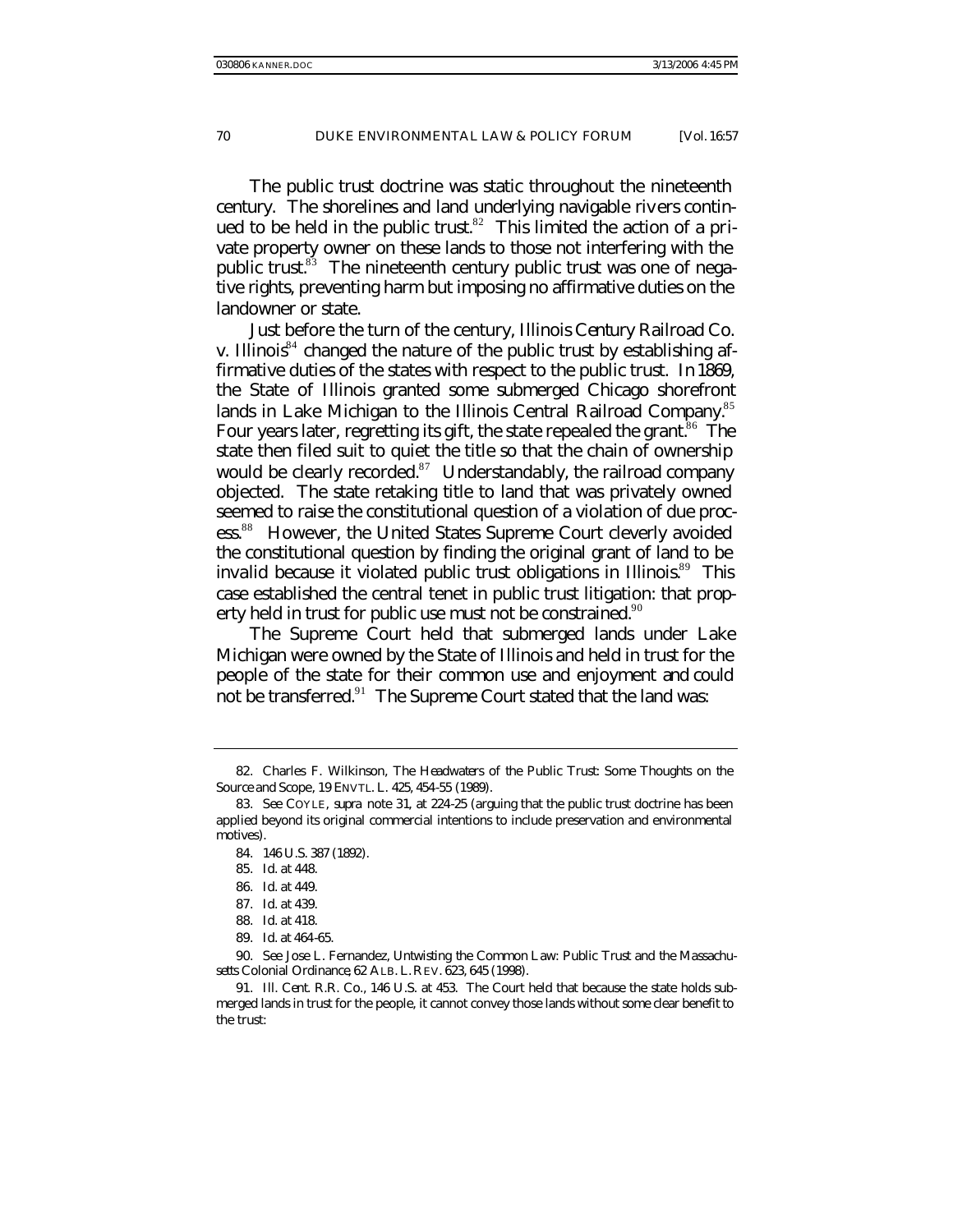The public trust doctrine was static throughout the nineteenth century. The shorelines and land underlying navigable rivers continued to be held in the public trust.[82] This limited the action of a private property owner on these lands to those not interfering with the public trust.[83] The nineteenth century public trust was one of negative rights, preventing harm but imposing no affirmative duties on the landowner or state.

Just before the turn of the century, *Illinois Century Railroad Co. v. Illinois*[84] changed the nature of the public trust by establishing affirmative duties of the states with respect to the public trust. In 1869, the State of Illinois granted some submerged Chicago shorefront lands in Lake Michigan to the Illinois Central Railroad Company.[85] Four years later, regretting its gift, the state repealed the grant.[86] The state then filed suit to quiet the title so that the chain of ownership would be clearly recorded.[87] Understandably, the railroad company objected. The state retaking title to land that was privately owned seemed to raise the constitutional question of a violation of due process.[88] However, the United States Supreme Court cleverly avoided the constitutional question by finding the original grant of land to be invalid because it violated public trust obligations in Illinois.[89] This case established the central tenet in public trust litigation: that property held in trust for public use must not be constrained.[90]

The Supreme Court held that submerged lands under Lake Michigan were owned by the State of Illinois and held in trust for the people of the state for their common use and enjoyment and could not be transferred.[91] The Supreme Court stated that the land was:

---

82. Charles F. Wilkinson, *The Headwaters of the Public Trust: Some Thoughts on the Source and Scope*, 19 ENVTL. L. 425, 454-55 (1989).

83. *See* COYLE, *supra* note 31, at 224-25 (arguing that the public trust doctrine has been applied beyond its original commercial intentions to include preservation and environmental motives).

84. 146 U.S. 387 (1892).

85. *Id.* at 448.

86. *Id.* at 449.

87. *Id.* at 439.

88. *Id.* at 418.

89. *Id.* at 464-65.

90. *See* Jose L. Fernandez, *Untwisting the Common Law: Public Trust and the Massachusetts Colonial Ordinance*, 62 ALB. L. REV. 623, 645 (1998).

91. *Ill. Cent. R.R. Co.*, 146 U.S. at 453. The Court held that because the state holds submerged lands in trust for the people, it cannot convey those lands without some clear benefit to the trust: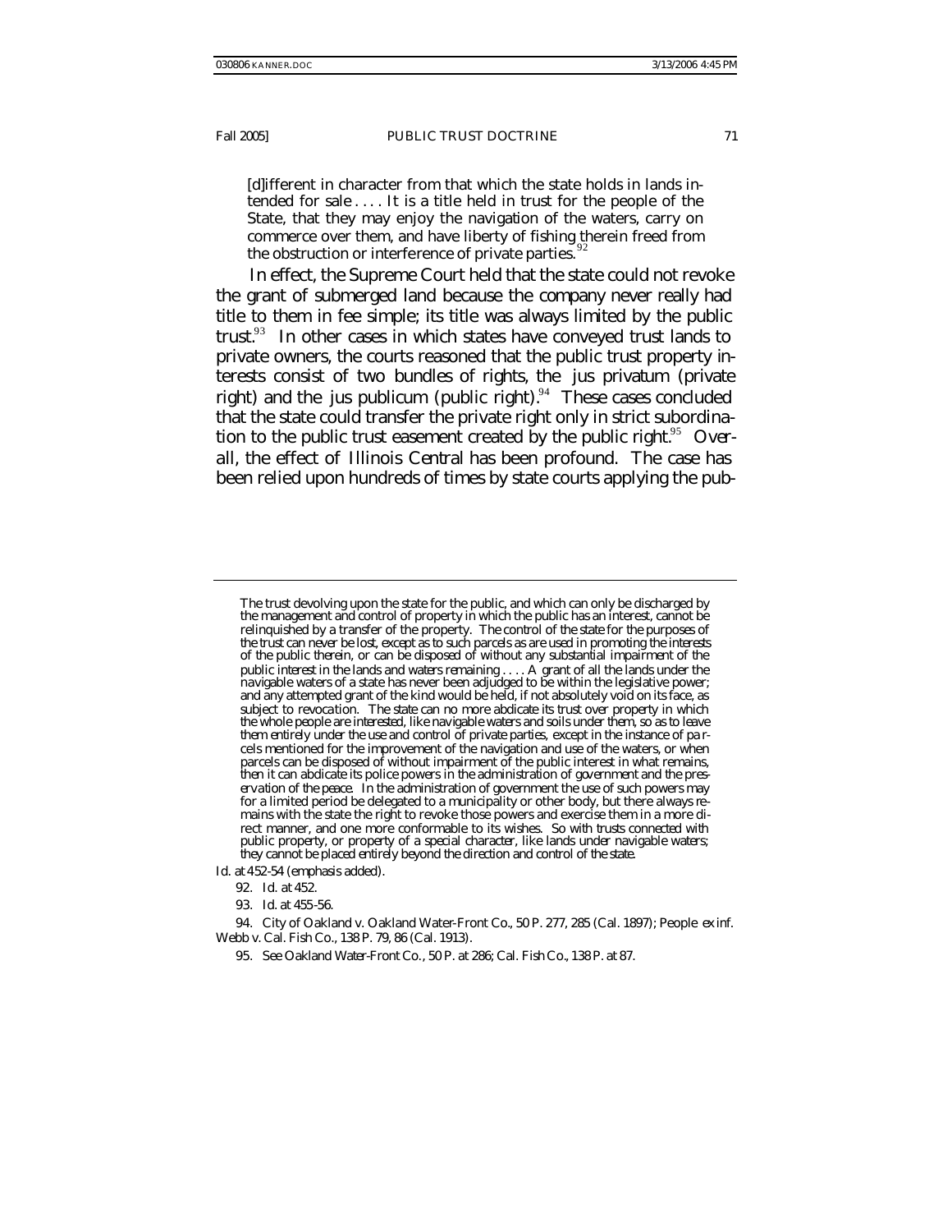> [d]ifferent in character from that which the state holds in lands intended for sale . . . . It is a title held in trust for the people of the State, that they may enjoy the navigation of the waters, carry on commerce over them, and have liberty of fishing therein freed from the obstruction or interference of private parties.[92]

In effect, the Supreme Court held that the state could not revoke the grant of submerged land because the company never really had title to them in fee simple; its title was always limited by the public trust.[93] In other cases in which states have conveyed trust lands to private owners, the courts reasoned that the public trust property interests consist of two bundles of rights, the *jus privatum* (private right) and the *jus publicum* (public right).[94] These cases concluded that the state could transfer the private right only in strict subordination to the public trust easement created by the public right.[95] Overall, the effect of *Illinois Central* has been profound. The case has been relied upon hundreds of times by state courts applying the pub-

---

> The trust devolving upon the state for the public, and which can only be discharged by the management and control of property in which the public has an interest, cannot be relinquished by a transfer of the property. The control of the state for the purposes of the trust can never be lost, except as to such parcels as are used in promoting the interests of the public therein, or can be disposed of without any substantial impairment of the public interest in the lands and waters remaining . . . . A grant of all the lands under the navigable waters of a state has never been adjudged to be within the legislative power; and any attempted grant of the kind would be held, if not absolutely void on its face, as subject to revocation. The state can no more abdicate its trust over property in which the whole people are interested, like navigable waters and soils under them, *so as to leave them entirely under the use and control of private parties*, except in the instance of parcels mentioned for the improvement of the navigation and use of the waters, or when parcels can be disposed of without impairment of the public interest in what remains, *then it can abdicate its police powers in the administration of government and the preservation of the peace*. In the administration of government the use of such powers may for a limited period be delegated to a municipality or other body, but there always remains with the state the right to revoke those powers and exercise them in a more direct manner, and one more conformable to its wishes. So with trusts connected with public property, or property of a special character, like lands under navigable waters; they cannot be placed entirely beyond the direction and control of the state.

*Id.* at 452-54 (emphasis added).

92. *Id.* at 452.

93. *Id.* at 455-56.

94. City of Oakland v. Oakland Water-Front Co., 50 P. 277, 285 (Cal. 1897); People *ex inf.* Webb v. Cal. Fish Co., 138 P. 79, 86 (Cal. 1913).

95. *See Oakland Water-Front Co.*, 50 P. at 286; *Cal. Fish Co.*, 138 P. at 87.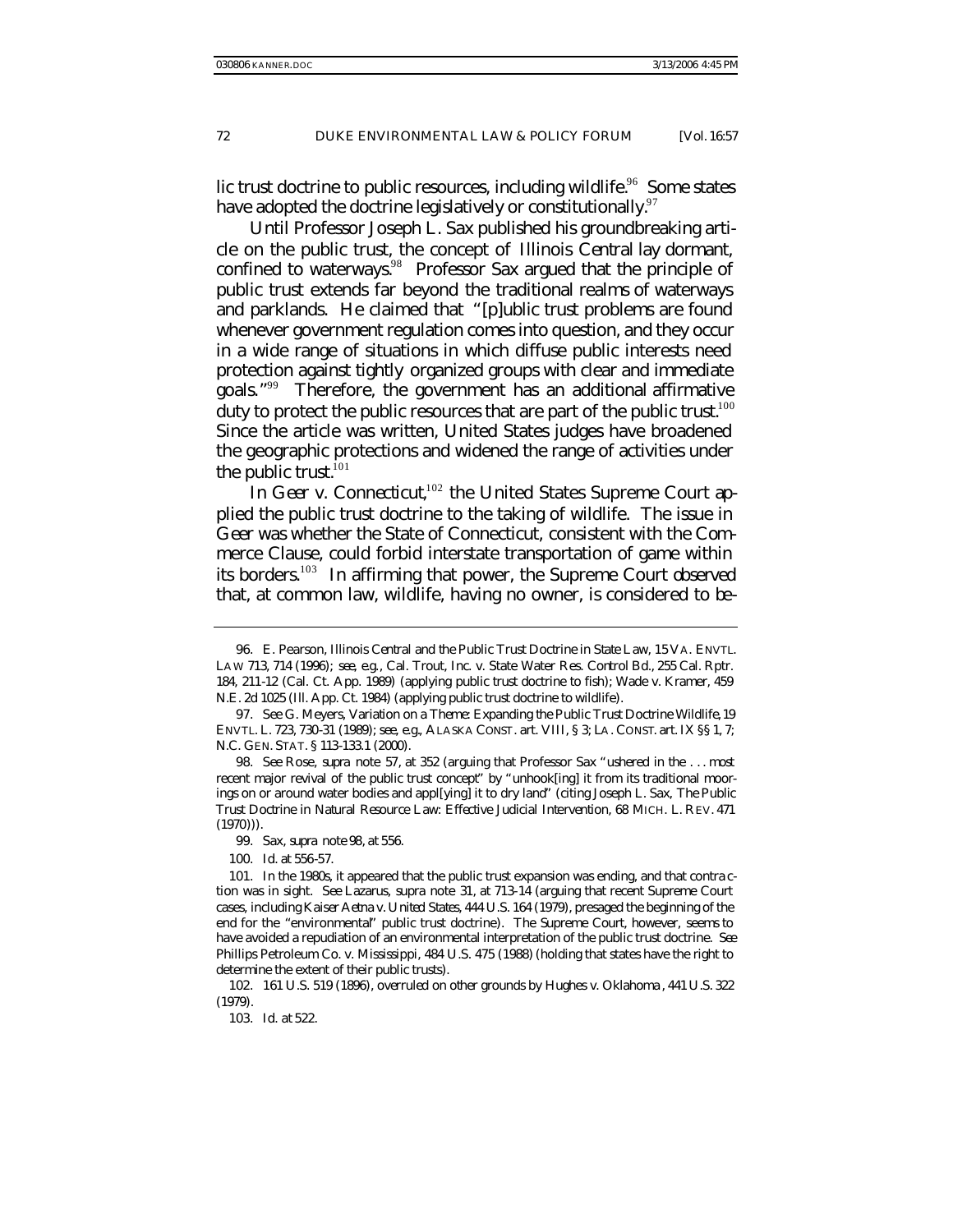lic trust doctrine to public resources, including wildlife.[96] Some states have adopted the doctrine legislatively or constitutionally.[97]

Until Professor Joseph L. Sax published his groundbreaking article on the public trust, the concept of *Illinois Central* lay dormant, confined to waterways.[98] Professor Sax argued that the principle of public trust extends far beyond the traditional realms of waterways and parklands. He claimed that "[p]ublic trust problems are found whenever government regulation comes into question, and they occur in a wide range of situations in which diffuse public interests need protection against tightly organized groups with clear and immediate goals."[99] Therefore, the government has an additional affirmative duty to protect the public resources that are part of the public trust.[100] Since the article was written, United States judges have broadened the geographic protections and widened the range of activities under the public trust.[101]

In *Geer v. Connecticut*,[102] the United States Supreme Court applied the public trust doctrine to the taking of wildlife. The issue in *Geer* was whether the State of Connecticut, consistent with the Commerce Clause, could forbid interstate transportation of game within its borders.[103] In affirming that power, the Supreme Court observed that, at common law, wildlife, having no owner, is considered to be-

---

96. E. Pearson, Illinois Central *and the Public Trust Doctrine in State Law*, 15 VA. ENVTL. LAW 713, 714 (1996); *see, e.g.*, Cal. Trout, Inc. v. State Water Res. Control Bd., 255 Cal. Rptr. 184, 211-12 (Cal. Ct. App. 1989) (applying public trust doctrine to fish); Wade v. Kramer, 459 N.E. 2d 1025 (Ill. App. Ct. 1984) (applying public trust doctrine to wildlife).

97. *See* G. Meyers, *Variation on a Theme: Expanding the Public Trust Doctrine Wildlife*, 19 ENVTL. L. 723, 730-31 (1989); *see, e.g.*, ALASKA CONST. art. VIII, § 3; LA. CONST. art. IX §§ 1, 7; N.C. GEN. STAT. § 113-133.1 (2000).

98. *See* Rose, *supra* note 57, at 352 (arguing that Professor Sax "ushered in the . . . most recent major revival of the public trust concept" by "unhook[ing] it from its traditional moorings on or around water bodies and appl[ying] it to dry land" (citing Joseph L. Sax, *The Public Trust Doctrine in Natural Resource Law: Effective Judicial Intervention*, 68 MICH. L. REV. 471 (1970))).

99. Sax, *supra* note 98, at 556.

100. *Id.* at 556-57.

101. In the 1980s, it appeared that the public trust expansion was ending, and that contraction was in sight. *See* Lazarus, *supra* note 31, at 713-14 (arguing that recent Supreme Court cases, including Kaiser Aetna v. United States, 444 U.S. 164 (1979), presaged the beginning of the end for the "environmental" public trust doctrine). The Supreme Court, however, seems to have avoided a repudiation of an environmental interpretation of the public trust doctrine. *See* Phillips Petroleum Co. v. Mississippi, 484 U.S. 475 (1988) (holding that states have the right to determine the extent of their public trusts).

102. 161 U.S. 519 (1896), *overruled on other grounds by* Hughes v. Oklahoma, 441 U.S. 322 (1979).

103. *Id.* at 522.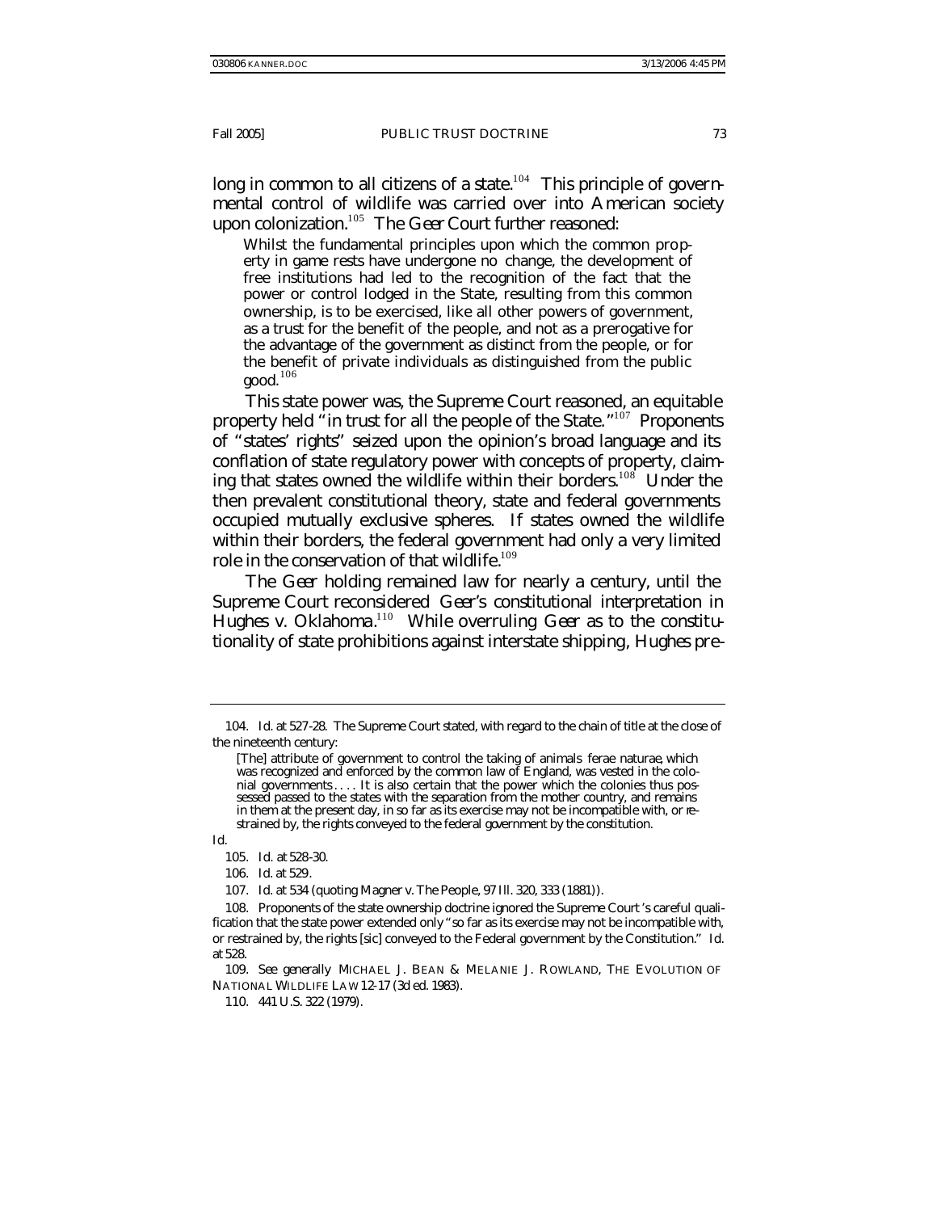long in common to all citizens of a state.[104] This principle of governmental control of wildlife was carried over into American society upon colonization.[105] The *Geer* Court further reasoned:

> Whilst the fundamental principles upon which the common property in game rests have undergone no change, the development of free institutions had led to the recognition of the fact that the power or control lodged in the State, resulting from this common ownership, is to be exercised, like all other powers of government, as a trust for the benefit of the people, and not as a prerogative for the advantage of the government as distinct from the people, or for the benefit of private individuals as distinguished from the public good.[106]

This state power was, the Supreme Court reasoned, an equitable property held "in trust for all the people of the State."[107] Proponents of "states' rights" seized upon the opinion's broad language and its conflation of state regulatory power with concepts of property, claiming that states owned the wildlife within their borders.[108] Under the then prevalent constitutional theory, state and federal governments occupied mutually exclusive spheres. If states owned the wildlife within their borders, the federal government had only a very limited role in the conservation of that wildlife.[109]

The *Geer* holding remained law for nearly a century, until the Supreme Court reconsidered *Geer*'s constitutional interpretation in *Hughes v. Oklahoma*.[110] While overruling *Geer* as to the constitutionality of state prohibitions against interstate shipping, *Hughes* pre-

---

104. *Id.* at 527-28. The Supreme Court stated, with regard to the chain of title at the close of the nineteenth century:

> [The] attribute of government to control the taking of animals *ferae naturae*, which was recognized and enforced by the common law of England, was vested in the colonial governments . . . . It is also certain that the power which the colonies thus possessed passed to the states with the separation from the mother country, and remains in them at the present day, in so far as its exercise may not be incompatible with, or restrained by, the rights conveyed to the federal government by the constitution.

*Id.*

105. *Id.* at 528-30.

106. *Id.* at 529.

107. *Id.* at 534 (quoting Magner v. The People, 97 Ill. 320, 333 (1881)).

108. Proponents of the state ownership doctrine ignored the Supreme Court's careful qualification that the state power extended only "so far as its exercise may not be incompatible with, or restrained by, the rights [sic] conveyed to the Federal government by the Constitution." *Id.* at 528.

109. *See generally* MICHAEL J. BEAN & MELANIE J. ROWLAND, THE EVOLUTION OF NATIONAL WILDLIFE LAW 12-17 (3d ed. 1983).

110. 441 U.S. 322 (1979).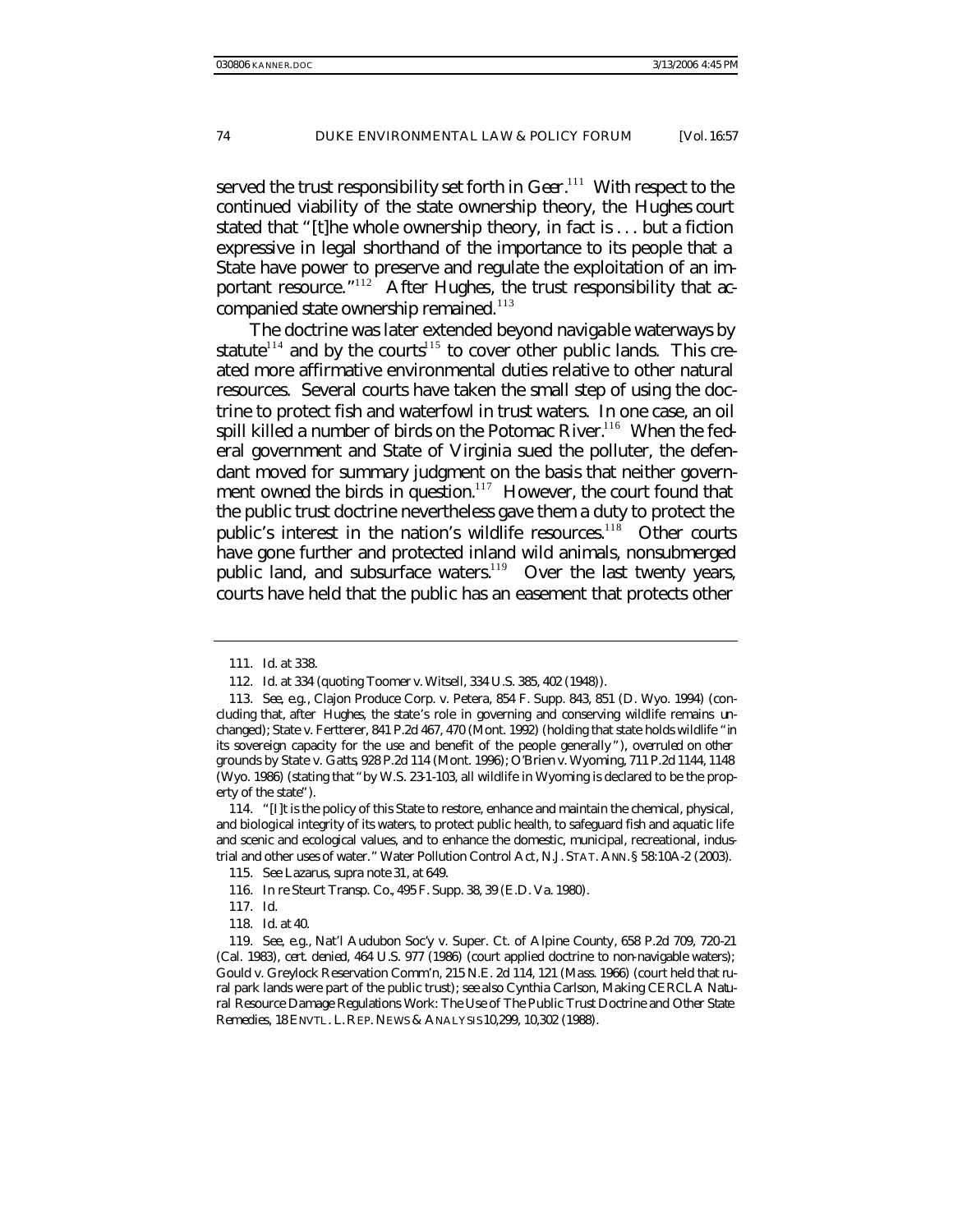served the trust responsibility set forth in *Geer*.[111] With respect to the continued viability of the state ownership theory, the *Hughes* court stated that "[t]he whole ownership theory, in fact is . . . but a fiction expressive in legal shorthand of the importance to its people that a State have power to preserve and regulate the exploitation of an important resource."[112] After *Hughes*, the trust responsibility that accompanied state ownership remained.[113]

The doctrine was later extended beyond navigable waterways by statute[114] and by the courts[115] to cover other public lands. This created more affirmative environmental duties relative to other natural resources. Several courts have taken the small step of using the doctrine to protect fish and waterfowl in trust waters. In one case, an oil spill killed a number of birds on the Potomac River.[116] When the federal government and State of Virginia sued the polluter, the defendant moved for summary judgment on the basis that neither government owned the birds in question.[117] However, the court found that the public trust doctrine nevertheless gave them a duty to protect the public's interest in the nation's wildlife resources.[118] Other courts have gone further and protected inland wild animals, nonsubmerged public land, and subsurface waters.[119] Over the last twenty years, courts have held that the public has an easement that protects other

---

111. *Id.* at 338.

112. *Id.* at 334 (quoting Toomer v. Witsell, 334 U.S. 385, 402 (1948)).

113. *See, e.g.*, Clajon Produce Corp. v. Petera, 854 F. Supp. 843, 851 (D. Wyo. 1994) (concluding that, after *Hughes*, the state's role in governing and conserving wildlife remains unchanged); State v. Fertterer, 841 P.2d 467, 470 (Mont. 1992) (holding that state holds wildlife "in its sovereign capacity for the use and benefit of the people generally"), *overruled on other grounds by* State v. Gatts, 928 P.2d 114 (Mont. 1996); O'Brien v. Wyoming, 711 P.2d 1144, 1148 (Wyo. 1986) (stating that "by W.S. 23-1-103, all wildlife in Wyoming is declared to be the property of the state").

114. "[I]t is the policy of this State to restore, enhance and maintain the chemical, physical, and biological integrity of its waters, to protect public health, to safeguard fish and aquatic life and scenic and ecological values, and to enhance the domestic, municipal, recreational, industrial and other uses of water." Water Pollution Control Act, N.J. STAT. ANN. § 58:10A-2 (2003).

115. *See* Lazarus, *supra* note 31, at 649.

116. *In re* Steurt Transp. Co., 495 F. Supp. 38, 39 (E.D. Va. 1980).

117. *Id.*

118. *Id.* at 40.

119. *See, e.g.*, Nat'l Audubon Soc'y v. Super. Ct. of Alpine County, 658 P.2d 709, 720-21 (Cal. 1983), *cert. denied*, 464 U.S. 977 (1986) (court applied doctrine to non-navigable waters); Gould v. Greylock Reservation Comm'n, 215 N.E. 2d 114, 121 (Mass. 1966) (court held that rural park lands were part of the public trust); *see also* Cynthia Carlson, *Making CERCLA Natural Resource Damage Regulations Work: The Use of The Public Trust Doctrine and Other State Remedies*, 18 ENVTL. L. REP. NEWS & ANALYSIS 10,299, 10,302 (1988).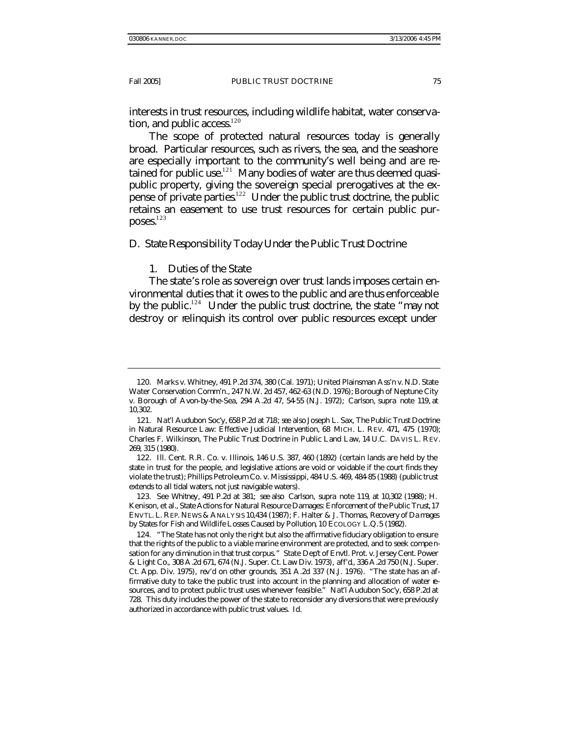interests in trust resources, including wildlife habitat, water conservation, and public access.[120]

The scope of protected natural resources today is generally broad. Particular resources, such as rivers, the sea, and the seashore are especially important to the community's well being and are retained for public use.[121] Many bodies of water are thus deemed quasi-public property, giving the sovereign special prerogatives at the expense of private parties.[122] Under the public trust doctrine, the public retains an easement to use trust resources for certain public purposes.[123]

## D. State Responsibility Today Under the Public Trust Doctrine

### 1. Duties of the State

The state's role as sovereign over trust lands imposes certain environmental duties that it owes to the public and are thus enforceable by the public.[124] Under the public trust doctrine, the state "may not destroy or relinquish its control over public resources except under

---

120. Marks v. Whitney, 491 P.2d 374, 380 (Cal. 1971); United Plainsman Ass'n v. N.D. State Water Conservation Comm'n., 247 N.W. 2d 457, 462-63 (N.D. 1976); Borough of Neptune City v. Borough of Avon-by-the-Sea, 294 A.2d 47, 54-55 (N.J. 1972); Carlson, *supra* note 119, at 10,302.

121. *Nat'l Audubon Soc'y*, 658 P.2d at 718; *see also* Joseph L. Sax, *The Public Trust Doctrine in Natural Resource Law: Effective Judicial Intervention*, 68 MICH. L. REV. 471, 475 (1970); Charles F. Wilkinson, *The Public Trust Doctrine in Public Land Law*, 14 U.C. DAVIS L. REV. 269, 315 (1980).

122. Ill. Cent. R.R. Co. v. Illinois, 146 U.S. 387, 460 (1892) (certain lands are held by the state in trust for the people, and legislative actions are void or voidable if the court finds they violate the trust); Phillips Petroleum Co. v. Mississippi, 484 U.S. 469, 484-85 (1988) (public trust extends to all tidal waters, not just navigable waters).

123. *See Whitney*, 491 P.2d at 381; *see also* Carlson, *supra* note 119, at 10,302 (1988); H. Kenison, et al., *State Actions for Natural Resource Damages: Enforcement of the Public Trust*, 17 ENVTL. L. REP. NEWS & ANALYSIS 10,434 (1987); F. Halter & J. Thomas, *Recovery of Damages by States for Fish and Wildlife Losses Caused by Pollution*, 10 ECOLOGY L.Q. 5 (1982).

124. "The State has not only the right but also the affirmative fiduciary obligation to ensure that the rights of the public to a viable marine environment are protected, and to seek compensation for any diminution in that trust corpus." State Dep't of Envtl. Prot. v. Jersey Cent. Power & Light Co., 308 A.2d 671, 674 (N.J. Super. Ct. Law Div. 1973), *aff'd.*, 336 A.2d 750 (N.J. Super. Ct. App. Div. 1975), *rev'd on other grounds*, 351 A.2d 337 (N.J. 1976). "The state has an affirmative duty to take the public trust into account in the planning and allocation of water resources, and to protect public trust uses whenever feasible." *Nat'l Audubon Soc'y*, 658 P.2d at 728. This duty includes the power of the state to reconsider any diversions that were previously authorized in accordance with public trust values. *Id.*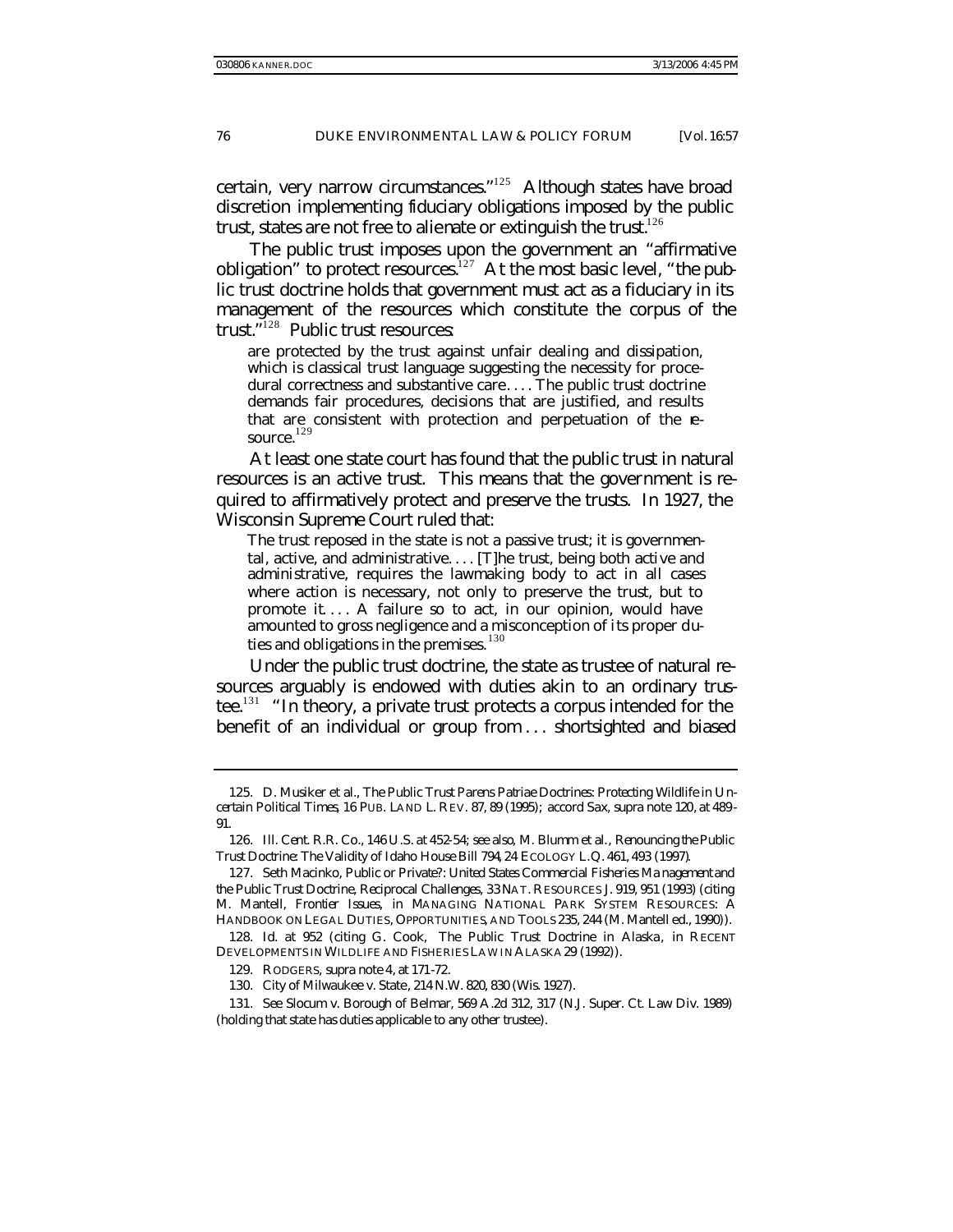certain, very narrow circumstances."[125] Although states have broad discretion implementing fiduciary obligations imposed by the public trust, states are not free to alienate or extinguish the trust.[126]

The public trust imposes upon the government an "affirmative obligation" to protect resources.[127] At the most basic level, "the public trust doctrine holds that government must act as a fiduciary in its management of the resources which constitute the corpus of the trust."[128] Public trust resources:

> are protected by the trust against unfair dealing and dissipation, which is classical trust language suggesting the necessity for procedural correctness and substantive care. . . . The public trust doctrine demands fair procedures, decisions that are justified, and results that are consistent with protection and perpetuation of the resource.[129]

At least one state court has found that the public trust in natural resources is an active trust. This means that the government is required to affirmatively protect and preserve the trusts. In 1927, the Wisconsin Supreme Court ruled that:

> The trust reposed in the state is not a passive trust; it is governmental, active, and administrative. . . . [T]he trust, being both active and administrative, requires the lawmaking body to act in all cases where action is necessary, not only to preserve the trust, but to promote it. . . . A failure so to act, in our opinion, would have amounted to gross negligence and a misconception of its proper duties and obligations in the premises.[130]

Under the public trust doctrine, the state as trustee of natural resources arguably is endowed with duties akin to an ordinary trustee.[131] "In theory, a private trust protects a corpus intended for the benefit of an individual or group from . . . shortsighted and biased

---

125. D. Musiker et al., *The Public Trust Parens Patriae Doctrines: Protecting Wildlife in Uncertain Political Times*, 16 PUB. LAND L. REV. 87, 89 (1995); *accord* Sax, *supra* note 120, at 489-91.

126. *Ill. Cent. R.R. Co.*, 146 U.S. at 452-54; *see also*, M. Blumm et al., *Renouncing the Public Trust Doctrine: The Validity of Idaho House Bill 794*, 24 ECOLOGY L.Q. 461, 493 (1997).

127. Seth Macinko, *Public or Private?: United States Commercial Fisheries Management and the Public Trust Doctrine, Reciprocal Challenges*, 33 NAT. RESOURCES J. 919, 951 (1993) (citing M. Mantell, *Frontier Issues*, *in* MANAGING NATIONAL PARK SYSTEM RESOURCES: A HANDBOOK ON LEGAL DUTIES, OPPORTUNITIES, AND TOOLS 235, 244 (M. Mantell ed., 1990)).

128. *Id.* at 952 (citing G. Cook, *The Public Trust Doctrine in Alaska*, *in* RECENT DEVELOPMENTS IN WILDLIFE AND FISHERIES LAW IN ALASKA 29 (1992)).

129. RODGERS, *supra* note 4, at 171-72.

130. City of Milwaukee v. State, 214 N.W. 820, 830 (Wis. 1927).

131. *See* Slocum v. Borough of Belmar, 569 A.2d 312, 317 (N.J. Super. Ct. Law Div. 1989) (holding that state has duties applicable to any other trustee).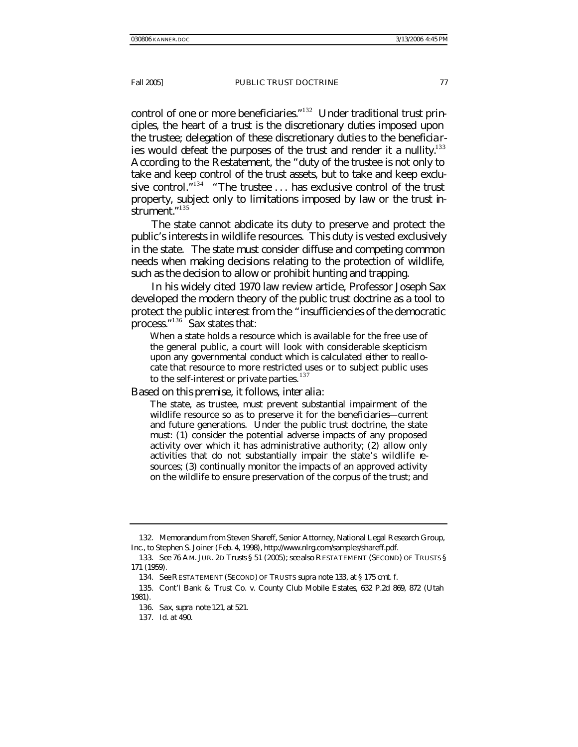control of one or more beneficiaries."[132] Under traditional trust principles, the heart of a trust is the discretionary duties imposed upon the trustee; delegation of these discretionary duties to the beneficiaries would defeat the purposes of the trust and render it a nullity.[133] According to the Restatement, the "duty of the trustee is not only to take and keep control of the trust assets, but to take and keep exclusive control."[134] "The trustee . . . has exclusive control of the trust property, subject only to limitations imposed by law or the trust instrument."[135]

The state cannot abdicate its duty to preserve and protect the public's interests in wildlife resources. This duty is vested exclusively in the state. The state must consider diffuse and competing common needs when making decisions relating to the protection of wildlife, such as the decision to allow or prohibit hunting and trapping.

In his widely cited 1970 law review article, Professor Joseph Sax developed the modern theory of the public trust doctrine as a tool to protect the public interest from the "insufficiencies of the democratic process."[136] Sax states that:

> When a state holds a resource which is available for the free use of the general public, a court will look with considerable skepticism upon any governmental conduct which is calculated either to reallocate that resource to more restricted uses or to subject public uses to the self-interest or private parties.[137]

Based on this premise, it follows, *inter alia*:

> The state, as trustee, must prevent substantial impairment of the wildlife resource so as to preserve it for the beneficiaries—current and future generations. Under the public trust doctrine, the state must: (1) consider the potential adverse impacts of any proposed activity over which it has administrative authority; (2) allow only activities that do not substantially impair the state's wildlife resources; (3) continually monitor the impacts of an approved activity on the wildlife to ensure preservation of the corpus of the trust; and

---

132. Memorandum from Steven Shareff, Senior Attorney, National Legal Research Group, Inc., to Stephen S. Joiner (Feb. 4, 1998), http://www.nlrg.com/samples/shareff.pdf.

133. *See* 76 AM. JUR. 2D *Trusts* § 51 (2005); *see also* RESTATEMENT (SECOND) OF TRUSTS § 171 (1959).

134. *See* RESTATEMENT (SECOND) OF TRUSTS *supra* note 133, at § 175 cmt. f.

135. Cont'l Bank & Trust Co. v. County Club Mobile Estates, 632 P.2d 869, 872 (Utah 1981).

136. Sax, *supra* note 121, at 521.

137. *Id.* at 490.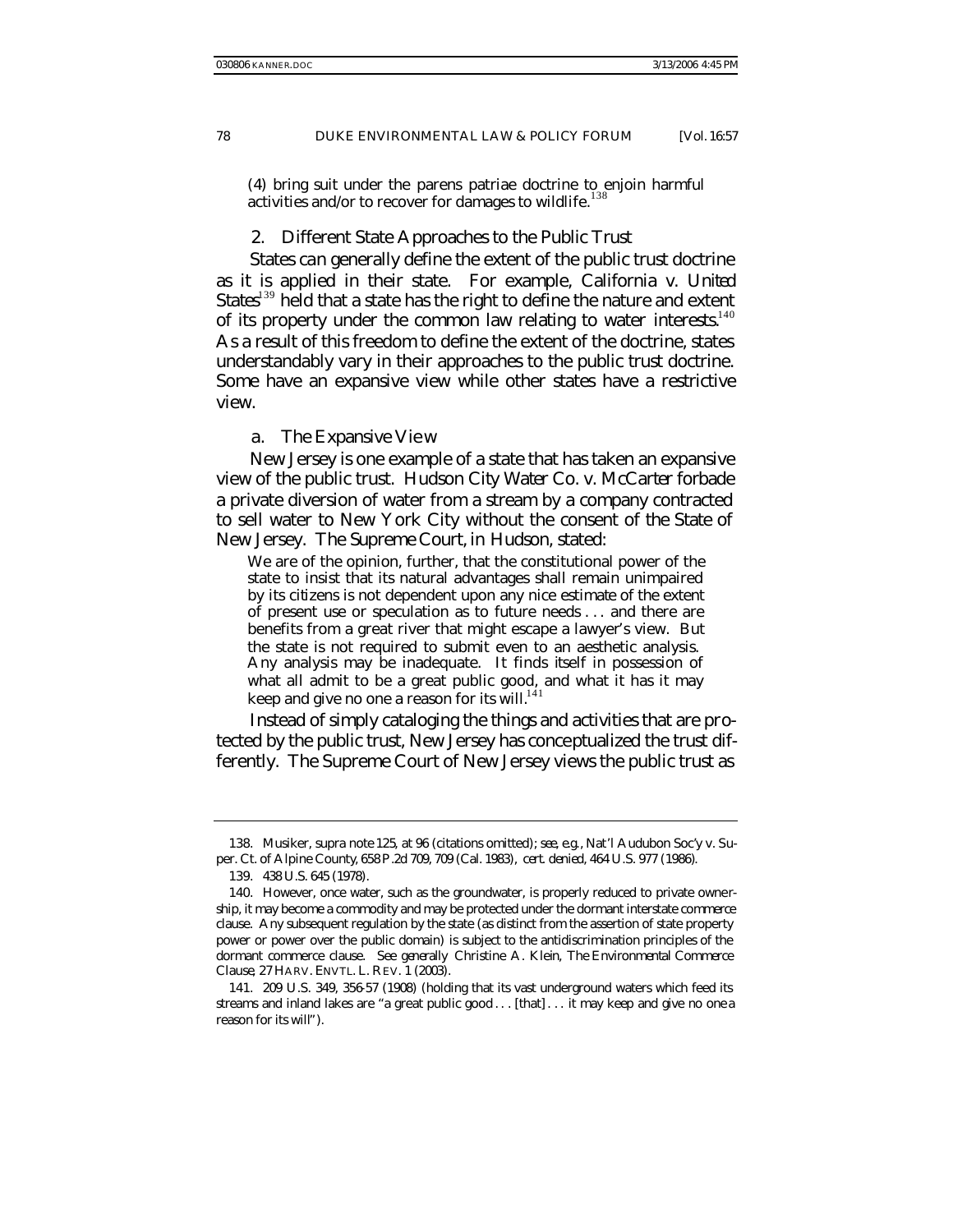(4) bring suit under the parens patriae doctrine to enjoin harmful activities and/or to recover for damages to wildlife.[138]

### 2. Different State Approaches to the Public Trust

States can generally define the extent of the public trust doctrine as it is applied in their state. For example, *California v. United States*[139] held that a state has the right to define the nature and extent of its property under the common law relating to water interests.[140] As a result of this freedom to define the extent of the doctrine, states understandably vary in their approaches to the public trust doctrine. Some have an expansive view while other states have a restrictive view.

#### a. The Expansive View

New Jersey is one example of a state that has taken an expansive view of the public trust. Hudson City Water Co. v. McCarter forbade a private diversion of water from a stream by a company contracted to sell water to New York City without the consent of the State of New Jersey. The Supreme Court, in *Hudson*, stated:

> We are of the opinion, further, that the constitutional power of the state to insist that its natural advantages shall remain unimpaired by its citizens is not dependent upon any nice estimate of the extent of present use or speculation as to future needs . . . and there are benefits from a great river that might escape a lawyer's view. But the state is not required to submit even to an aesthetic analysis. Any analysis may be inadequate. It finds itself in possession of what all admit to be a great public good, and what it has it may keep and give no one a reason for its will.[141]

Instead of simply cataloging the things and activities that are protected by the public trust, New Jersey has conceptualized the trust differently. The Supreme Court of New Jersey views the public trust as

---

138. Musiker, *supra* note 125, at 96 (citations omitted); *see, e.g.*, Nat'l Audubon Soc'y v. Super. Ct. of Alpine County, 658 P.2d 709, 709 (Cal. 1983), *cert. denied*, 464 U.S. 977 (1986).

139. 438 U.S. 645 (1978).

140. However, once water, such as the groundwater, is properly reduced to private ownership, it may become a commodity and may be protected under the dormant interstate commerce clause. Any subsequent regulation by the state (as distinct from the assertion of state property power or power over the public domain) is subject to the antidiscrimination principles of the dormant commerce clause. *See generally* Christine A. Klein, *The Environmental Commerce Clause*, 27 HARV. ENVTL. L. REV. 1 (2003).

141. 209 U.S. 349, 356-57 (1908) (holding that its vast underground waters which feed its streams and inland lakes are "a great public good . . . [that] . . . it may keep and give no one a reason for its will").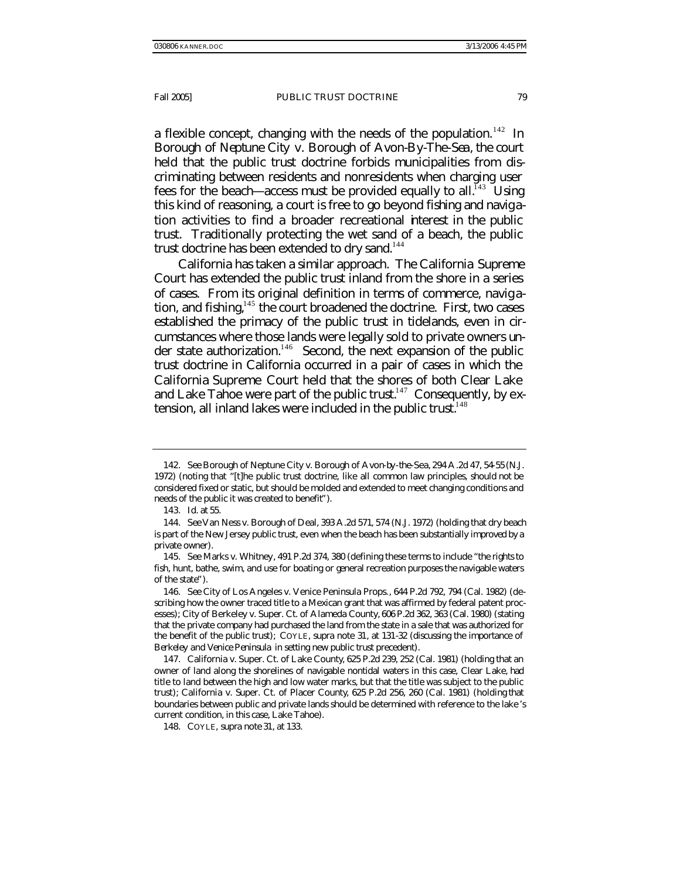a flexible concept, changing with the needs of the population.[142] In *Borough of Neptune City v. Borough of Avon-By-The-Sea*, the court held that the public trust doctrine forbids municipalities from discriminating between residents and nonresidents when charging user fees for the beach—access must be provided equally to all.[143] Using this kind of reasoning, a court is free to go beyond fishing and navigation activities to find a broader recreational interest in the public trust. Traditionally protecting the wet sand of a beach, the public trust doctrine has been extended to dry sand.[144]

California has taken a similar approach. The California Supreme Court has extended the public trust inland from the shore in a series of cases. From its original definition in terms of commerce, navigation, and fishing,[145] the court broadened the doctrine. First, two cases established the primacy of the public trust in tidelands, even in circumstances where those lands were legally sold to private owners under state authorization.[146] Second, the next expansion of the public trust doctrine in California occurred in a pair of cases in which the California Supreme Court held that the shores of both Clear Lake and Lake Tahoe were part of the public trust.[147] Consequently, by extension, all inland lakes were included in the public trust.[148]

---

142. *See* Borough of Neptune City v. Borough of Avon-by-the-Sea, 294 A.2d 47, 54-55 (N.J. 1972) (noting that "[t]he public trust doctrine, like all common law principles, should not be considered fixed or static, but should be molded and extended to meet changing conditions and needs of the public it was created to benefit").

143. *Id.* at 55.

144. *See* Van Ness v. Borough of Deal, 393 A.2d 571, 574 (N.J. 1972) (holding that dry beach is part of the New Jersey public trust, even when the beach has been substantially improved by a private owner).

145. *See* Marks v. Whitney, 491 P.2d 374, 380 (defining these terms to include "the rights to fish, hunt, bathe, swim, and use for boating or general recreation purposes the navigable waters of the state").

146. *See* City of Los Angeles v. Venice Peninsula Props., 644 P.2d 792, 794 (Cal. 1982) (describing how the owner traced title to a Mexican grant that was affirmed by federal patent processes); City of Berkeley v. Super. Ct. of Alameda County, 606 P.2d 362, 363 (Cal. 1980) (stating that the private company had purchased the land from the state in a sale that was authorized for the benefit of the public trust); COYLE, *supra* note 31, at 131-32 (discussing the importance of *Berkeley* and *Venice Peninsula* in setting new public trust precedent).

147. California v. Super. Ct. of Lake County, 625 P.2d 239, 252 (Cal. 1981) (holding that an owner of land along the shorelines of navigable nontidal waters in this case, Clear Lake, had title to land between the high and low water marks, but that the title was subject to the public trust); California v. Super. Ct. of Placer County, 625 P.2d 256, 260 (Cal. 1981) (holding that boundaries between public and private lands should be determined with reference to the lake's current condition, in this case, Lake Tahoe).

148. COYLE, *supra* note 31, at 133.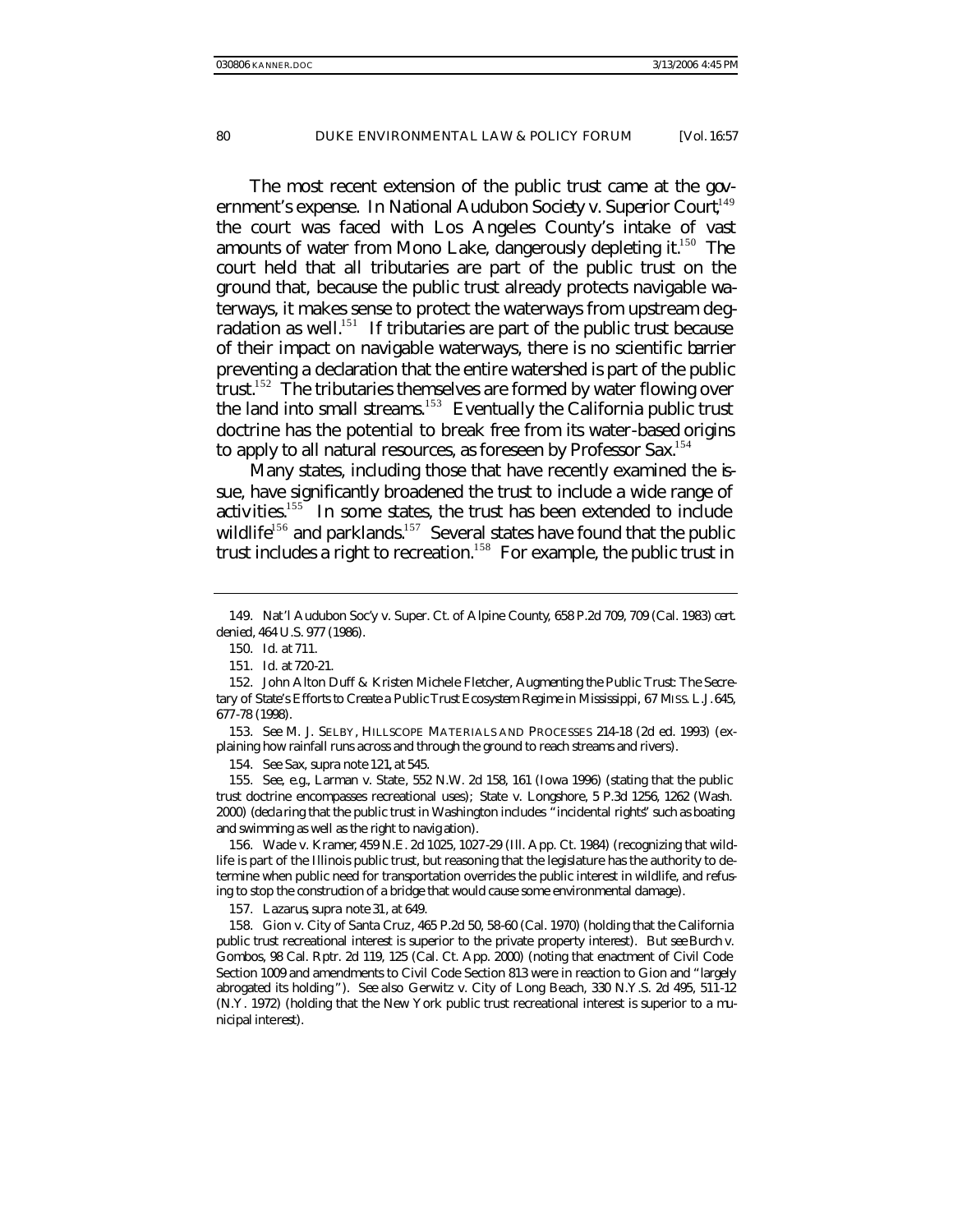The most recent extension of the public trust came at the government's expense. In *National Audubon Society v. Superior Court*,[149] the court was faced with Los Angeles County's intake of vast amounts of water from Mono Lake, dangerously depleting it.[150] The court held that all tributaries are part of the public trust on the ground that, because the public trust already protects navigable waterways, it makes sense to protect the waterways from upstream degradation as well.[151] If tributaries are part of the public trust because of their impact on navigable waterways, there is no scientific barrier preventing a declaration that the entire watershed is part of the public trust.[152] The tributaries themselves are formed by water flowing over the land into small streams.[153] Eventually the California public trust doctrine has the potential to break free from its water-based origins to apply to all natural resources, as foreseen by Professor Sax.[154]

Many states, including those that have recently examined the issue, have significantly broadened the trust to include a wide range of activities.[155] In some states, the trust has been extended to include wildlife[156] and parklands.[157] Several states have found that the public trust includes a right to recreation.[158] For example, the public trust in

---

149. Nat'l Audubon Soc'y v. Super. Ct. of Alpine County, 658 P.2d 709, 709 (Cal. 1983) *cert. denied*, 464 U.S. 977 (1986).

150. *Id.* at 711.

151. *Id.* at 720-21.

152. John Alton Duff & Kristen Michele Fletcher, *Augmenting the Public Trust: The Secretary of State's Efforts to Create a Public Trust Ecosystem Regime in Mississippi*, 67 MISS. L.J. 645, 677-78 (1998).

153. *See* M. J. SELBY, HILLSCOPE MATERIALS AND PROCESSES 214-18 (2d ed. 1993) (explaining how rainfall runs across and through the ground to reach streams and rivers).

154. *See* Sax, *supra* note 121, at 545.

155. *See, e.g.*, Larman v. State, 552 N.W. 2d 158, 161 (Iowa 1996) (stating that the public trust doctrine encompasses recreational uses); State v. Longshore, 5 P.3d 1256, 1262 (Wash. 2000) (declaring that the public trust in Washington includes "incidental rights" such as boating and swimming as well as the right to navigation).

156. Wade v. Kramer, 459 N.E. 2d 1025, 1027-29 (Ill. App. Ct. 1984) (recognizing that wildlife is part of the Illinois public trust, but reasoning that the legislature has the authority to determine when public need for transportation overrides the public interest in wildlife, and refusing to stop the construction of a bridge that would cause some environmental damage).

157. Lazarus, *supra* note 31, at 649.

158. Gion v. City of Santa Cruz, 465 P.2d 50, 58-60 (Cal. 1970) (holding that the California public trust recreational interest is superior to the private property interest). *But see* Burch v. Gombos, 98 Cal. Rptr. 2d 119, 125 (Cal. Ct. App. 2000) (noting that enactment of Civil Code Section 1009 and amendments to Civil Code Section 813 were in reaction to *Gion* and "largely abrogated its holding"). *See also* Gerwitz v. City of Long Beach, 330 N.Y.S. 2d 495, 511-12 (N.Y. 1972) (holding that the New York public trust recreational interest is superior to a municipal interest).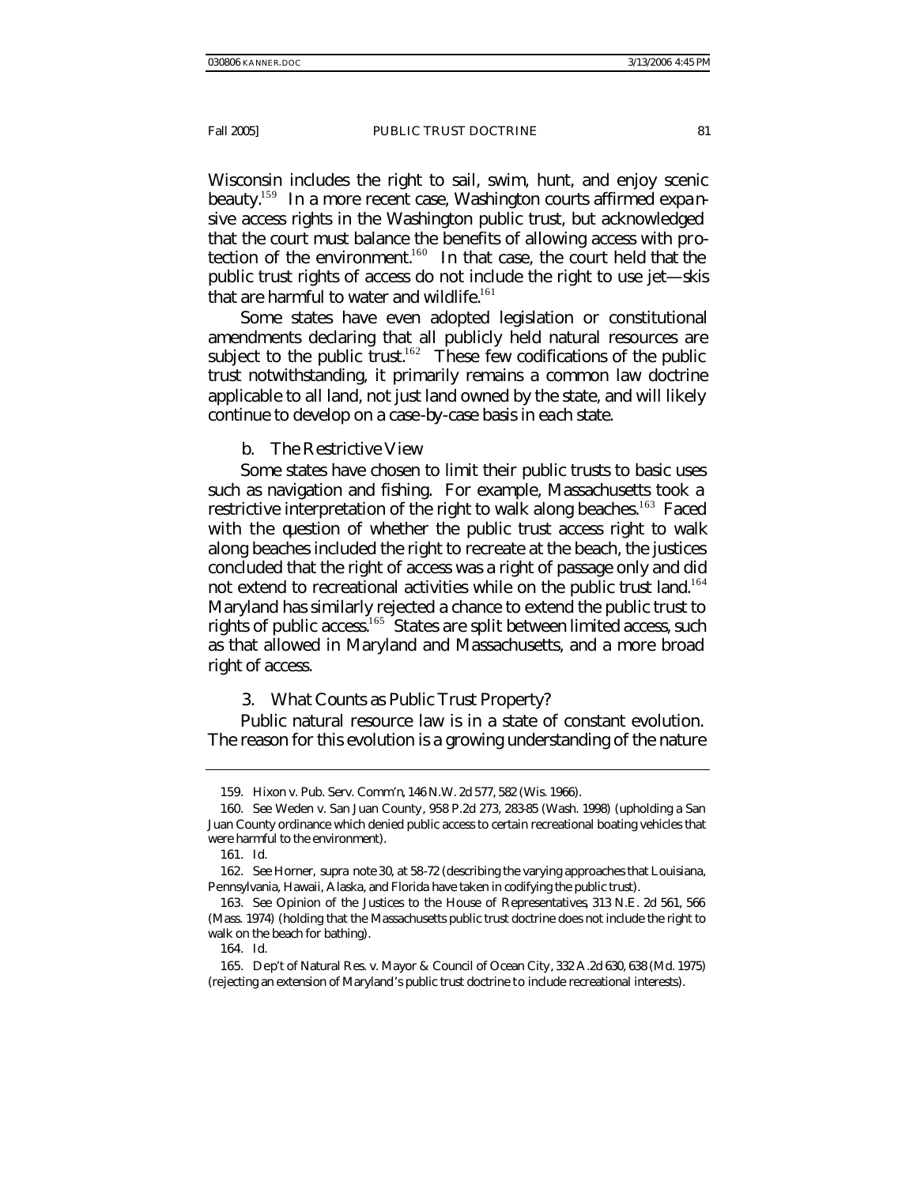Wisconsin includes the right to sail, swim, hunt, and enjoy scenic beauty.[159] In a more recent case, Washington courts affirmed expansive access rights in the Washington public trust, but acknowledged that the court must balance the benefits of allowing access with protection of the environment.[160] In that case, the court held that the public trust rights of access do not include the right to use jet—skis that are harmful to water and wildlife.[161]

Some states have even adopted legislation or constitutional amendments declaring that all publicly held natural resources are subject to the public trust.[162] These few codifications of the public trust notwithstanding, it primarily remains a common law doctrine applicable to all land, not just land owned by the state, and will likely continue to develop on a case-by-case basis in each state.

#### b. The Restrictive View

Some states have chosen to limit their public trusts to basic uses such as navigation and fishing. For example, Massachusetts took a restrictive interpretation of the right to walk along beaches.[163] Faced with the question of whether the public trust access right to walk along beaches included the right to recreate at the beach, the justices concluded that the right of access was a right of passage only and did not extend to recreational activities while on the public trust land.[164] Maryland has similarly rejected a chance to extend the public trust to rights of public access.[165] States are split between limited access, such as that allowed in Maryland and Massachusetts, and a more broad right of access.

### 3. What Counts as Public Trust Property?

Public natural resource law is in a state of constant evolution. The reason for this evolution is a growing understanding of the nature

---

159. Hixon v. Pub. Serv. Comm'n, 146 N.W. 2d 577, 582 (Wis. 1966).

160. *See* Weden v. San Juan County, 958 P.2d 273, 283-85 (Wash. 1998) (upholding a San Juan County ordinance which denied public access to certain recreational boating vehicles that were harmful to the environment).

161. *Id.*

162. *See* Horner, *supra* note 30, at 58-72 (describing the varying approaches that Louisiana, Pennsylvania, Hawaii, Alaska, and Florida have taken in codifying the public trust).

163. *See* Opinion of the Justices to the House of Representatives, 313 N.E. 2d 561, 566 (Mass. 1974) (holding that the Massachusetts public trust doctrine does not include the right to walk on the beach for bathing).

164. *Id.*

165. Dep't of Natural Res. v. Mayor & Council of Ocean City, 332 A.2d 630, 638 (Md. 1975) (rejecting an extension of Maryland's public trust doctrine to include recreational interests).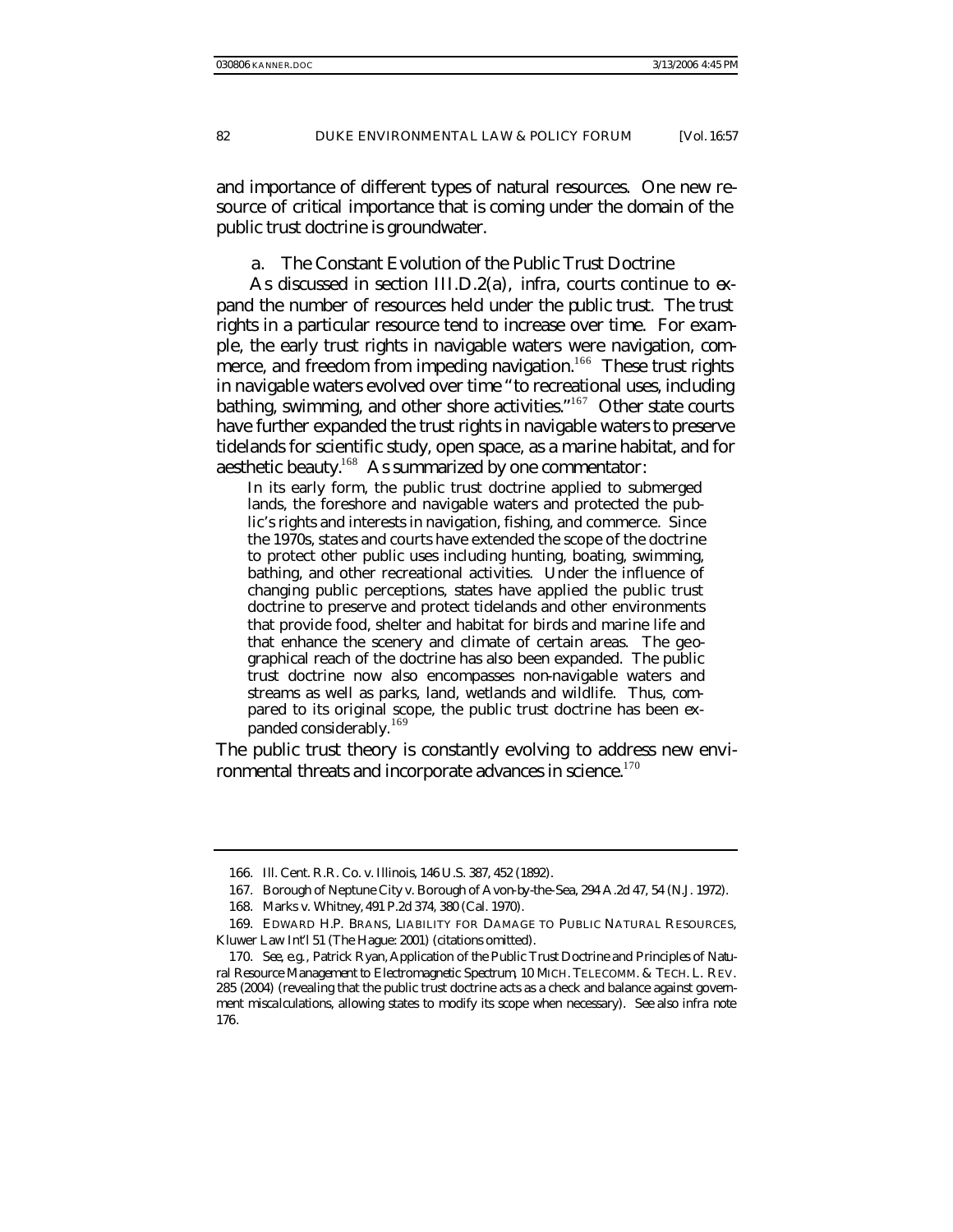and importance of different types of natural resources. One new resource of critical importance that is coming under the domain of the public trust doctrine is groundwater.

#### a. The Constant Evolution of the Public Trust Doctrine

As discussed in section III.D.2(a), *infra*, courts continue to expand the number of resources held under the public trust. The trust rights in a particular resource tend to increase over time. For example, the early trust rights in navigable waters were navigation, commerce, and freedom from impeding navigation.[166] These trust rights in navigable waters evolved over time "to recreational uses, including bathing, swimming, and other shore activities."[167] Other state courts have further expanded the trust rights in navigable waters to preserve tidelands for scientific study, open space, as a marine habitat, and for aesthetic beauty.[168] As summarized by one commentator:

> In its early form, the public trust doctrine applied to submerged lands, the foreshore and navigable waters and protected the public's rights and interests in navigation, fishing, and commerce. Since the 1970s, states and courts have extended the scope of the doctrine to protect other public uses including hunting, boating, swimming, bathing, and other recreational activities. Under the influence of changing public perceptions, states have applied the public trust doctrine to preserve and protect tidelands and other environments that provide food, shelter and habitat for birds and marine life and that enhance the scenery and climate of certain areas. The geographical reach of the doctrine has also been expanded. The public trust doctrine now also encompasses non-navigable waters and streams as well as parks, land, wetlands and wildlife. Thus, compared to its original scope, the public trust doctrine has been expanded considerably.[169]

The public trust theory is constantly evolving to address new environmental threats and incorporate advances in science.[170]

---

166. Ill. Cent. R.R. Co. v. Illinois, 146 U.S. 387, 452 (1892).

167. Borough of Neptune City v. Borough of Avon-by-the-Sea, 294 A.2d 47, 54 (N.J. 1972).

168. Marks v. Whitney, 491 P.2d 374, 380 (Cal. 1970).

169. EDWARD H.P. BRANS, LIABILITY FOR DAMAGE TO PUBLIC NATURAL RESOURCES, Kluwer Law Int'l 51 (The Hague: 2001) (citations omitted).

170. *See, e.g.*, Patrick Ryan, *Application of the Public Trust Doctrine and Principles of Natural Resource Management to Electromagnetic Spectrum*, 10 MICH. TELECOMM. & TECH. L. REV. 285 (2004) (revealing that the public trust doctrine acts as a check and balance against government miscalculations, allowing states to modify its scope when necessary). *See also infra* note 176.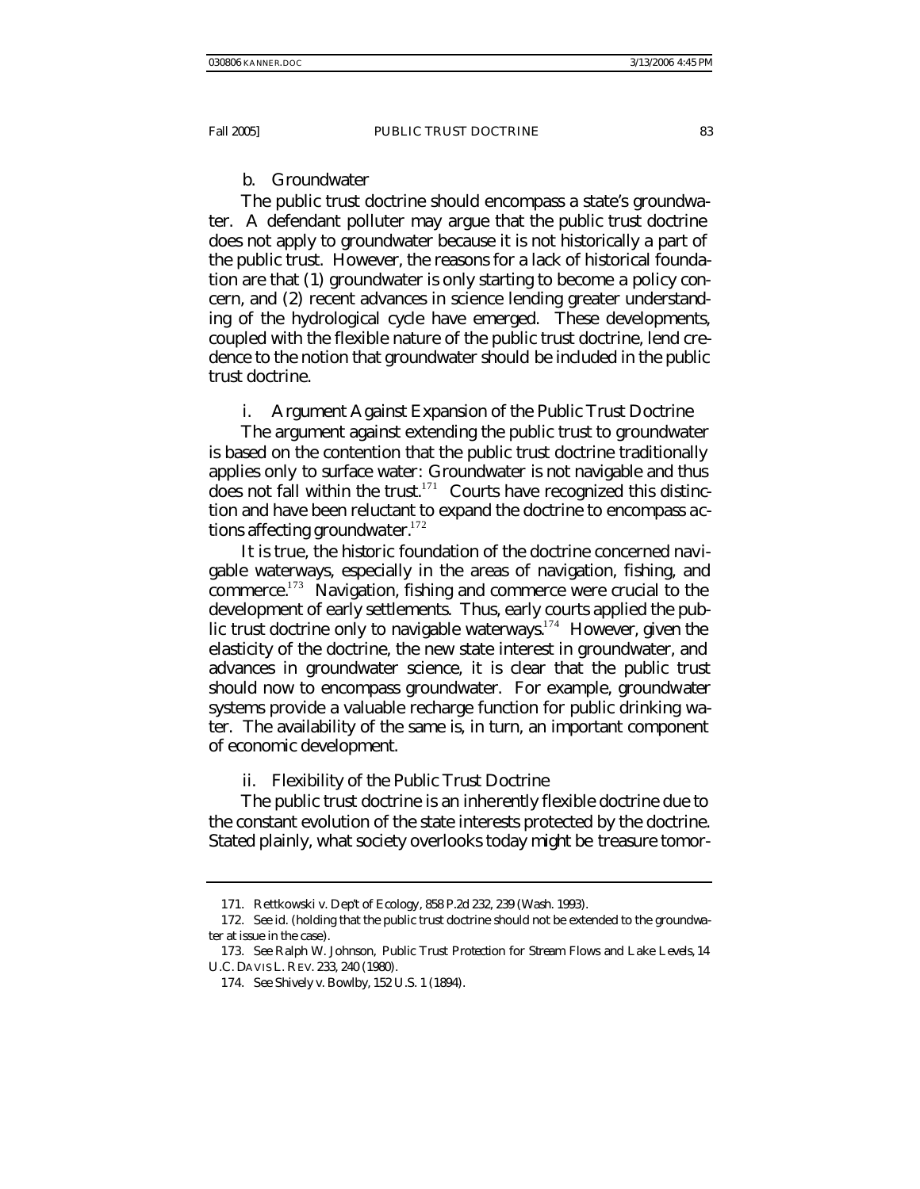b. Groundwater

The public trust doctrine should encompass a state's groundwater. A defendant polluter may argue that the public trust doctrine does not apply to groundwater because it is not historically a part of the public trust. However, the reasons for a lack of historical foundation are that (1) groundwater is only starting to become a policy concern, and (2) recent advances in science lending greater understanding of the hydrological cycle have emerged. These developments, coupled with the flexible nature of the public trust doctrine, lend credence to the notion that groundwater should be included in the public trust doctrine.

i. Argument Against Expansion of the Public Trust Doctrine

The argument against extending the public trust to groundwater is based on the contention that the public trust doctrine traditionally applies only to surface water: Groundwater is not navigable and thus does not fall within the trust.[171] Courts have recognized this distinction and have been reluctant to expand the doctrine to encompass actions affecting groundwater.[172]

It is true, the historic foundation of the doctrine concerned navigable waterways, especially in the areas of navigation, fishing, and commerce.[173] Navigation, fishing and commerce were crucial to the development of early settlements. Thus, early courts applied the public trust doctrine only to navigable waterways.[174] However, given the elasticity of the doctrine, the new state interest in groundwater, and advances in groundwater science, it is clear that the public trust should now to encompass groundwater. For example, groundwater systems provide a valuable recharge function for public drinking water. The availability of the same is, in turn, an important component of economic development.

ii. Flexibility of the Public Trust Doctrine

The public trust doctrine is an inherently flexible doctrine due to the constant evolution of the state interests protected by the doctrine. Stated plainly, what society overlooks today might be treasure tomor-

---

171. Rettkowski v. Dep't of Ecology, 858 P.2d 232, 239 (Wash. 1993).

172. *See id.* (holding that the public trust doctrine should not be extended to the groundwater at issue in the case).

173. *See* Ralph W. Johnson, *Public Trust Protection for Stream Flows and Lake Levels*, 14 U.C. DAVIS L. REV. 233, 240 (1980).

174. *See* Shively v. Bowlby, 152 U.S. 1 (1894).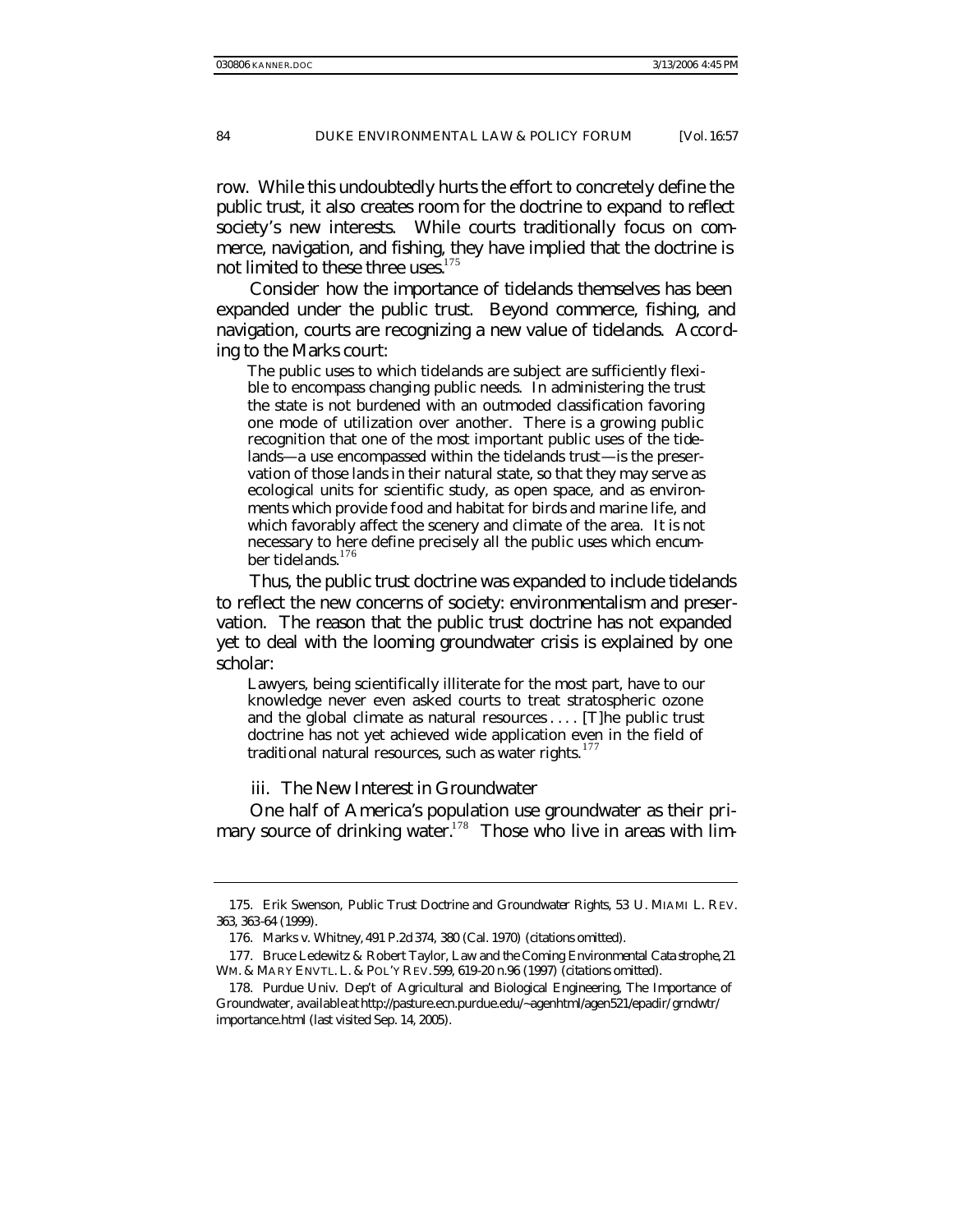row. While this undoubtedly hurts the effort to concretely define the public trust, it also creates room for the doctrine to expand to reflect society's new interests. While courts traditionally focus on commerce, navigation, and fishing, they have implied that the doctrine is not limited to these three uses.[175]

Consider how the importance of tidelands themselves has been expanded under the public trust. Beyond commerce, fishing, and navigation, courts are recognizing a new value of tidelands. According to the Marks court:

> The public uses to which tidelands are subject are sufficiently flexible to encompass changing public needs. In administering the trust the state is not burdened with an outmoded classification favoring one mode of utilization over another. There is a growing public recognition that one of the most important public uses of the tidelands—a use encompassed within the tidelands trust—is the preservation of those lands in their natural state, so that they may serve as ecological units for scientific study, as open space, and as environments which provide food and habitat for birds and marine life, and which favorably affect the scenery and climate of the area. It is not necessary to here define precisely all the public uses which encumber tidelands.[176]

Thus, the public trust doctrine was expanded to include tidelands to reflect the new concerns of society: environmentalism and preservation. The reason that the public trust doctrine has not expanded yet to deal with the looming groundwater crisis is explained by one scholar:

> Lawyers, being scientifically illiterate for the most part, have to our knowledge never even asked courts to treat stratospheric ozone and the global climate as natural resources . . . . [T]he public trust doctrine has not yet achieved wide application even in the field of traditional natural resources, such as water rights.[177]

### iii. The New Interest in Groundwater

One half of America's population use groundwater as their primary source of drinking water.[178] Those who live in areas with lim-

---

175. Erik Swenson, *Public Trust Doctrine and Groundwater Rights*, 53 U. MIAMI L. REV. 363, 363-64 (1999).

176. Marks v. Whitney, 491 P.2d 374, 380 (Cal. 1970) (citations omitted).

177. Bruce Ledewitz & Robert Taylor, *Law and the Coming Environmental Catastrophe*, 21 WM. & MARY ENVTL. L. & POL'Y REV. 599, 619-20 n.96 (1997) (citations omitted).

178. Purdue Univ. Dep't of Agricultural and Biological Engineering, *The Importance of Groundwater*, *available at* http://pasture.ecn.purdue.edu/~agenhtml/agen521/epadir/grndwtr/importance.html (last visited Sep. 14, 2005).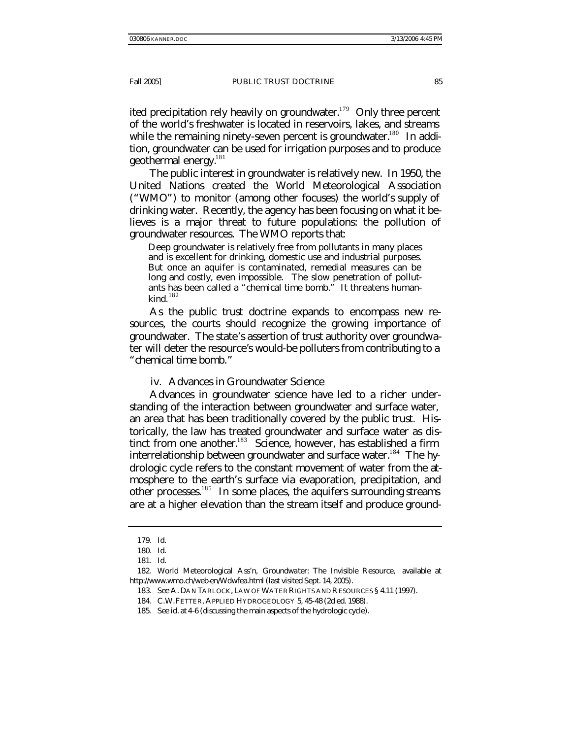ited precipitation rely heavily on groundwater.[179] Only three percent of the world's freshwater is located in reservoirs, lakes, and streams while the remaining ninety-seven percent is groundwater.[180] In addition, groundwater can be used for irrigation purposes and to produce geothermal energy.[181]

The public interest in groundwater is relatively new. In 1950, the United Nations created the World Meteorological Association ("WMO") to monitor (among other focuses) the world's supply of drinking water. Recently, the agency has been focusing on what it believes is a major threat to future populations: the pollution of groundwater resources. The WMO reports that:

> Deep groundwater is relatively free from pollutants in many places and is excellent for drinking, domestic use and industrial purposes. But once an aquifer is contaminated, remedial measures can be long and costly, even impossible. The slow penetration of pollutants has been called a "chemical time bomb." It threatens humankind.[182]

As the public trust doctrine expands to encompass new resources, the courts should recognize the growing importance of groundwater. The state's assertion of trust authority over groundwater will deter the resource's would-be polluters from contributing to a "chemical time bomb."

#### iv. Advances in Groundwater Science

Advances in groundwater science have led to a richer understanding of the interaction between groundwater and surface water, an area that has been traditionally covered by the public trust. Historically, the law has treated groundwater and surface water as distinct from one another.[183] Science, however, has established a firm interrelationship between groundwater and surface water.[184] The hydrologic cycle refers to the constant movement of water from the atmosphere to the earth's surface via evaporation, precipitation, and other processes.[185] In some places, the aquifers surrounding streams are at a higher elevation than the stream itself and produce ground-

---

179. *Id.*

180. *Id.*

181. *Id.*

182. World Meteorological Ass'n, *Groundwater: The Invisible Resource*, *available at* http://www.wmo.ch/web-en/Wdwfea.html (last visited Sept. 14, 2005).

183. *See* A. DAN TARLOCK, LAW OF WATER RIGHTS AND RESOURCES § 4.11 (1997).

184. C.W. FETTER, APPLIED HYDROGEOLOGY 5, 45-48 (2d ed. 1988).

185. *See id.* at 4-6 (discussing the main aspects of the hydrologic cycle).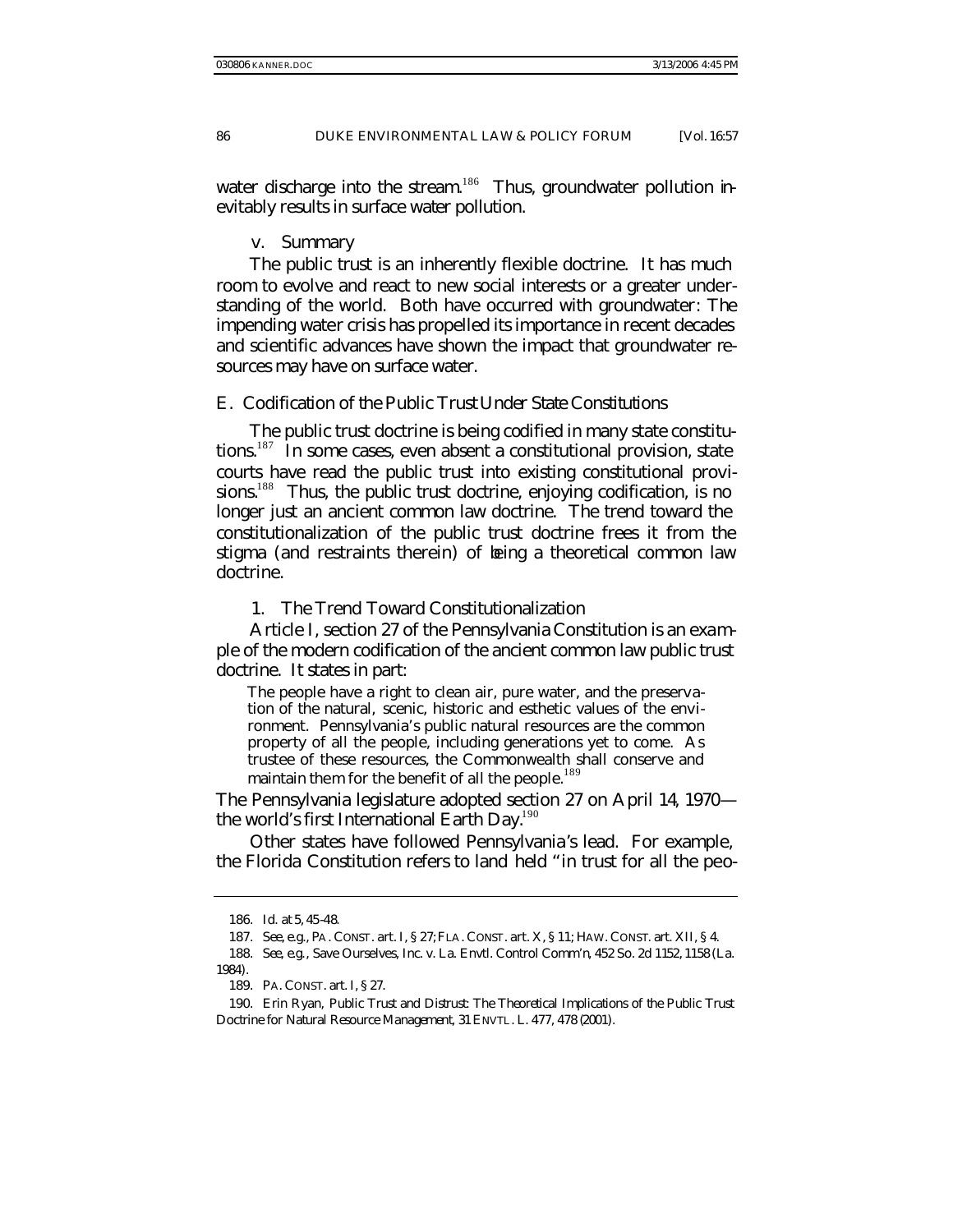water discharge into the stream.[186] Thus, groundwater pollution inevitably results in surface water pollution.

#### v. Summary

The public trust is an inherently flexible doctrine. It has much room to evolve and react to new social interests or a greater understanding of the world. Both have occurred with groundwater: The impending water crisis has propelled its importance in recent decades and scientific advances have shown the impact that groundwater resources may have on surface water.

## E. Codification of the Public Trust Under State Constitutions

The public trust doctrine is being codified in many state constitutions.[187] In some cases, even absent a constitutional provision, state courts have read the public trust into existing constitutional provisions.[188] Thus, the public trust doctrine, enjoying codification, is no longer just an ancient common law doctrine. The trend toward the constitutionalization of the public trust doctrine frees it from the stigma (and restraints therein) of being a theoretical common law doctrine.

### 1. The Trend Toward Constitutionalization

Article I, section 27 of the Pennsylvania Constitution is an example of the modern codification of the ancient common law public trust doctrine. It states in part:

> The people have a right to clean air, pure water, and the preservation of the natural, scenic, historic and esthetic values of the environment. Pennsylvania's public natural resources are the common property of all the people, including generations yet to come. As trustee of these resources, the Commonwealth shall conserve and maintain them for the benefit of all the people.[189]

The Pennsylvania legislature adopted section 27 on April 14, 1970—the world's first International Earth Day.[190]

Other states have followed Pennsylvania's lead. For example, the Florida Constitution refers to land held "in trust for all the peo-

---

186. *Id.* at 5, 45-48.

187. *See, e.g.*, PA. CONST. art. I, § 27; FLA. CONST. art. X, § 11; HAW. CONST. art. XII, § 4.

188. *See, e.g.*, Save Ourselves, Inc. v. La. Envtl. Control Comm'n, 452 So. 2d 1152, 1158 (La. 1984).

189. PA. CONST. art. I, § 27.

190. Erin Ryan, *Public Trust and Distrust: The Theoretical Implications of the Public Trust Doctrine for Natural Resource Management*, 31 ENVTL. L. 477, 478 (2001).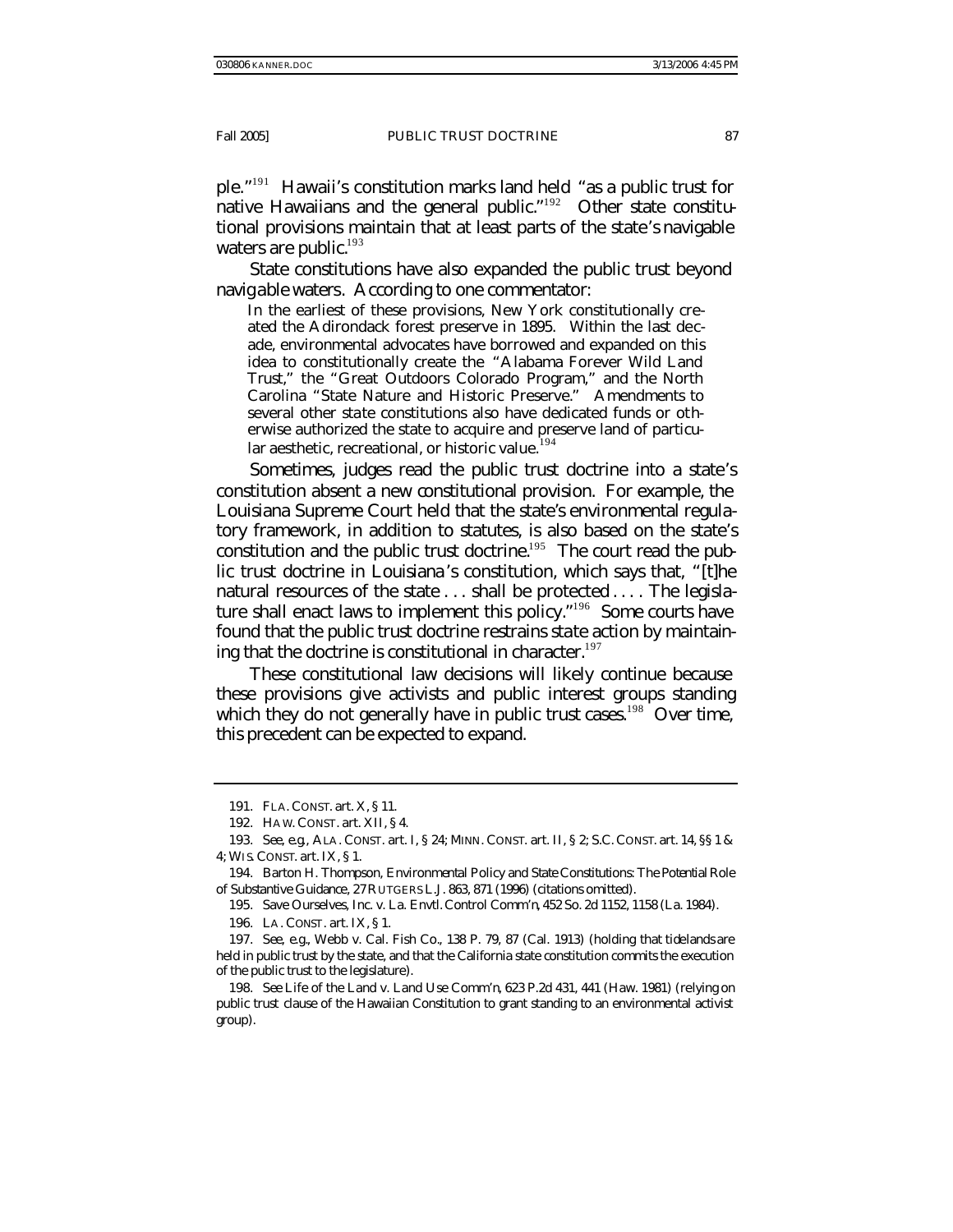ple."[191] Hawaii's constitution marks land held "as a public trust for native Hawaiians and the general public."[192] Other state constitutional provisions maintain that at least parts of the state's navigable waters are public.[193]

State constitutions have also expanded the public trust beyond navigable waters. According to one commentator:

> In the earliest of these provisions, New York constitutionally created the Adirondack forest preserve in 1895. Within the last decade, environmental advocates have borrowed and expanded on this idea to constitutionally create the "Alabama Forever Wild Land Trust," the "Great Outdoors Colorado Program," and the North Carolina "State Nature and Historic Preserve." Amendments to several other state constitutions also have dedicated funds or otherwise authorized the state to acquire and preserve land of particular aesthetic, recreational, or historic value.[194]

Sometimes, judges read the public trust doctrine into a state's constitution absent a new constitutional provision. For example, the Louisiana Supreme Court held that the state's environmental regulatory framework, in addition to statutes, is also based on the state's constitution and the public trust doctrine.[195] The court read the public trust doctrine in Louisiana's constitution, which says that, "[t]he natural resources of the state . . . shall be protected . . . . The legislature shall enact laws to implement this policy."[196] Some courts have found that the public trust doctrine restrains state action by maintaining that the doctrine is constitutional in character.[197]

These constitutional law decisions will likely continue because these provisions give activists and public interest groups standing which they do not generally have in public trust cases.[198] Over time, this precedent can be expected to expand.

---

191. FLA. CONST. art. X, § 11.

192. HAW. CONST. art. XII, § 4.

193. *See, e.g.*, ALA. CONST. art. I, § 24; MINN. CONST. art. II, § 2; S.C. CONST. art. 14, §§ 1 & 4; WIS. CONST. art. IX, § 1.

194. Barton H. Thompson, *Environmental Policy and State Constitutions: The Potential Role of Substantive Guidance*, 27 RUTGERS L.J. 863, 871 (1996) (citations omitted).

195. Save Ourselves, Inc. v. La. Envtl. Control Comm'n, 452 So. 2d 1152, 1158 (La. 1984).

196. LA. CONST. art. IX, § 1.

197. *See, e.g.*, Webb v. Cal. Fish Co., 138 P. 79, 87 (Cal. 1913) (holding that tidelands are held in public trust by the state, and that the California state constitution commits the execution of the public trust to the legislature).

198. *See* Life of the Land v. Land Use Comm'n, 623 P.2d 431, 441 (Haw. 1981) (relying on public trust clause of the Hawaiian Constitution to grant standing to an environmental activist group).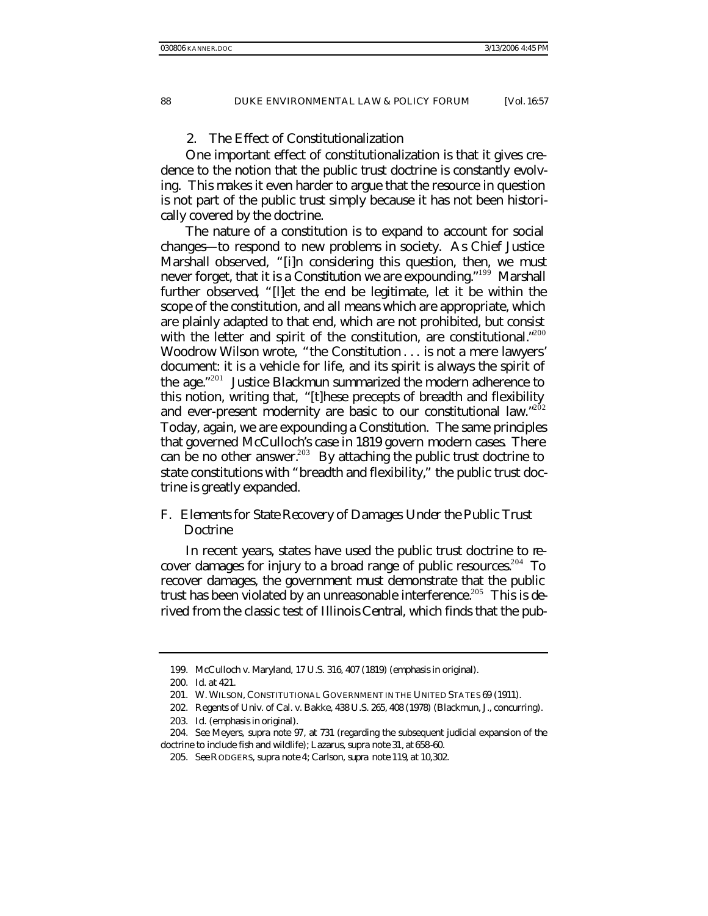### 2. The Effect of Constitutionalization

One important effect of constitutionalization is that it gives credence to the notion that the public trust doctrine is constantly evolving. This makes it even harder to argue that the resource in question is not part of the public trust simply because it has not been historically covered by the doctrine.

The nature of a constitution is to expand to account for social changes—to respond to new problems in society. As Chief Justice Marshall observed, "[i]n considering this question, then, we must never forget, that it is a *Constitution* we are expounding."[199] Marshall further observed, "[l]et the end be legitimate, let it be within the scope of the constitution, and all means which are appropriate, which are plainly adapted to that end, which are not prohibited, but consist with the letter and spirit of the constitution, are constitutional."[200] Woodrow Wilson wrote, "the Constitution . . . is not a mere lawyers' document: it is a vehicle for life, and its spirit is always the spirit of the age."[201] Justice Blackmun summarized the modern adherence to this notion, writing that, "[t]hese precepts of breadth and flexibility and ever-present modernity are basic to our constitutional law."[202] Today, again, we are expounding a *Constitution*. The same principles that governed McCulloch's case in 1819 govern modern cases. There can be no other answer.[203] By attaching the public trust doctrine to state constitutions with "breadth and flexibility," the public trust doctrine is greatly expanded.

## F. Elements for State Recovery of Damages Under the Public Trust Doctrine

In recent years, states have used the public trust doctrine to recover damages for injury to a broad range of public resources.[204] To recover damages, the government must demonstrate that the public trust has been violated by an unreasonable interference.[205] This is derived from the classic test of Illinois Central, which finds that the pub-

---

199. McCulloch v. Maryland, 17 U.S. 316, 407 (1819) (emphasis in original).

200. *Id.* at 421.

201. W. WILSON, CONSTITUTIONAL GOVERNMENT IN THE UNITED STATES 69 (1911).

202. Regents of Univ. of Cal. v. Bakke, 438 U.S. 265, 408 (1978) (Blackmun, J., concurring).

203. *Id.* (emphasis in original).

204. *See* Meyers, *supra* note 97, at 731 (regarding the subsequent judicial expansion of the doctrine to include fish and wildlife); Lazarus, *supra* note 31, at 658-60.

205. *See* RODGERS, *supra* note 4; Carlson, *supra* note 119, at 10,302.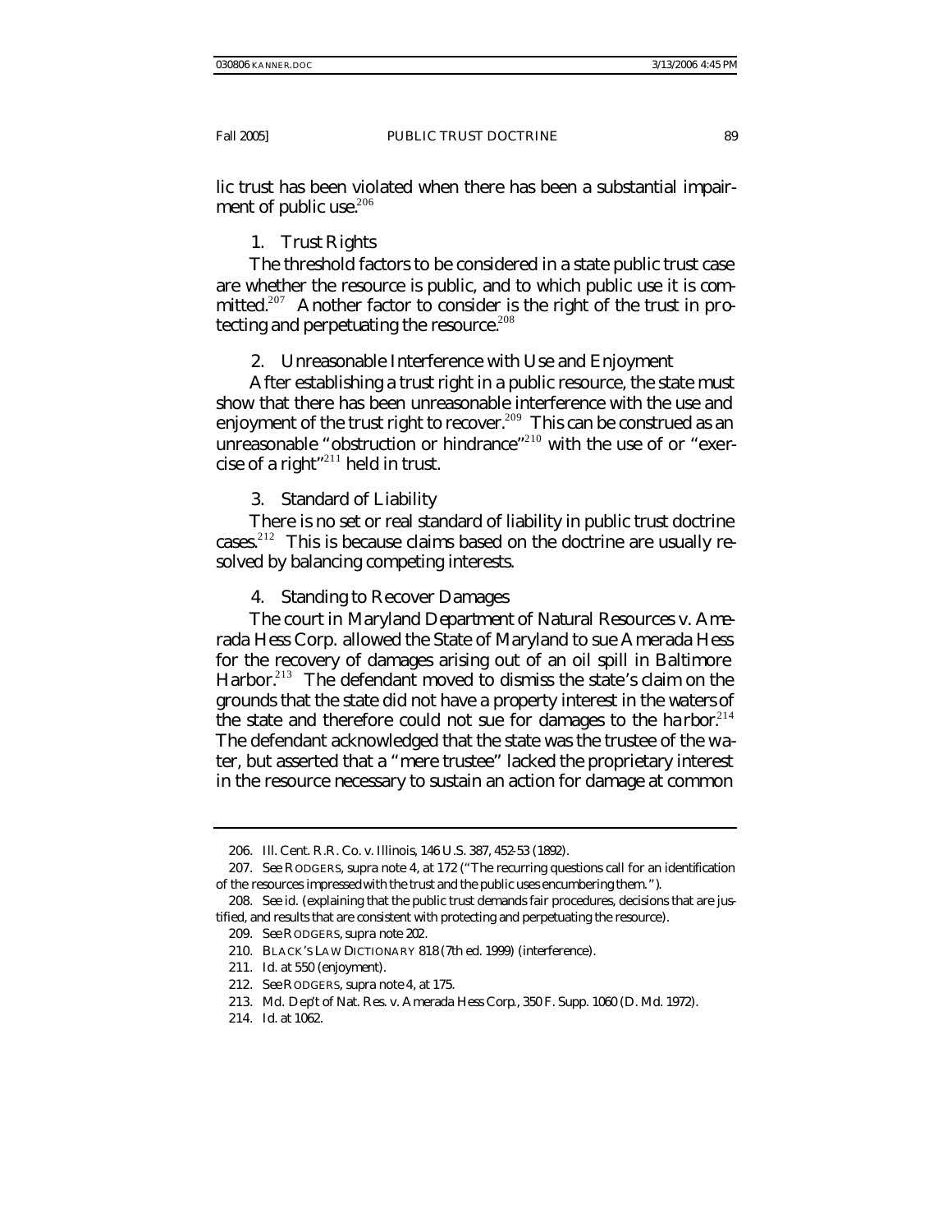lic trust has been violated when there has been a substantial impairment of public use.[206]

### 1. Trust Rights

The threshold factors to be considered in a state public trust case are whether the resource is public, and to which public use it is committed.[207] Another factor to consider is the right of the trust in protecting and perpetuating the resource.[208]

### 2. Unreasonable Interference with Use and Enjoyment

After establishing a trust right in a public resource, the state must show that there has been unreasonable interference with the use and enjoyment of the trust right to recover.[209] This can be construed as an unreasonable "obstruction or hindrance"[210] with the use of or "exercise of a right"[211] held in trust.

### 3. Standard of Liability

There is no set or real standard of liability in public trust doctrine cases.[212] This is because claims based on the doctrine are usually resolved by balancing competing interests.

### 4. Standing to Recover Damages

The court in *Maryland Department of Natural Resources v. Amerada Hess Corp.* allowed the State of Maryland to sue Amerada Hess for the recovery of damages arising out of an oil spill in Baltimore Harbor.[213] The defendant moved to dismiss the state's claim on the grounds that the state did not have a property interest in the waters of the state and therefore could not sue for damages to the harbor.[214] The defendant acknowledged that the state was the trustee of the water, but asserted that a "mere trustee" lacked the proprietary interest in the resource necessary to sustain an action for damage at common

---

206. Ill. Cent. R.R. Co. v. Illinois, 146 U.S. 387, 452-53 (1892).

207. *See* RODGERS, *supra* note 4, at 172 ("The recurring questions call for an identification of the resources impressed with the trust and the public uses encumbering them.").

208. *See id.* (explaining that the public trust demands fair procedures, decisions that are justified, and results that are consistent with protecting and perpetuating the resource).

209. *See* RODGERS, *supra* note 202.

210. BLACK'S LAW DICTIONARY 818 (7th ed. 1999) (interference).

211. *Id.* at 550 (enjoyment).

212. *See* RODGERS, *supra* note 4, at 175.

213. Md. Dep't of Nat. Res. v. Amerada Hess Corp., 350 F. Supp. 1060 (D. Md. 1972).

214. *Id.* at 1062.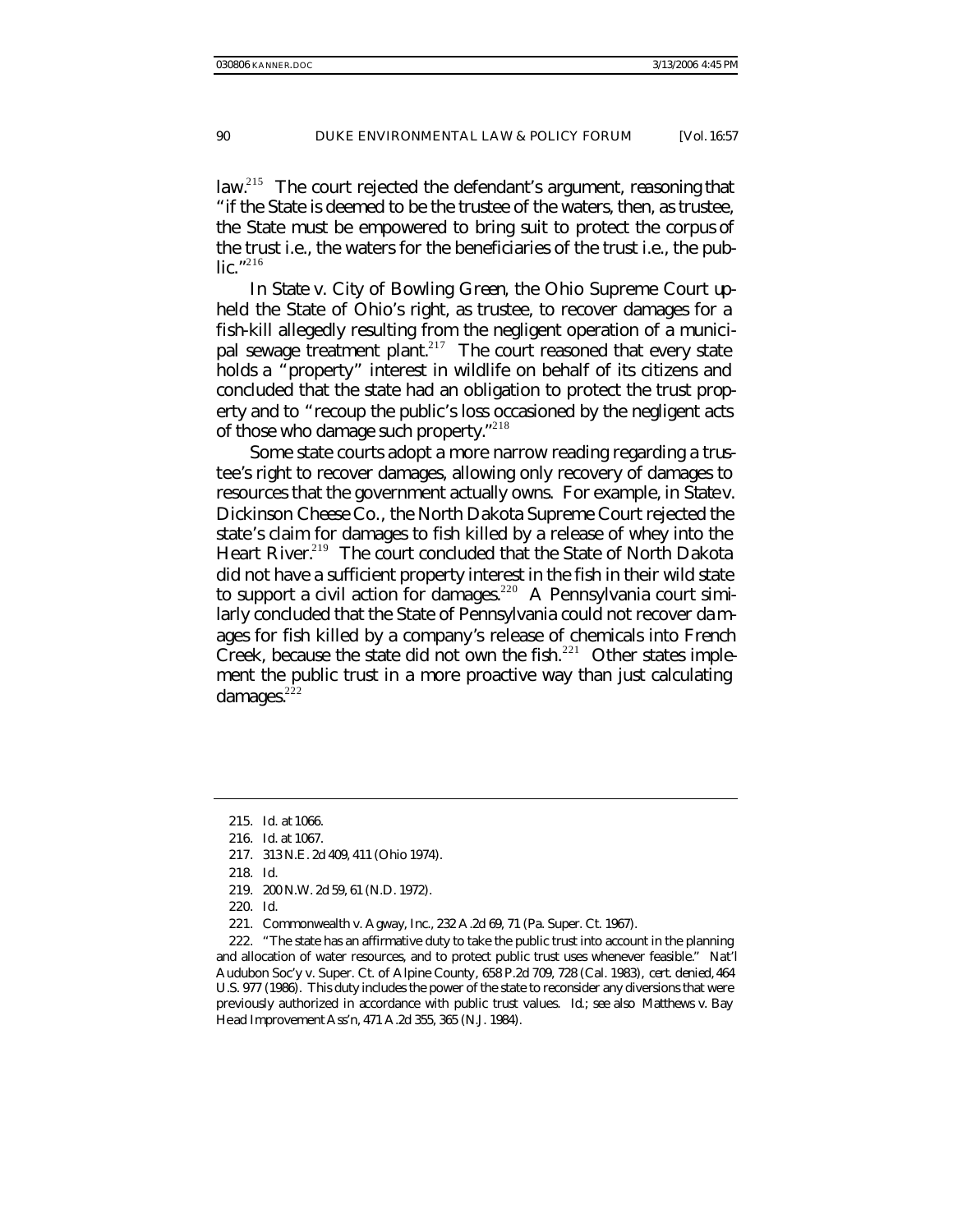law.[215] The court rejected the defendant's argument, reasoning that "if the State is deemed to be the trustee of the waters, then, as trustee, the State must be empowered to bring suit to protect the corpus of the trust i.e., the waters for the beneficiaries of the trust i.e., the public."[216]

In *State v. City of Bowling Green*, the Ohio Supreme Court upheld the State of Ohio's right, as trustee, to recover damages for a fish-kill allegedly resulting from the negligent operation of a municipal sewage treatment plant.[217] The court reasoned that every state holds a "property" interest in wildlife on behalf of its citizens and concluded that the state had an obligation to protect the trust property and to "recoup the public's loss occasioned by the negligent acts of those who damage such property."[218]

Some state courts adopt a more narrow reading regarding a trustee's right to recover damages, allowing only recovery of damages to resources that the government actually owns. For example, in *State v. Dickinson Cheese Co.*, the North Dakota Supreme Court rejected the state's claim for damages to fish killed by a release of whey into the Heart River.[219] The court concluded that the State of North Dakota did not have a sufficient property interest in the fish in their wild state to support a civil action for damages.[220] A Pennsylvania court similarly concluded that the State of Pennsylvania could not recover damages for fish killed by a company's release of chemicals into French Creek, because the state did not own the fish.[221] Other states implement the public trust in a more proactive way than just calculating damages.[222]

---

215. *Id.* at 1066.

216. *Id.* at 1067.

217. 313 N.E. 2d 409, 411 (Ohio 1974).

218. *Id.*

219. 200 N.W. 2d 59, 61 (N.D. 1972).

220. *Id.*

221. Commonwealth v. Agway, Inc., 232 A.2d 69, 71 (Pa. Super. Ct. 1967).

222. "The state has an affirmative duty to take the public trust into account in the planning and allocation of water resources, and to protect public trust uses whenever feasible." Nat'l Audubon Soc'y v. Super. Ct. of Alpine County, 658 P.2d 709, 728 (Cal. 1983), *cert. denied*, 464 U.S. 977 (1986). This duty includes the power of the state to reconsider any diversions that were previously authorized in accordance with public trust values. *Id.*; *see also* Matthews v. Bay Head Improvement Ass'n, 471 A.2d 355, 365 (N.J. 1984).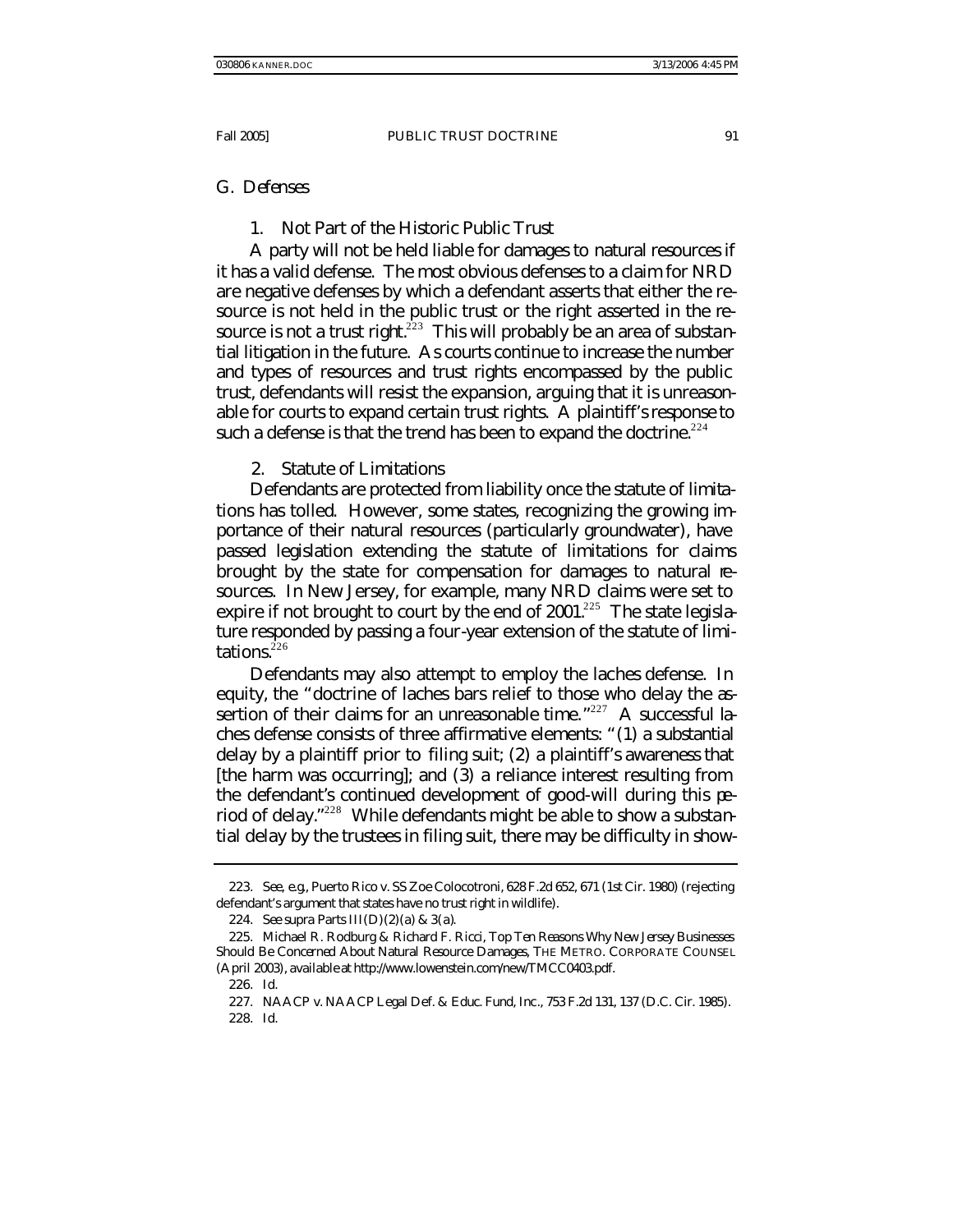## G. Defenses

### 1. Not Part of the Historic Public Trust

A party will not be held liable for damages to natural resources if it has a valid defense. The most obvious defenses to a claim for NRD are negative defenses by which a defendant asserts that either the resource is not held in the public trust or the right asserted in the resource is not a trust right.[223] This will probably be an area of substantial litigation in the future. As courts continue to increase the number and types of resources and trust rights encompassed by the public trust, defendants will resist the expansion, arguing that it is unreasonable for courts to expand certain trust rights. A plaintiff's response to such a defense is that the trend has been to expand the doctrine.[224]

### 2. Statute of Limitations

Defendants are protected from liability once the statute of limitations has tolled. However, some states, recognizing the growing importance of their natural resources (particularly groundwater), have passed legislation extending the statute of limitations for claims brought by the state for compensation for damages to natural resources. In New Jersey, for example, many NRD claims were set to expire if not brought to court by the end of 2001.[225] The state legislature responded by passing a four-year extension of the statute of limitations.[226]

Defendants may also attempt to employ the laches defense. In equity, the "doctrine of laches bars relief to those who delay the assertion of their claims for an unreasonable time."[227] A successful laches defense consists of three affirmative elements: "(1) a substantial delay by a plaintiff prior to filing suit; (2) a plaintiff's awareness that [the harm was occurring]; and (3) a reliance interest resulting from the defendant's continued development of good-will during this period of delay."[228] While defendants might be able to show a substantial delay by the trustees in filing suit, there may be difficulty in show-

---

223. *See, e.g.*, Puerto Rico v. SS Zoe Colocotroni, 628 F.2d 652, 671 (1st Cir. 1980) (rejecting defendant's argument that states have no trust right in wildlife).

224. *See supra* Parts III(D)(2)(a) & 3(a).

225. Michael R. Rodburg & Richard F. Ricci, *Top Ten Reasons Why New Jersey Businesses Should Be Concerned About Natural Resource Damages*, THE METRO. CORPORATE COUNSEL (April 2003), *available at* http://www.lowenstein.com/new/TMCC0403.pdf.

226. *Id.*

227. NAACP v. NAACP Legal Def. & Educ. Fund, Inc., 753 F.2d 131, 137 (D.C. Cir. 1985).

228. *Id.*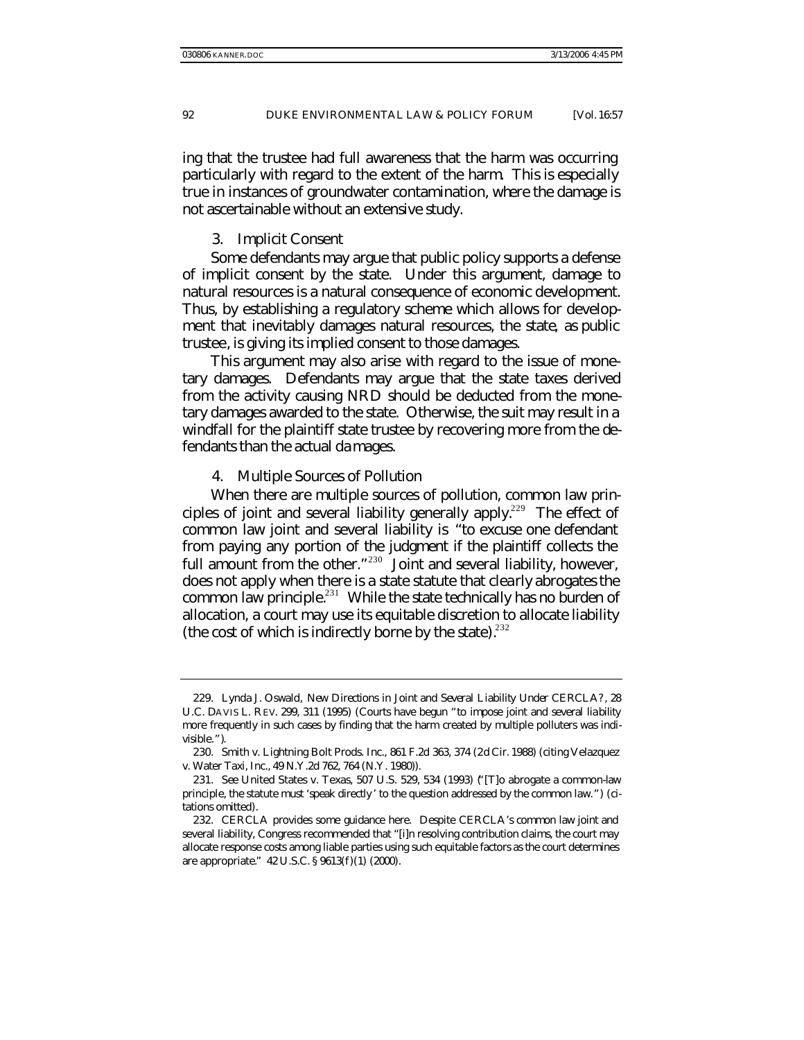ing that the trustee had full awareness that the harm was occurring particularly with regard to the extent of the harm. This is especially true in instances of groundwater contamination, where the damage is not ascertainable without an extensive study.

### 3. Implicit Consent

Some defendants may argue that public policy supports a defense of implicit consent by the state. Under this argument, damage to natural resources is a natural consequence of economic development. Thus, by establishing a regulatory scheme which allows for development that inevitably damages natural resources, the state, as public trustee, is giving its implied consent to those damages.

This argument may also arise with regard to the issue of monetary damages. Defendants may argue that the state taxes derived from the activity causing NRD should be deducted from the monetary damages awarded to the state. Otherwise, the suit may result in a windfall for the plaintiff state trustee by recovering more from the defendants than the actual damages.

### 4. Multiple Sources of Pollution

When there are multiple sources of pollution, common law principles of joint and several liability generally apply.[229] The effect of common law joint and several liability is "to excuse one defendant from paying any portion of the judgment if the plaintiff collects the full amount from the other."[230] Joint and several liability, however, does not apply when there is a state statute that clearly abrogates the common law principle.[231] While the state technically has no burden of allocation, a court may use its equitable discretion to allocate liability (the cost of which is indirectly borne by the state).[232]

---

229. Lynda J. Oswald, *New Directions in Joint and Several Liability Under CERCLA?*, 28 U.C. DAVIS L. REV. 299, 311 (1995) (Courts have begun "to impose joint and several liability more frequently in such cases by finding that the harm created by multiple polluters was indivisible.").

230. Smith v. Lightning Bolt Prods. Inc., 861 F.2d 363, 374 (2d Cir. 1988) (citing Velazquez v. Water Taxi, Inc., 49 N.Y.2d 762, 764 (N.Y. 1980)).

231. *See* United States v. Texas, 507 U.S. 529, 534 (1993) ("[T]o abrogate a common-law principle, the statute must 'speak directly' to the question addressed by the common law.") (citations omitted).

232. CERCLA provides some guidance here. Despite CERCLA's common law joint and several liability, Congress recommended that "[i]n resolving contribution claims, the court may allocate response costs among liable parties using such equitable factors as the court determines are appropriate." 42 U.S.C. § 9613(f)(1) (2000).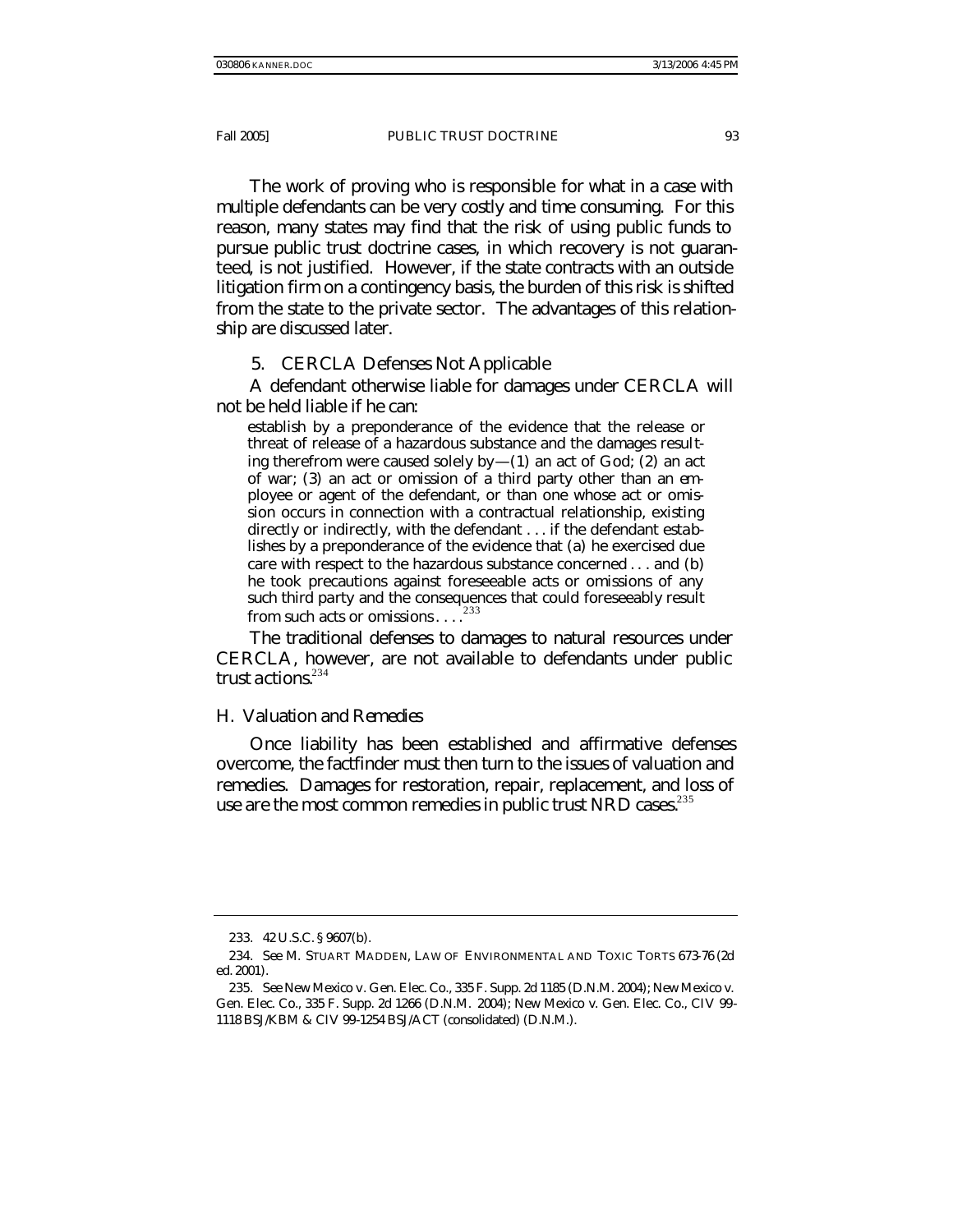The work of proving who is responsible for what in a case with multiple defendants can be very costly and time consuming. For this reason, many states may find that the risk of using public funds to pursue public trust doctrine cases, in which recovery is not guaranteed, is not justified. However, if the state contracts with an outside litigation firm on a contingency basis, the burden of this risk is shifted from the state to the private sector. The advantages of this relationship are discussed later.

### 5. CERCLA Defenses Not Applicable

A defendant otherwise liable for damages under CERCLA will not be held liable if he can:

> establish by a preponderance of the evidence that the release or threat of release of a hazardous substance and the damages resulting therefrom were caused solely by—(1) an act of God; (2) an act of war; (3) an act or omission of a third party other than an employee or agent of the defendant, or than one whose act or omission occurs in connection with a contractual relationship, existing directly or indirectly, with the defendant . . . if the defendant establishes by a preponderance of the evidence that (a) he exercised due care with respect to the hazardous substance concerned . . . and (b) he took precautions against foreseeable acts or omissions of any such third party and the consequences that could foreseeably result from such acts or omissions . . . .[233]

The traditional defenses to damages to natural resources under CERCLA, however, are not available to defendants under public trust actions.[234]

## H. Valuation and Remedies

Once liability has been established and affirmative defenses overcome, the factfinder must then turn to the issues of valuation and remedies. Damages for restoration, repair, replacement, and loss of use are the most common remedies in public trust NRD cases.[235]

---

233. 42 U.S.C. § 9607(b).

234. *See* M. STUART MADDEN, LAW OF ENVIRONMENTAL AND TOXIC TORTS 673-76 (2d ed. 2001).

235. *See* New Mexico v. Gen. Elec. Co., 335 F. Supp. 2d 1185 (D.N.M. 2004); New Mexico v. Gen. Elec. Co., 335 F. Supp. 2d 1266 (D.N.M. 2004); New Mexico v. Gen. Elec. Co., CIV 99-1118 BSJ/KBM & CIV 99-1254 BSJ/ACT (consolidated) (D.N.M.).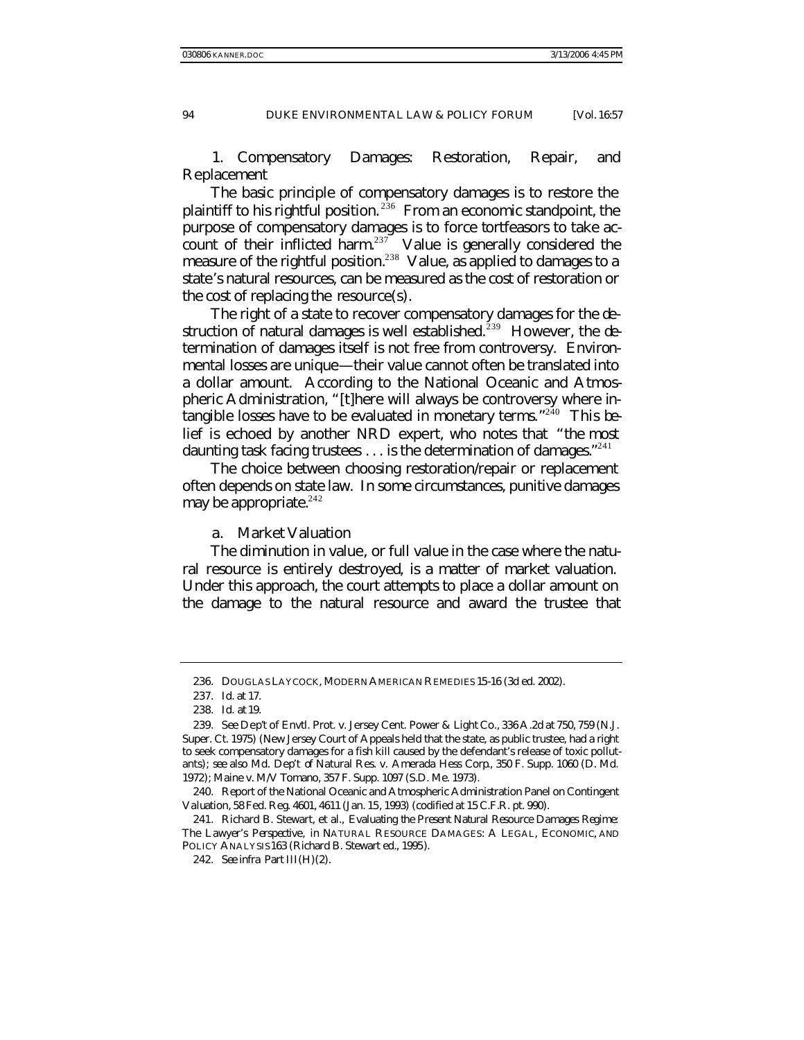### 1. Compensatory Damages: Restoration, Repair, and Replacement

The basic principle of compensatory damages is to restore the plaintiff to his rightful position.[236] From an economic standpoint, the purpose of compensatory damages is to force tortfeasors to take account of their inflicted harm.[237] Value is generally considered the measure of the rightful position.[238] Value, as applied to damages to a state's natural resources, can be measured as the cost of restoration or the cost of replacing the resource(s).

The right of a state to recover compensatory damages for the destruction of natural damages is well established.[239] However, the determination of damages itself is not free from controversy. Environmental losses are unique—their value cannot often be translated into a dollar amount. According to the National Oceanic and Atmospheric Administration, "[t]here will always be controversy where intangible losses have to be evaluated in monetary terms."[240] This belief is echoed by another NRD expert, who notes that "the most daunting task facing trustees . . . is the determination of damages."[241]

The choice between choosing restoration/repair or replacement often depends on state law. In some circumstances, punitive damages may be appropriate.[242]

#### a. Market Valuation

The diminution in value, or full value in the case where the natural resource is entirely destroyed, is a matter of market valuation. Under this approach, the court attempts to place a dollar amount on the damage to the natural resource and award the trustee that

---

236. DOUGLAS LAYCOCK, MODERN AMERICAN REMEDIES 15-16 (3d ed. 2002).

237. *Id.* at 17.

238. *Id.* at 19.

239. *See* Dep't of Envtl. Prot. v. Jersey Cent. Power & Light Co., 336 A.2d at 750, 759 (N.J. Super. Ct. 1975) (New Jersey Court of Appeals held that the state, as public trustee, had a right to seek compensatory damages for a fish kill caused by the defendant's release of toxic pollutants); *see also* Md. Dep't of Natural Res. v. Amerada Hess Corp., 350 F. Supp. 1060 (D. Md. 1972); Maine v. M/V Tomano, 357 F. Supp. 1097 (S.D. Me. 1973).

240. Report of the National Oceanic and Atmospheric Administration Panel on Contingent Valuation, 58 Fed. Reg. 4601, 4611 (Jan. 15, 1993) (codified at 15 C.F.R. pt. 990).

241. Richard B. Stewart, et al., *Evaluating the Present Natural Resource Damages Regime: The Lawyer's Perspective*, *in* NATURAL RESOURCE DAMAGES: A LEGAL, ECONOMIC, AND POLICY ANALYSIS 163 (Richard B. Stewart ed., 1995).

242. *See infra* Part III(H)(2).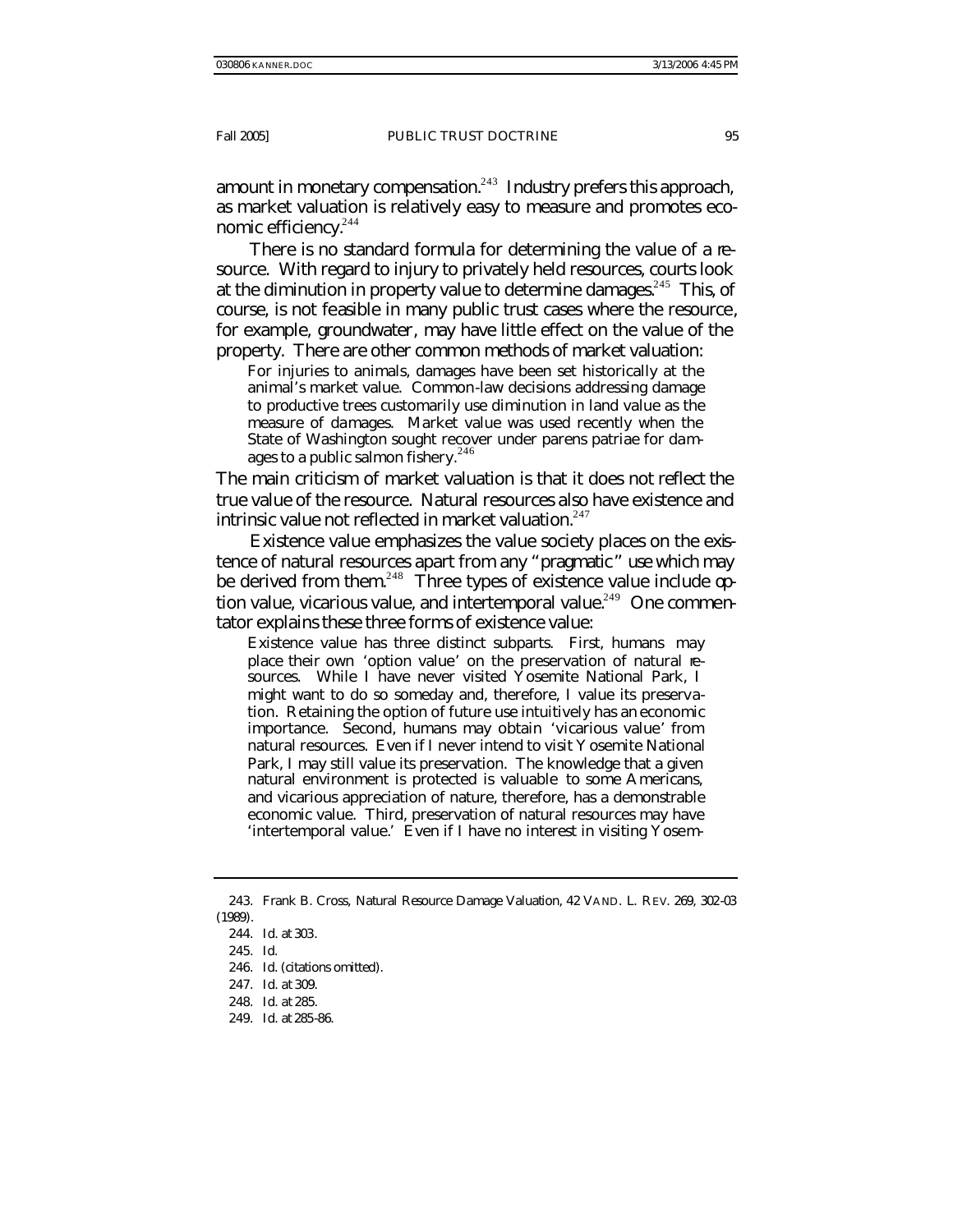amount in monetary compensation.[243] Industry prefers this approach, as market valuation is relatively easy to measure and promotes economic efficiency.[244]

There is no standard formula for determining the value of a resource. With regard to injury to privately held resources, courts look at the diminution in property value to determine damages.[245] This, of course, is not feasible in many public trust cases where the resource, for example, groundwater, may have little effect on the value of the property. There are other common methods of market valuation:

> For injuries to animals, damages have been set historically at the animal's market value. Common-law decisions addressing damage to productive trees customarily use diminution in land value as the measure of damages. Market value was used recently when the State of Washington sought recover under parens patriae for damages to a public salmon fishery.[246]

The main criticism of market valuation is that it does not reflect the true value of the resource. Natural resources also have existence and intrinsic value not reflected in market valuation.[247]

Existence value emphasizes the value society places on the existence of natural resources apart from any "pragmatic" use which may be derived from them.[248] Three types of existence value include option value, vicarious value, and intertemporal value.[249] One commentator explains these three forms of existence value:

> Existence value has three distinct subparts. First, humans may place their own 'option value' on the preservation of natural resources. While I have never visited Yosemite National Park, I might want to do so someday and, therefore, I value its preservation. Retaining the option of future use intuitively has an economic importance. Second, humans may obtain 'vicarious value' from natural resources. Even if I never intend to visit Yosemite National Park, I may still value its preservation. The knowledge that a given natural environment is protected is valuable to some Americans, and vicarious appreciation of nature, therefore, has a demonstrable economic value. Third, preservation of natural resources may have 'intertemporal value.' Even if I have no interest in visiting Yosem-

---

243. Frank B. Cross, *Natural Resource Damage Valuation*, 42 VAND. L. REV. 269, 302-03 (1989).

244. *Id.* at 303.

245. *Id.*

246. *Id.* (citations omitted).

247. *Id.* at 309.

248. *Id.* at 285.

249. *Id.* at 285-86.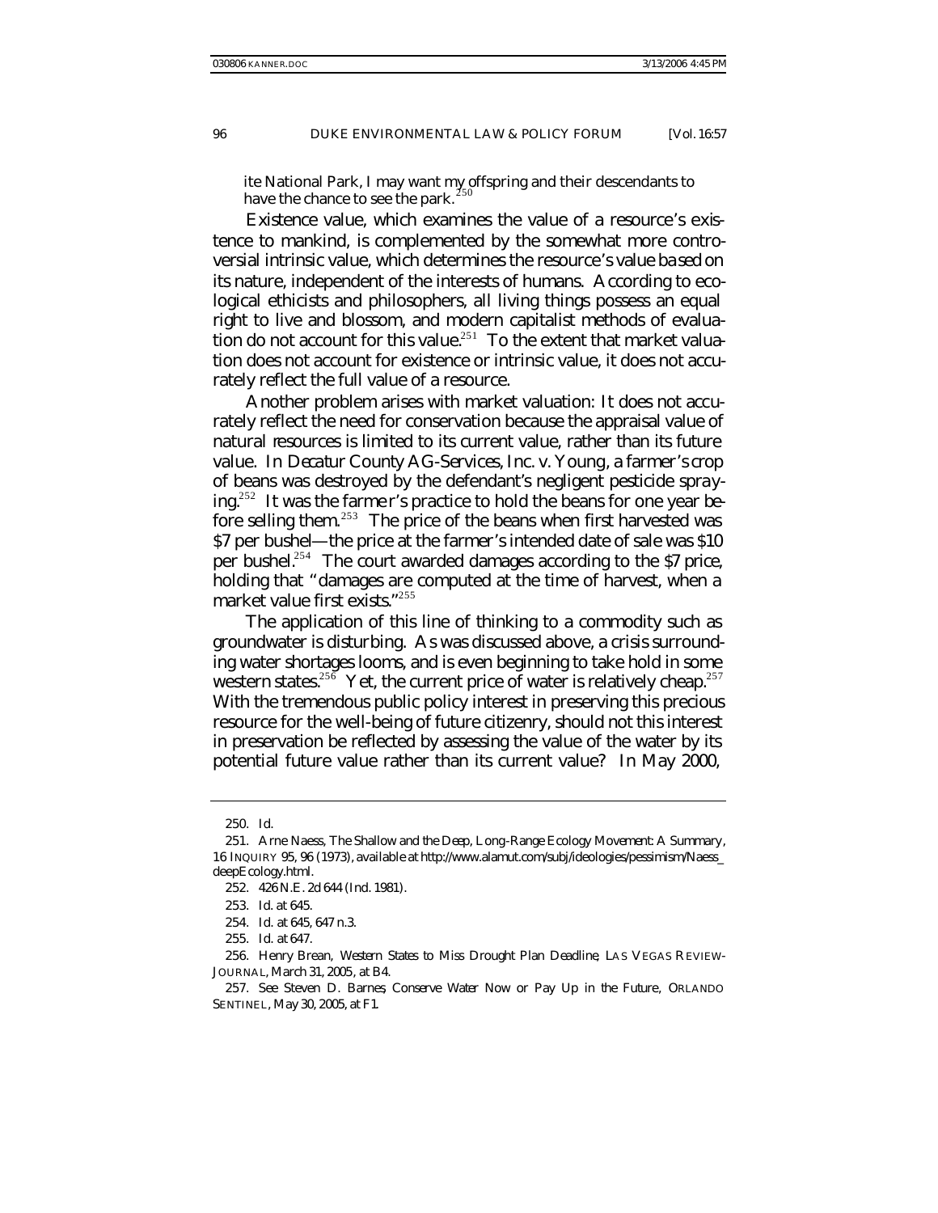ite National Park, I may want my offspring and their descendants to have the chance to see the park.[250]

Existence value, which examines the value of a resource's existence to mankind, is complemented by the somewhat more controversial intrinsic value, which determines the resource's value based on its nature, independent of the interests of humans. According to ecological ethicists and philosophers, all living things possess an equal right to live and blossom, and modern capitalist methods of evaluation do not account for this value.[251] To the extent that market valuation does not account for existence or intrinsic value, it does not accurately reflect the full value of a resource.

Another problem arises with market valuation: It does not accurately reflect the need for conservation because the appraisal value of natural resources is limited to its current value, rather than its future value. In *Decatur County AG-Services, Inc. v. Young*, a farmer's crop of beans was destroyed by the defendant's negligent pesticide spraying.[252] It was the farmer's practice to hold the beans for one year before selling them.[253] The price of the beans when first harvested was $7 per bushel—the price at the farmer's intended date of sale was $10 per bushel.[254] The court awarded damages according to the $7 price, holding that "damages are computed at the time of harvest, when a market value first exists."[255]

The application of this line of thinking to a commodity such as groundwater is disturbing. As was discussed above, a crisis surrounding water shortages looms, and is even beginning to take hold in some western states.[256] Yet, the current price of water is relatively cheap.[257] With the tremendous public policy interest in preserving this precious resource for the well-being of future citizenry, should not this interest in preservation be reflected by assessing the value of the water by its potential future value rather than its current value? In May 2000,

---

250. *Id.*

251. Arne Naess, *The Shallow and the Deep, Long-Range Ecology Movement: A Summary*, 16 INQUIRY 95, 96 (1973), *available at* http://www.alamut.com/subj/ideologies/pessimism/Naess_deepEcology.html.

252. 426 N.E. 2d 644 (Ind. 1981).

253. *Id.* at 645.

254. *Id.* at 645, 647 n.3.

255. *Id.* at 647.

256. Henry Brean, *Western States to Miss Drought Plan Deadline*, LAS VEGAS REVIEW-JOURNAL, March 31, 2005, at B4.

257. *See* Steven D. Barnes, *Conserve Water Now or Pay Up in the Future*, ORLANDO SENTINEL, May 30, 2005, at F1.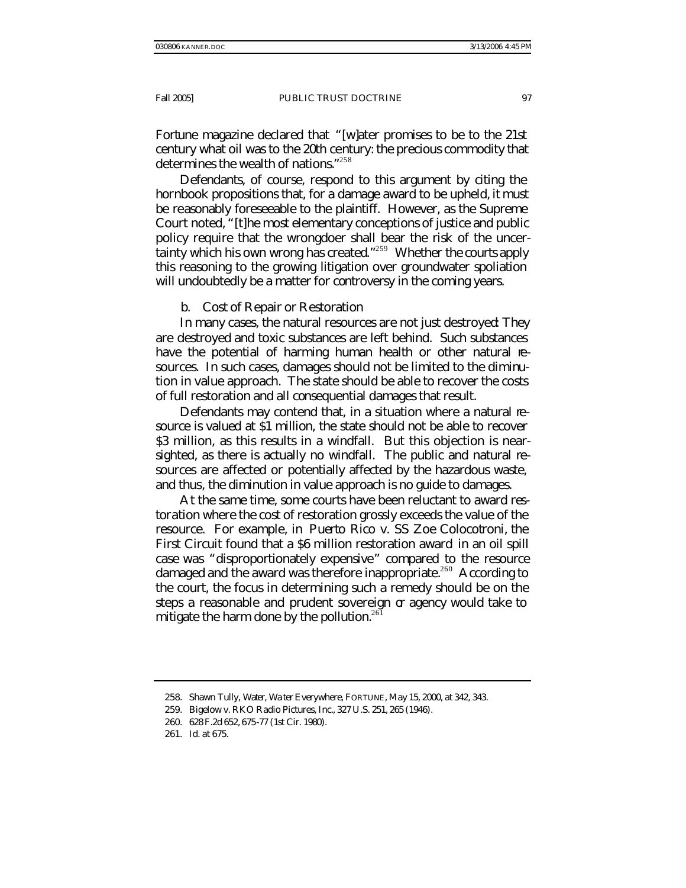Fortune magazine declared that "[w]ater promises to be to the 21st century what oil was to the 20th century: the precious commodity that determines the wealth of nations."[258]

Defendants, of course, respond to this argument by citing the hornbook propositions that, for a damage award to be upheld, it must be reasonably foreseeable to the plaintiff. However, as the Supreme Court noted, "[t]he most elementary conceptions of justice and public policy require that the wrongdoer shall bear the risk of the uncertainty which his own wrong has created."[259] Whether the courts apply this reasoning to the growing litigation over groundwater spoliation will undoubtedly be a matter for controversy in the coming years.

b. Cost of Repair or Restoration

In many cases, the natural resources are not just destroyed: They are destroyed and toxic substances are left behind. Such substances have the potential of harming human health or other natural resources. In such cases, damages should not be limited to the diminution in value approach. The state should be able to recover the costs of full restoration and all consequential damages that result.

Defendants may contend that, in a situation where a natural resource is valued at $1 million, the state should not be able to recover $3 million, as this results in a windfall. But this objection is near-sighted, as there is actually no windfall. The public and natural resources are affected or potentially affected by the hazardous waste, and thus, the diminution in value approach is no guide to damages.

At the same time, some courts have been reluctant to award restoration where the cost of restoration grossly exceeds the value of the resource. For example, in *Puerto Rico v. SS Zoe Colocotroni*, the First Circuit found that a $6 million restoration award in an oil spill case was "disproportionately expensive" compared to the resource damaged and the award was therefore inappropriate.[260] According to the court, the focus in determining such a remedy should be on the steps a reasonable and prudent sovereign or agency would take to mitigate the harm done by the pollution.[261]

---

258. Shawn Tully, *Water, Water Everywhere*, FORTUNE, May 15, 2000, at 342, 343.

259. Bigelow v. RKO Radio Pictures, Inc., 327 U.S. 251, 265 (1946).

260. 628 F.2d 652, 675-77 (1st Cir. 1980).

261. *Id.* at 675.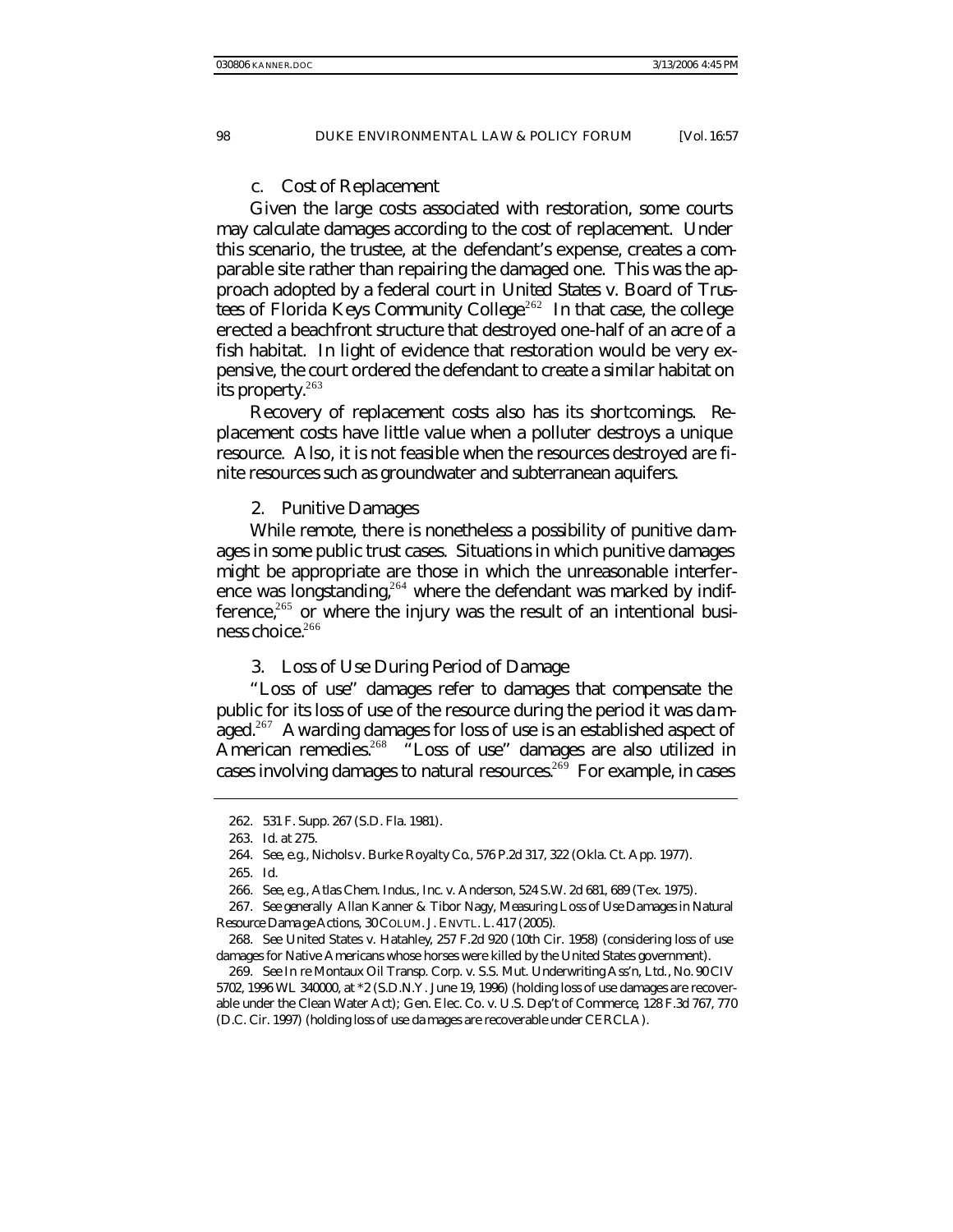### c. Cost of Replacement

Given the large costs associated with restoration, some courts may calculate damages according to the cost of replacement. Under this scenario, the trustee, at the defendant's expense, creates a comparable site rather than repairing the damaged one. This was the approach adopted by a federal court in *United States v. Board of Trustees of Florida Keys Community College*.[262] In that case, the college erected a beachfront structure that destroyed one-half of an acre of a fish habitat. In light of evidence that restoration would be very expensive, the court ordered the defendant to create a similar habitat on its property.[263]

Recovery of replacement costs also has its shortcomings. Replacement costs have little value when a polluter destroys a unique resource. Also, it is not feasible when the resources destroyed are finite resources such as groundwater and subterranean aquifers.

## 2. Punitive Damages

While remote, there is nonetheless a possibility of punitive damages in some public trust cases. Situations in which punitive damages might be appropriate are those in which the unreasonable interference was longstanding,[264] where the defendant was marked by indifference,[265] or where the injury was the result of an intentional business choice.[266]

## 3. Loss of Use During Period of Damage

"Loss of use" damages refer to damages that compensate the public for its loss of use of the resource during the period it was damaged.[267] Awarding damages for loss of use is an established aspect of American remedies.[268] "Loss of use" damages are also utilized in cases involving damages to natural resources.[269] For example, in cases

---

262. 531 F. Supp. 267 (S.D. Fla. 1981).

263. *Id.* at 275.

264. *See, e.g.*, Nichols v. Burke Royalty Co., 576 P.2d 317, 322 (Okla. Ct. App. 1977).

265. *Id.*

266. *See, e.g.*, Atlas Chem. Indus., Inc. v. Anderson, 524 S.W. 2d 681, 689 (Tex. 1975).

267. *See generally* Allan Kanner & Tibor Nagy, *Measuring Loss of Use Damages in Natural Resource Damage Actions*, 30 COLUM. J. ENVTL. L. 417 (2005).

268. *See* United States v. Hatahley, 257 F.2d 920 (10th Cir. 1958) (considering loss of use damages for Native Americans whose horses were killed by the United States government).

269. *See In re* Montaux Oil Transp. Corp. v. S.S. Mut. Underwriting Ass'n, Ltd., No. 90 CIV 5702, 1996 WL 340000, at *2 (S.D.N.Y. June 19, 1996) (holding loss of use damages are recoverable under the Clean Water Act); Gen. Elec. Co. v. U.S. Dep't of Commerce, 128 F.3d 767, 770 (D.C. Cir. 1997) (holding loss of use damages are recoverable under CERCLA).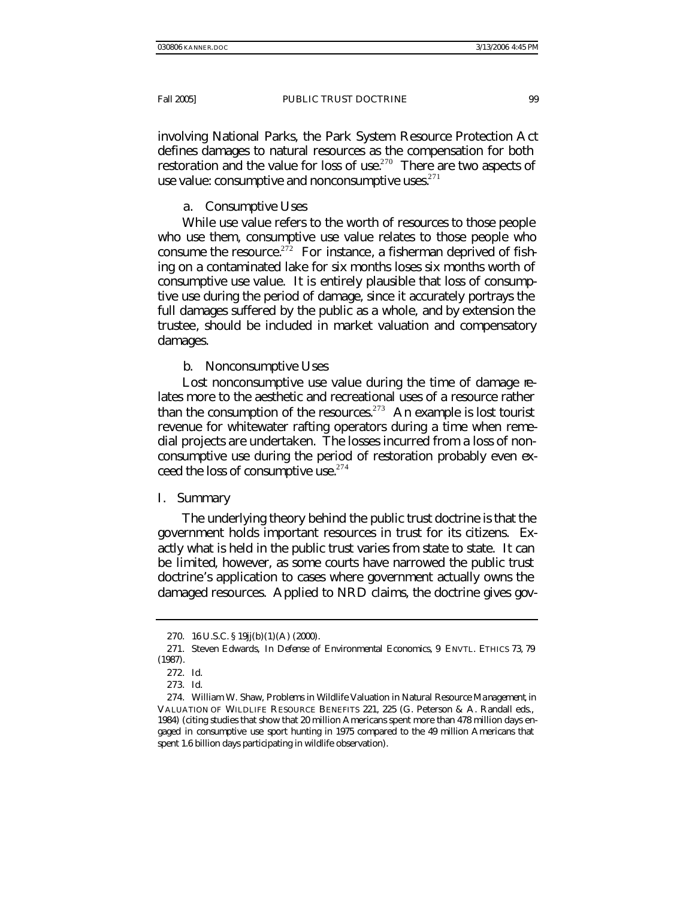involving National Parks, the Park System Resource Protection Act defines damages to natural resources as the compensation for both restoration and the value for loss of use.[270] There are two aspects of use value: consumptive and nonconsumptive uses.[271]

#### a. Consumptive Uses

While use value refers to the worth of resources to those people who use them, consumptive use value relates to those people who consume the resource.[272] For instance, a fisherman deprived of fishing on a contaminated lake for six months loses six months worth of consumptive use value. It is entirely plausible that loss of consumptive use during the period of damage, since it accurately portrays the full damages suffered by the public as a whole, and by extension the trustee, should be included in market valuation and compensatory damages.

#### b. Nonconsumptive Uses

Lost nonconsumptive use value during the time of damage relates more to the aesthetic and recreational uses of a resource rather than the consumption of the resources.[273] An example is lost tourist revenue for whitewater rafting operators during a time when remedial projects are undertaken. The losses incurred from a loss of nonconsumptive use during the period of restoration probably even exceed the loss of consumptive use.[274]

### I. Summary

The underlying theory behind the public trust doctrine is that the government holds important resources in trust for its citizens. Exactly what is held in the public trust varies from state to state. It can be limited, however, as some courts have narrowed the public trust doctrine's application to cases where government actually owns the damaged resources. Applied to NRD claims, the doctrine gives gov-

---

270. 16 U.S.C. § 19jj(b)(1)(A) (2000).

271. Steven Edwards, *In Defense of Environmental Economics*, 9 ENVTL. ETHICS 73, 79 (1987).

272. *Id.*

273. *Id.*

274. William W. Shaw, *Problems in Wildlife Valuation in Natural Resource Management*, *in* VALUATION OF WILDLIFE RESOURCE BENEFITS 221, 225 (G. Peterson & A. Randall eds., 1984) (citing studies that show that 20 million Americans spent more than 478 million days engaged in consumptive use sport hunting in 1975 compared to the 49 million Americans that spent 1.6 billion days participating in wildlife observation).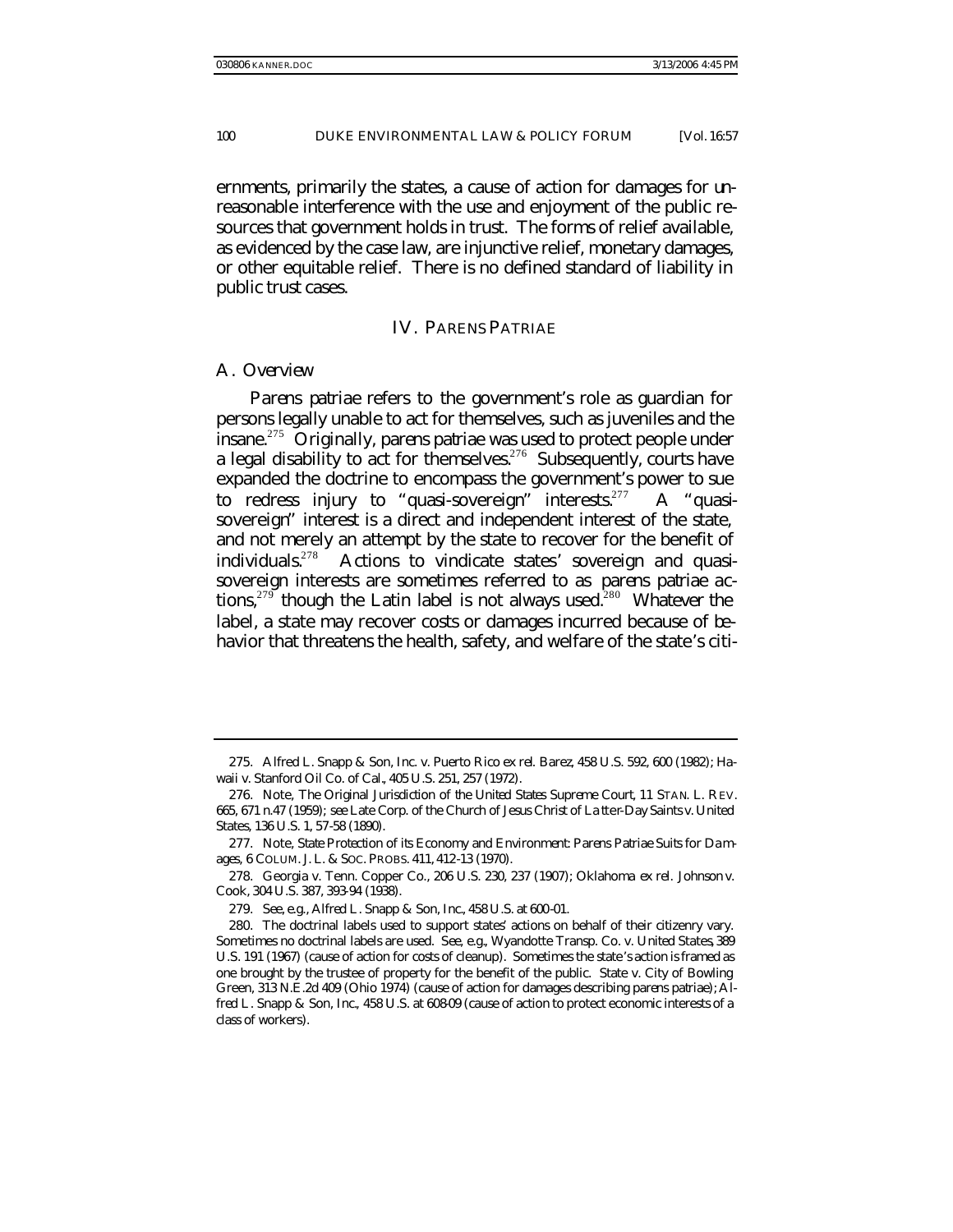ernments, primarily the states, a cause of action for damages for unreasonable interference with the use and enjoyment of the public resources that government holds in trust. The forms of relief available, as evidenced by the case law, are injunctive relief, monetary damages, or other equitable relief. There is no defined standard of liability in public trust cases.

## IV. PARENS PATRIAE

### A. Overview

Parens patriae refers to the government's role as guardian for persons legally unable to act for themselves, such as juveniles and the insane.[275] Originally, parens patriae was used to protect people under a legal disability to act for themselves.[276] Subsequently, courts have expanded the doctrine to encompass the government's power to sue to redress injury to "quasi-sovereign" interests.[277] A "quasi-sovereign" interest is a direct and independent interest of the state, and not merely an attempt by the state to recover for the benefit of individuals.[278] Actions to vindicate states' sovereign and quasi-sovereign interests are sometimes referred to as *parens patriae* actions,[279] though the Latin label is not always used.[280] Whatever the label, a state may recover costs or damages incurred because of behavior that threatens the health, safety, and welfare of the state's citi-

---

275. Alfred L. Snapp & Son, Inc. v. Puerto Rico *ex rel.* Barez, 458 U.S. 592, 600 (1982); Hawaii v. Stanford Oil Co. of Cal., 405 U.S. 251, 257 (1972).

276. Note, *The Original Jurisdiction of the United States Supreme Court*, 11 STAN. L. REV. 665, 671 n.47 (1959); *see* Late Corp. of the Church of Jesus Christ of Latter-Day Saints v. United States, 136 U.S. 1, 57-58 (1890).

277. Note, *State Protection of its Economy and Environment: Parens Patriae Suits for Damages*, 6 COLUM. J. L. & SOC. PROBS. 411, 412-13 (1970).

278. Georgia v. Tenn. Copper Co., 206 U.S. 230, 237 (1907); Oklahoma *ex rel.* Johnson v. Cook, 304 U.S. 387, 393-94 (1938).

279. *See, e.g.*, *Alfred L. Snapp & Son, Inc.*, 458 U.S. at 600-01.

280. The doctrinal labels used to support states' actions on behalf of their citizenry vary. Sometimes no doctrinal labels are used. *See, e.g.*, Wyandotte Transp. Co. v. United States, 389 U.S. 191 (1967) (cause of action for costs of cleanup). Sometimes the state's action is framed as one brought by the trustee of property for the benefit of the public. State v. City of Bowling Green, 313 N.E.2d 409 (Ohio 1974) (cause of action for damages describing parens patriae); *Alfred L. Snapp & Son, Inc.*, 458 U.S. at 608-09 (cause of action to protect economic interests of a class of workers).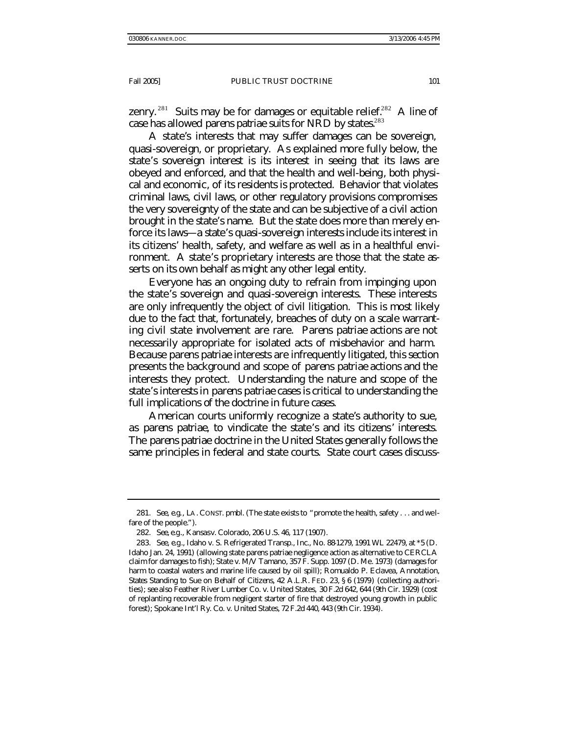zenry.[281] Suits may be for damages or equitable relief.[282] A line of case has allowed *parens patriae* suits for NRD by states.[283]

A state's interests that may suffer damages can be sovereign, quasi-sovereign, or proprietary. As explained more fully below, the state's sovereign interest is its interest in seeing that its laws are obeyed and enforced, and that the health and well-being, both physical and economic, of its residents is protected. Behavior that violates criminal laws, civil laws, or other regulatory provisions compromises the very sovereignty of the state and can be subjective of a civil action brought in the state's name. But the state does more than merely enforce its laws—a state's quasi-sovereign interests include its interest in its citizens' health, safety, and welfare as well as in a healthful environment. A state's proprietary interests are those that the state asserts on its own behalf as might any other legal entity.

Everyone has an ongoing duty to refrain from impinging upon the state's sovereign and quasi-sovereign interests. These interests are only infrequently the object of civil litigation. This is most likely due to the fact that, fortunately, breaches of duty on a scale warranting civil state involvement are rare. *Parens patriae* actions are not necessarily appropriate for isolated acts of misbehavior and harm. Because *parens patriae* interests are infrequently litigated, this section presents the background and scope of *parens patriae* actions and the interests they protect. Understanding the nature and scope of the state's interests in *parens patriae* cases is critical to understanding the full implications of the doctrine in future cases.

American courts uniformly recognize a state's authority to sue, as *parens patriae*, to vindicate the state's and its citizens' interests. The *parens patriae* doctrine in the United States generally follows the same principles in federal and state courts. State court cases discuss-

---

281. *See, e.g.*, LA. CONST. pmbl. (The state exists to "promote the health, safety . . . and welfare of the people.").

282. *See, e.g.*, Kansas v. Colorado, 206 U.S. 46, 117 (1907).

283. *See, e.g.*, Idaho v. S. Refrigerated Transp., Inc., No. 88-1279, 1991 WL 22479, at *5 (D. Idaho Jan. 24, 1991) (allowing state *parens patriae* negligence action as alternative to CERCLA claim for damages to fish); State v. M/V Tamano, 357 F. Supp. 1097 (D. Me. 1973) (damages for harm to coastal waters and marine life caused by oil spill); Romualdo P. Eclavea, Annotation, *States Standing to Sue on Behalf of Citizens*, 42 A.L.R. FED. 23, § 6 (1979) (collecting authorities); *see also* Feather River Lumber Co. v. United States, 30 F.2d 642, 644 (9th Cir. 1929) (cost of replanting recoverable from negligent starter of fire that destroyed young growth in public forest); Spokane Int'l Ry. Co. v. United States, 72 F.2d 440, 443 (9th Cir. 1934).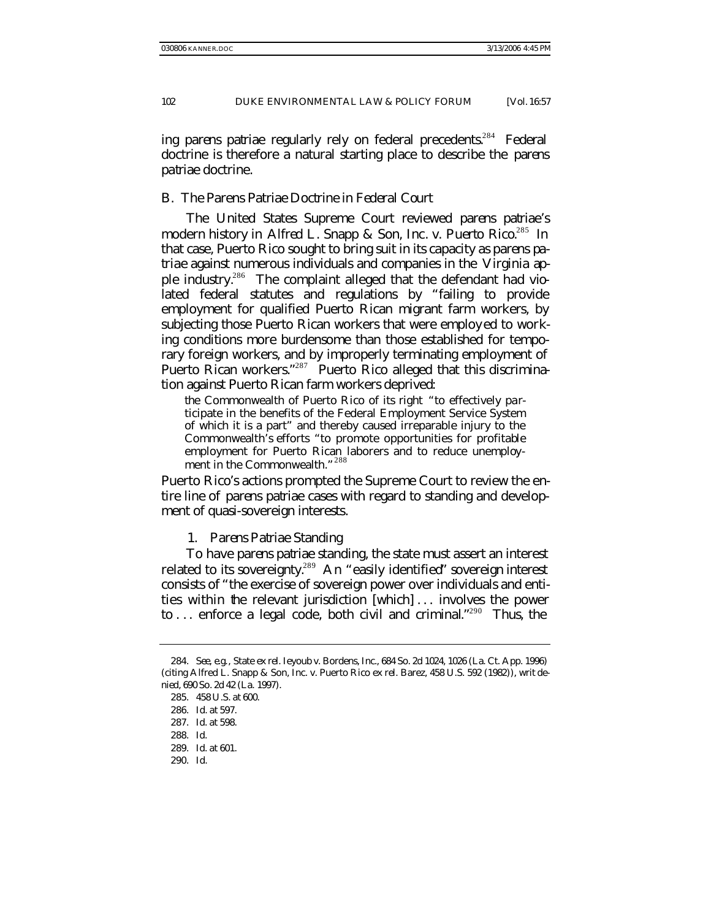ing parens patriae regularly rely on federal precedents.[284] Federal doctrine is therefore a natural starting place to describe the *parens patriae* doctrine.

## B. The Parens Patriae Doctrine in Federal Court

The United States Supreme Court reviewed parens patriae's modern history in *Alfred L. Snapp & Son, Inc. v. Puerto Rico*.[285] In that case, Puerto Rico sought to bring suit in its capacity as parens patriae against numerous individuals and companies in the Virginia apple industry.[286] The complaint alleged that the defendant had violated federal statutes and regulations by "failing to provide employment for qualified Puerto Rican migrant farm workers, by subjecting those Puerto Rican workers that were employed to working conditions more burdensome than those established for temporary foreign workers, and by improperly terminating employment of Puerto Rican workers."[287] Puerto Rico alleged that this discrimination against Puerto Rican farm workers deprived:

> the Commonwealth of Puerto Rico of its right "to effectively participate in the benefits of the Federal Employment Service System of which it is a part" and thereby caused irreparable injury to the Commonwealth's efforts "to promote opportunities for profitable employment for Puerto Rican laborers and to reduce unemployment in the Commonwealth."[288]

Puerto Rico's actions prompted the Supreme Court to review the entire line of parens patriae cases with regard to standing and development of quasi-sovereign interests.

### 1. Parens Patriae Standing

To have parens patriae standing, the state must assert an interest related to its sovereignty.[289] An "easily identified" sovereign interest consists of "the exercise of sovereign power over individuals and entities within the relevant jurisdiction [which] . . . involves the power to . . . enforce a legal code, both civil and criminal."[290] Thus, the

---

284. *See, e.g.*, State *ex rel.* Ieyoub v. Bordens, Inc., 684 So. 2d 1024, 1026 (La. Ct. App. 1996) (citing Alfred L. Snapp & Son, Inc. v. Puerto Rico *ex rel.* Barez, 458 U.S. 592 (1982)), *writ denied*, 690 So. 2d 42 (La. 1997).

285. 458 U.S. at 600.

286. *Id.* at 597.

287. *Id.* at 598.

288. *Id.*

289. *Id.* at 601.

290. *Id.*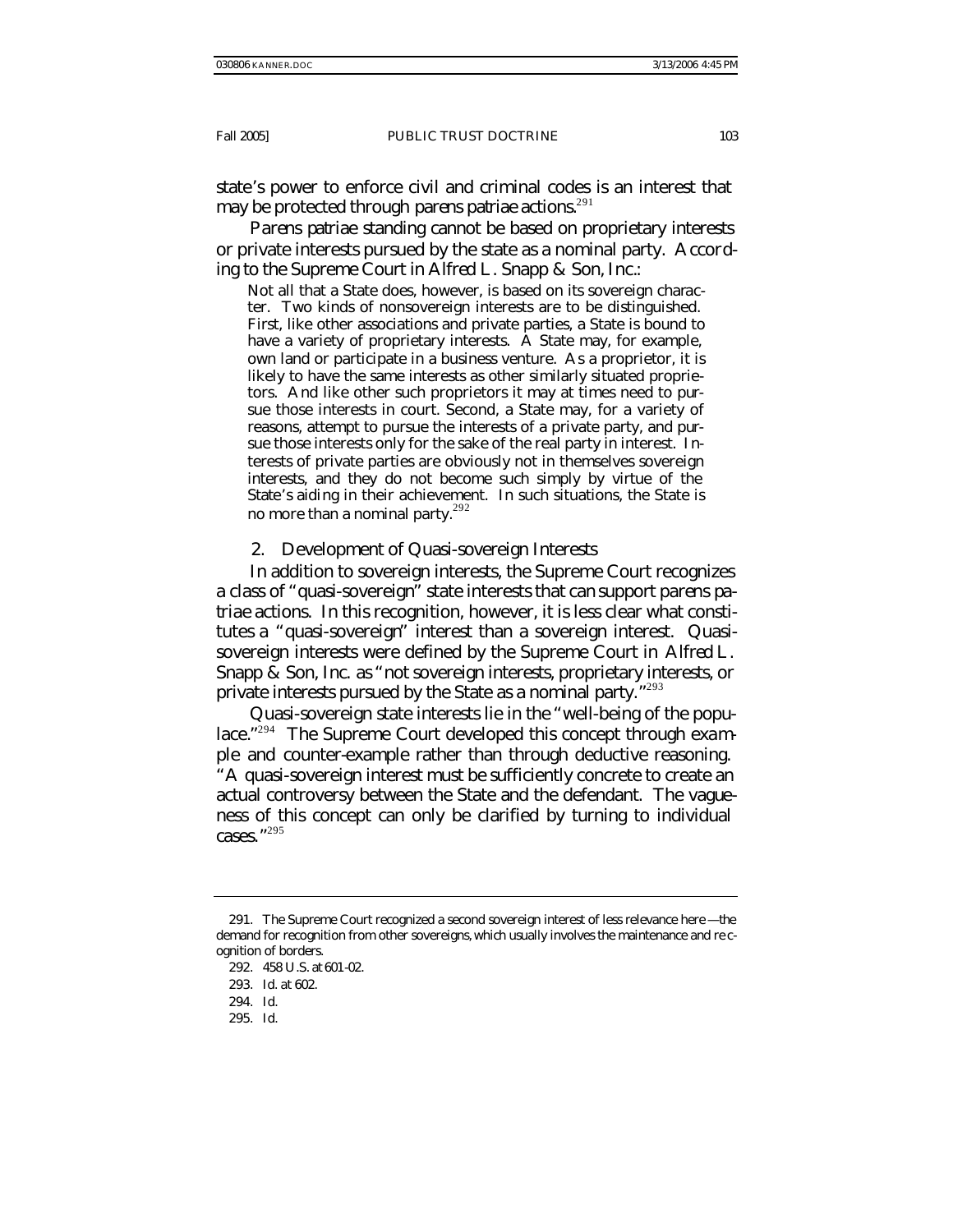state's power to enforce civil and criminal codes is an interest that may be protected through *parens patriae* actions.[291]

*Parens patriae* standing cannot be based on proprietary interests or private interests pursued by the state as a nominal party. According to the Supreme Court in *Alfred L. Snapp & Son, Inc.*:

> Not all that a State does, however, is based on its sovereign character. Two kinds of nonsovereign interests are to be distinguished. First, like other associations and private parties, a State is bound to have a variety of proprietary interests. A State may, for example, own land or participate in a business venture. As a proprietor, it is likely to have the same interests as other similarly situated proprietors. And like other such proprietors it may at times need to pursue those interests in court. Second, a State may, for a variety of reasons, attempt to pursue the interests of a private party, and pursue those interests only for the sake of the real party in interest. Interests of private parties are obviously not in themselves sovereign interests, and they do not become such simply by virtue of the State's aiding in their achievement. In such situations, the State is no more than a nominal party.[292]

### 2. Development of Quasi-sovereign Interests

In addition to sovereign interests, the Supreme Court recognizes a class of "quasi-sovereign" state interests that can support *parens patriae* actions. In this recognition, however, it is less clear what constitutes a "quasi-sovereign" interest than a sovereign interest. Quasi-sovereign interests were defined by the Supreme Court in *Alfred L. Snapp & Son, Inc.* as "not sovereign interests, proprietary interests, or private interests pursued by the State as a nominal party."[293]

Quasi-sovereign state interests lie in the "well-being of the populace."[294] The Supreme Court developed this concept through example and counter-example rather than through deductive reasoning. "A quasi-sovereign interest must be sufficiently concrete to create an actual controversy between the State and the defendant. The vagueness of this concept can only be clarified by turning to individual cases."[295]

---

291. The Supreme Court recognized a second sovereign interest of less relevance here—the demand for recognition from other sovereigns, which usually involves the maintenance and recognition of borders.

292. 458 U.S. at 601-02.

293. *Id.* at 602.

294. *Id.*

295. *Id.*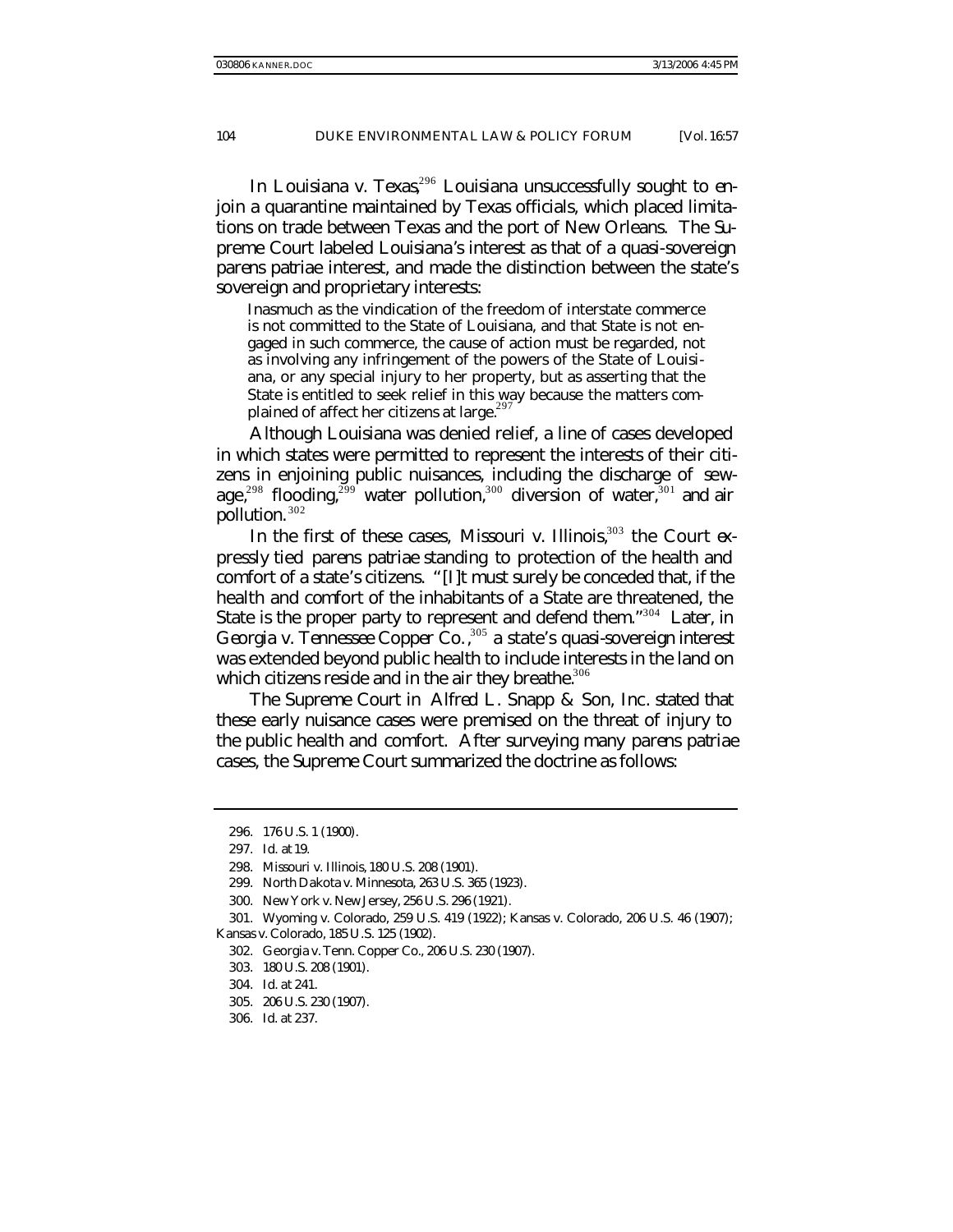In *Louisiana v. Texas*,[296] Louisiana unsuccessfully sought to enjoin a quarantine maintained by Texas officials, which placed limitations on trade between Texas and the port of New Orleans. The Supreme Court labeled Louisiana's interest as that of a quasi-sovereign *parens patriae* interest, and made the distinction between the state's sovereign and proprietary interests:

> Inasmuch as the vindication of the freedom of interstate commerce is not committed to the State of Louisiana, and that State is not engaged in such commerce, the cause of action must be regarded, not as involving any infringement of the powers of the State of Louisiana, or any special injury to her property, but as asserting that the State is entitled to seek relief in this way because the matters complained of affect her citizens at large.[297]

Although Louisiana was denied relief, a line of cases developed in which states were permitted to represent the interests of their citizens in enjoining public nuisances, including the discharge of sewage,[298] flooding,[299] water pollution,[300] diversion of water,[301] and air pollution.[302]

In the first of these cases, *Missouri v. Illinois*,[303] the Court expressly tied *parens patriae* standing to protection of the health and comfort of a state's citizens. "[I]t must surely be conceded that, if the health and comfort of the inhabitants of a State are threatened, the State is the proper party to represent and defend them."[304] Later, in *Georgia v. Tennessee Copper Co.*,[305] a state's quasi-sovereign interest was extended beyond public health to include interests in the land on which citizens reside and in the air they breathe.[306]

The Supreme Court in *Alfred L. Snapp & Son, Inc.* stated that these early nuisance cases were premised on the threat of injury to the public health and comfort. After surveying many *parens patriae* cases, the Supreme Court summarized the doctrine as follows:

---

296. 176 U.S. 1 (1900).

297. *Id.* at 19.

298. Missouri v. Illinois, 180 U.S. 208 (1901).

299. North Dakota v. Minnesota, 263 U.S. 365 (1923).

300. New York v. New Jersey, 256 U.S. 296 (1921).

301. Wyoming v. Colorado, 259 U.S. 419 (1922); Kansas v. Colorado, 206 U.S. 46 (1907); Kansas v. Colorado, 185 U.S. 125 (1902).

302. Georgia v. Tenn. Copper Co., 206 U.S. 230 (1907).

303. 180 U.S. 208 (1901).

304. *Id.* at 241.

305. 206 U.S. 230 (1907).

306. *Id.* at 237.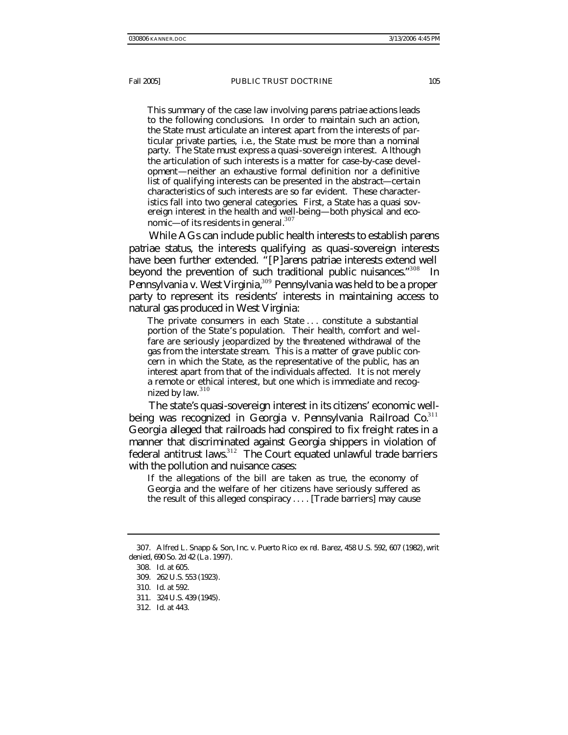This summary of the case law involving parens patriae actions leads to the following conclusions. In order to maintain such an action, the State must articulate an interest apart from the interests of particular private parties, i.e., the State must be more than a nominal party. The State must express a quasi-sovereign interest. Although the articulation of such interests is a matter for case-by-case development—neither an exhaustive formal definition nor a definitive list of qualifying interests can be presented in the abstract—certain characteristics of such interests are so far evident. These characteristics fall into two general categories. First, a State has a quasi sovereign interest in the health and well-being—both physical and economic—of its residents in general.[307]

While AGs can include public health interests to establish *parens patriae* status, the interests qualifying as quasi-sovereign interests have been further extended. "[P]arens patriae interests extend well beyond the prevention of such traditional public nuisances."[308] In *Pennsylvania v. West Virginia*,[309] Pennsylvania was held to be a proper party to represent its residents' interests in maintaining access to natural gas produced in West Virginia:

> The private consumers in each State . . . constitute a substantial portion of the State's population. Their health, comfort and welfare are seriously jeopardized by the threatened withdrawal of the gas from the interstate stream. This is a matter of grave public concern in which the State, as the representative of the public, has an interest apart from that of the individuals affected. It is not merely a remote or ethical interest, but one which is immediate and recognized by law.[310]

The state's quasi-sovereign interest in its citizens' economic well-being was recognized in *Georgia v. Pennsylvania Railroad Co.*[311] Georgia alleged that railroads had conspired to fix freight rates in a manner that discriminated against Georgia shippers in violation of federal antitrust laws.[312] The Court equated unlawful trade barriers with the pollution and nuisance cases:

> If the allegations of the bill are taken as true, the economy of Georgia and the welfare of her citizens have seriously suffered as the result of this alleged conspiracy . . . . [Trade barriers] may cause

---

307. Alfred L. Snapp & Son, Inc. v. Puerto Rico *ex rel.* Barez, 458 U.S. 592, 607 (1982), *writ denied*, 690 So. 2d 42 (La. 1997).

308. *Id.* at 605.

309. 262 U.S. 553 (1923).

310. *Id.* at 592.

311. 324 U.S. 439 (1945).

312. *Id.* at 443.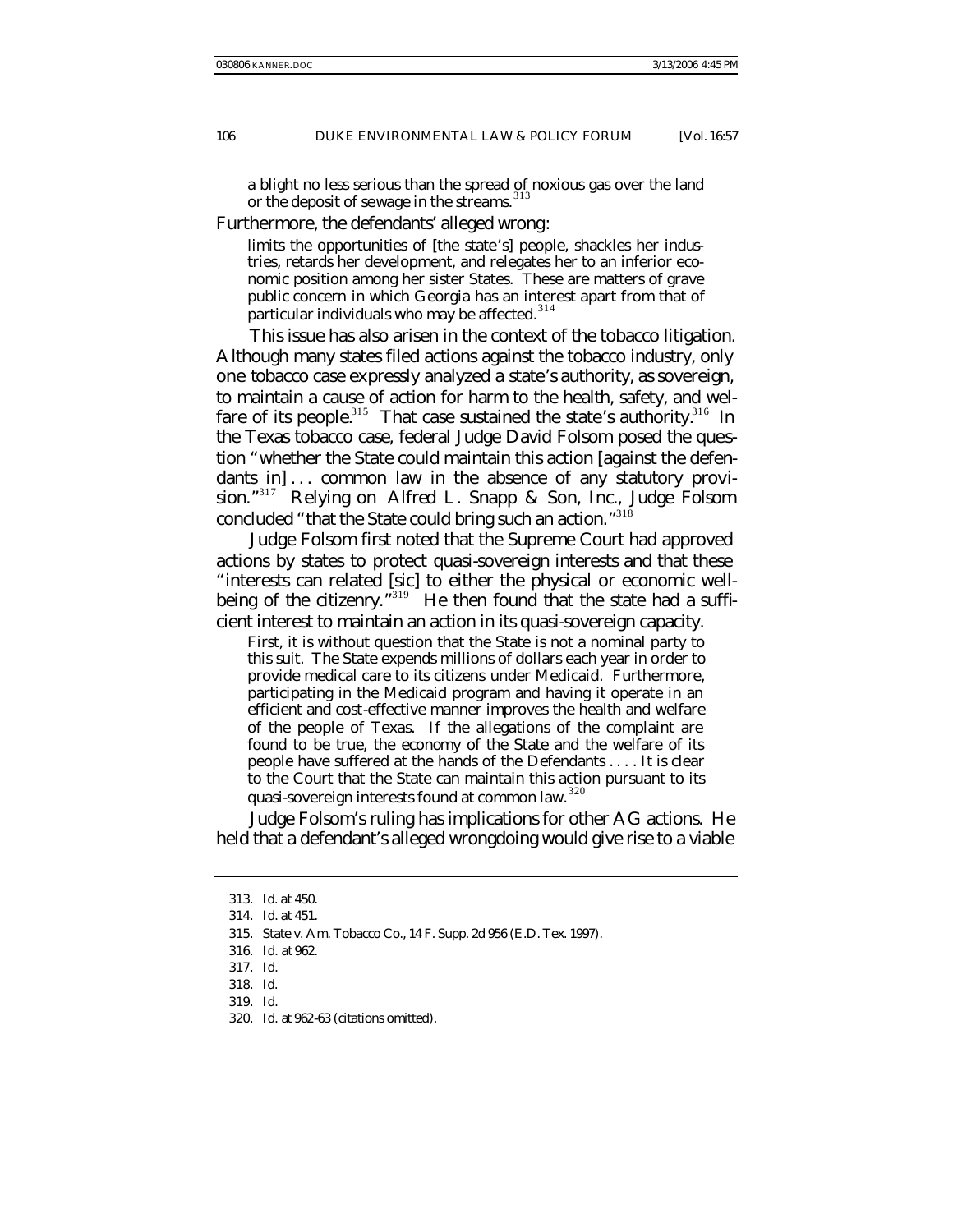> a blight no less serious than the spread of noxious gas over the land or the deposit of sewage in the streams.[313]

Furthermore, the defendants' alleged wrong:

> limits the opportunities of [the state's] people, shackles her industries, retards her development, and relegates her to an inferior economic position among her sister States. These are matters of grave public concern in which Georgia has an interest apart from that of particular individuals who may be affected.[314]

This issue has also arisen in the context of the tobacco litigation. Although many states filed actions against the tobacco industry, only one tobacco case expressly analyzed a state's authority, as sovereign, to maintain a cause of action for harm to the health, safety, and welfare of its people.[315] That case sustained the state's authority.[316] In the Texas tobacco case, federal Judge David Folsom posed the question "whether the State could maintain this action [against the defendants in] . . . common law in the absence of any statutory provision."[317] Relying on *Alfred L. Snapp & Son, Inc.*, Judge Folsom concluded "that the State could bring such an action."[318]

Judge Folsom first noted that the Supreme Court had approved actions by states to protect quasi-sovereign interests and that these "interests can related [sic] to either the physical or economic wellbeing of the citizenry."[319] He then found that the state had a sufficient interest to maintain an action in its quasi-sovereign capacity.

> First, it is without question that the State is not a nominal party to this suit. The State expends millions of dollars each year in order to provide medical care to its citizens under Medicaid. Furthermore, participating in the Medicaid program and having it operate in an efficient and cost-effective manner improves the health and welfare of the people of Texas. If the allegations of the complaint are found to be true, the economy of the State and the welfare of its people have suffered at the hands of the Defendants . . . . It is clear to the Court that the State can maintain this action pursuant to its quasi-sovereign interests found at common law.[320]

Judge Folsom's ruling has implications for other AG actions. He held that a defendant's alleged wrongdoing would give rise to a viable

---

313. *Id.* at 450.
314. *Id.* at 451.
315. State v. Am. Tobacco Co., 14 F. Supp. 2d 956 (E.D. Tex. 1997).
316. *Id.* at 962.
317. *Id.*
318. *Id.*
319. *Id.*
320. *Id.* at 962-63 (citations omitted).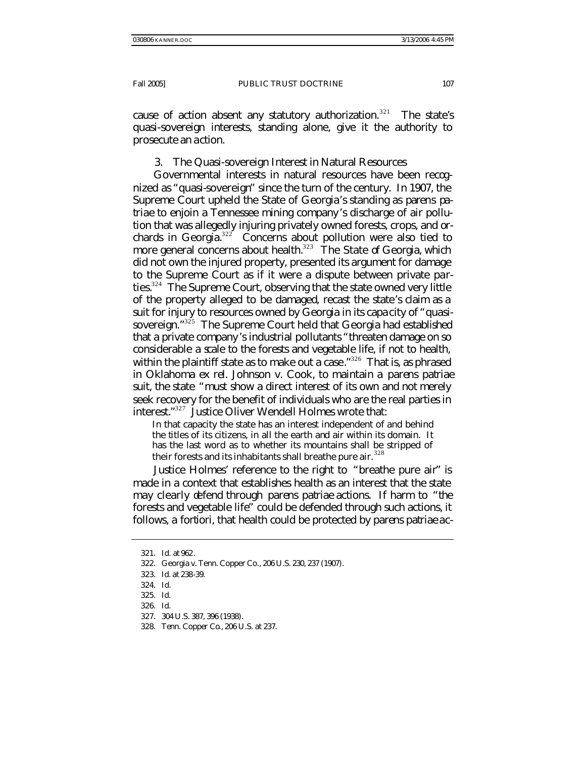cause of action absent any statutory authorization.[321] The state's quasi-sovereign interests, standing alone, give it the authority to prosecute an action.

### 3. The Quasi-sovereign Interest in Natural Resources

Governmental interests in natural resources have been recognized as "quasi-sovereign" since the turn of the century. In 1907, the Supreme Court upheld the State of Georgia's standing as *parens patriae* to enjoin a Tennessee mining company's discharge of air pollution that was allegedly injuring privately owned forests, crops, and orchards in Georgia.[322] Concerns about pollution were also tied to more general concerns about health.[323] The State of Georgia, which did not own the injured property, presented its argument for damage to the Supreme Court as if it were a dispute between private parties.[324] The Supreme Court, observing that the state owned very little of the property alleged to be damaged, recast the state's claim as a suit for injury to resources owned by Georgia in its capacity of "quasi-sovereign."[325] The Supreme Court held that Georgia had established that a private company's industrial pollutants "threaten damage on so considerable a scale to the forests and vegetable life, if not to health, within the plaintiff state as to make out a case."[326] That is, as phrased in *Oklahoma ex rel. Johnson v. Cook*, to maintain a *parens patriae* suit, the state "must show a direct interest of its own and not merely seek recovery for the benefit of individuals who are the real parties in interest."[327] Justice Oliver Wendell Holmes wrote that:

> In that capacity the state has an interest independent of and behind the titles of its citizens, in all the earth and air within its domain. It has the last word as to whether its mountains shall be stripped of their forests and its inhabitants shall breathe pure air.[328]

Justice Holmes' reference to the right to "breathe pure air" is made in a context that establishes health as an interest that the state may clearly defend through *parens patriae* actions. If harm to "the forests and vegetable life" could be defended through such actions, it follows, a fortiori, that health could be protected by *parens patriae* ac-

---

321. *Id.* at 962.

322. Georgia v. Tenn. Copper Co., 206 U.S. 230, 237 (1907).

323. *Id.* at 238-39.

324. *Id.*

325. *Id.*

326. *Id.*

327. 304 U.S. 387, 396 (1938).

328. *Tenn. Copper Co.*, 206 U.S. at 237.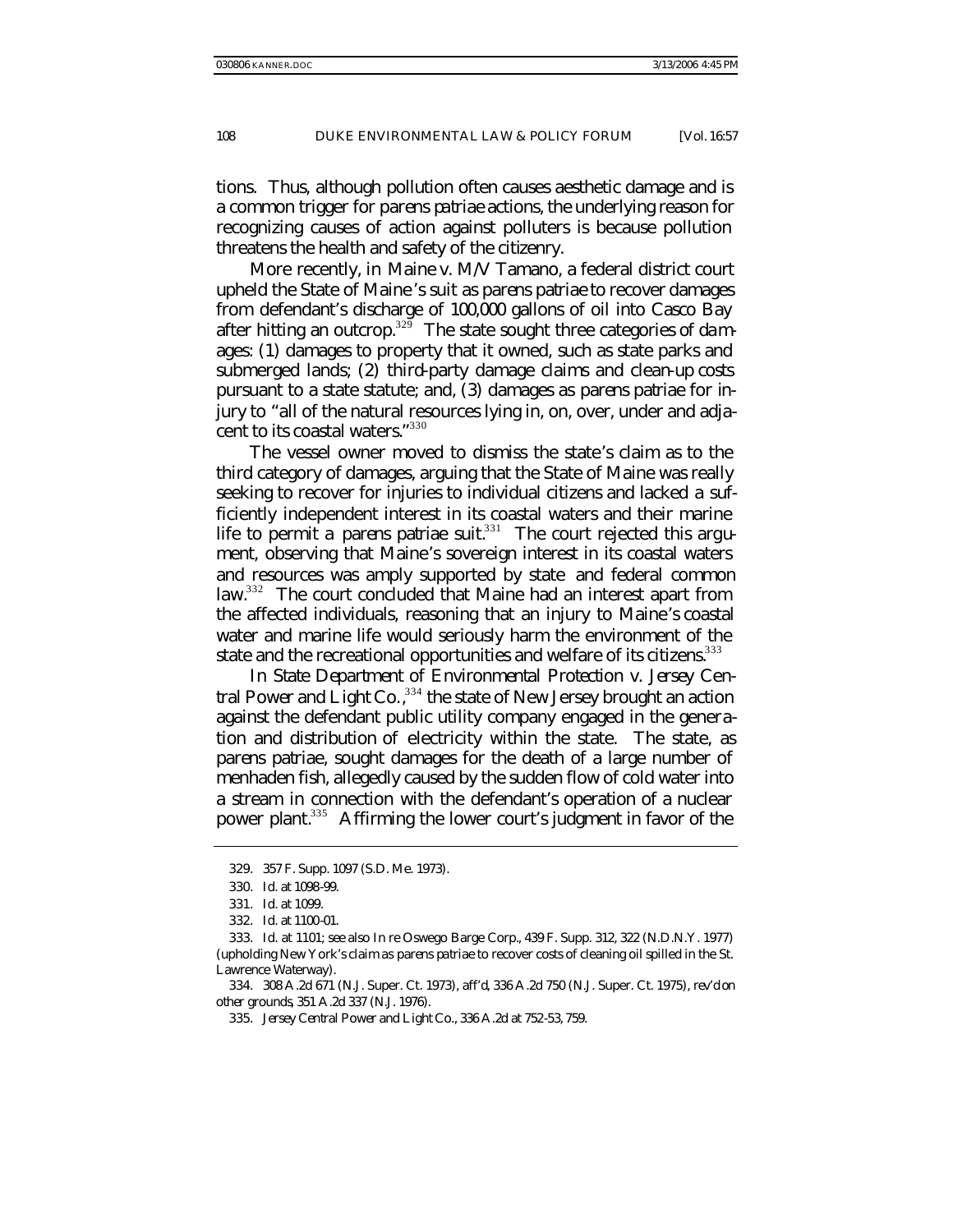tions. Thus, although pollution often causes aesthetic damage and is a common trigger for *parens patriae* actions, the underlying reason for recognizing causes of action against polluters is because pollution threatens the health and safety of the citizenry.

More recently, in *Maine v. M/V Tamano*, a federal district court upheld the State of Maine's suit as parens patriae to recover damages from defendant's discharge of 100,000 gallons of oil into Casco Bay after hitting an outcrop.[329] The state sought three categories of damages: (1) damages to property that it owned, such as state parks and submerged lands; (2) third-party damage claims and clean-up costs pursuant to a state statute; and, (3) damages as parens patriae for injury to "all of the natural resources lying in, on, over, under and adjacent to its coastal waters."[330]

The vessel owner moved to dismiss the state's claim as to the third category of damages, arguing that the State of Maine was really seeking to recover for injuries to individual citizens and lacked a sufficiently independent interest in its coastal waters and their marine life to permit a *parens patriae* suit.[331] The court rejected this argument, observing that Maine's sovereign interest in its coastal waters and resources was amply supported by state and federal common law.[332] The court concluded that Maine had an interest apart from the affected individuals, reasoning that an injury to Maine's coastal water and marine life would seriously harm the environment of the state and the recreational opportunities and welfare of its citizens.[333]

In *State Department of Environmental Protection v. Jersey Central Power and Light Co.*,[334] the state of New Jersey brought an action against the defendant public utility company engaged in the generation and distribution of electricity within the state. The state, as *parens patriae*, sought damages for the death of a large number of menhaden fish, allegedly caused by the sudden flow of cold water into a stream in connection with the defendant's operation of a nuclear power plant.[335] Affirming the lower court's judgment in favor of the

---

329. 357 F. Supp. 1097 (S.D. Me. 1973).

330. *Id.* at 1098-99.

331. *Id.* at 1099.

332. *Id.* at 1100-01.

333. *Id.* at 1101; *see also In re* Oswego Barge Corp., 439 F. Supp. 312, 322 (N.D.N.Y. 1977) (upholding New York's claim as parens patriae to recover costs of cleaning oil spilled in the St. Lawrence Waterway).

334. 308 A.2d 671 (N.J. Super. Ct. 1973), *aff'd*, 336 A.2d 750 (N.J. Super. Ct. 1975), *rev'd on other grounds*, 351 A.2d 337 (N.J. 1976).

335. *Jersey Central Power and Light Co.*, 336 A.2d at 752-53, 759.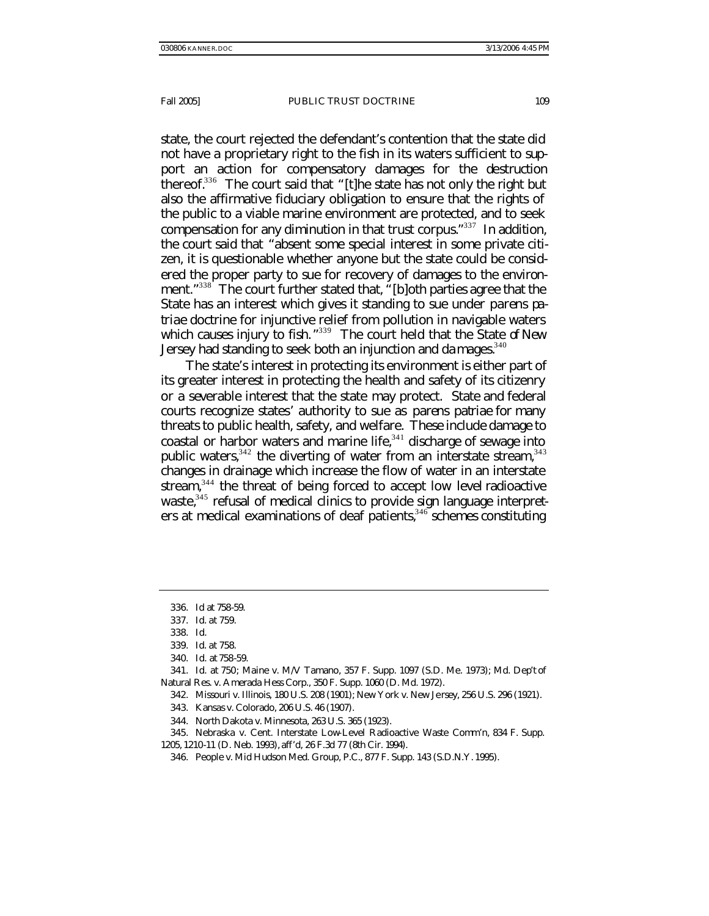state, the court rejected the defendant's contention that the state did not have a proprietary right to the fish in its waters sufficient to support an action for compensatory damages for the destruction thereof.[336] The court said that "[t]he state has not only the right but also the affirmative fiduciary obligation to ensure that the rights of the public to a viable marine environment are protected, and to seek compensation for any diminution in that trust corpus."[337] In addition, the court said that "absent some special interest in some private citizen, it is questionable whether anyone but the state could be considered the proper party to sue for recovery of damages to the environment."[338] The court further stated that, "[b]oth parties agree that the State has an interest which gives it standing to sue under *parens patriae* doctrine for injunctive relief from pollution in navigable waters which causes injury to fish."[339] The court held that the State of New Jersey had standing to seek both an injunction and damages.[340]

The state's interest in protecting its environment is either part of its greater interest in protecting the health and safety of its citizenry or a severable interest that the state may protect. State and federal courts recognize states' authority to sue as *parens patriae* for many threats to public health, safety, and welfare. These include damage to coastal or harbor waters and marine life,[341] discharge of sewage into public waters,[342] the diverting of water from an interstate stream,[343] changes in drainage which increase the flow of water in an interstate stream,[344] the threat of being forced to accept low level radioactive waste,[345] refusal of medical clinics to provide sign language interpreters at medical examinations of deaf patients,[346] schemes constituting

---

336. *Id* at 758-59.

337. *Id.* at 759.

338. *Id.*

339. *Id.* at 758.

340. *Id.* at 758-59.

341. *Id.* at 750; Maine v. M/V Tamano, 357 F. Supp. 1097 (S.D. Me. 1973); Md. Dep't of Natural Res. v. Amerada Hess Corp., 350 F. Supp. 1060 (D. Md. 1972).

342. Missouri v. Illinois, 180 U.S. 208 (1901); New York v. New Jersey, 256 U.S. 296 (1921).

343. Kansas v. Colorado, 206 U.S. 46 (1907).

344. North Dakota v. Minnesota, 263 U.S. 365 (1923).

345. Nebraska v. Cent. Interstate Low-Level Radioactive Waste Comm'n, 834 F. Supp. 1205, 1210-11 (D. Neb. 1993), *aff'd*, 26 F.3d 77 (8th Cir. 1994).

346. People v. Mid Hudson Med. Group, P.C., 877 F. Supp. 143 (S.D.N.Y. 1995).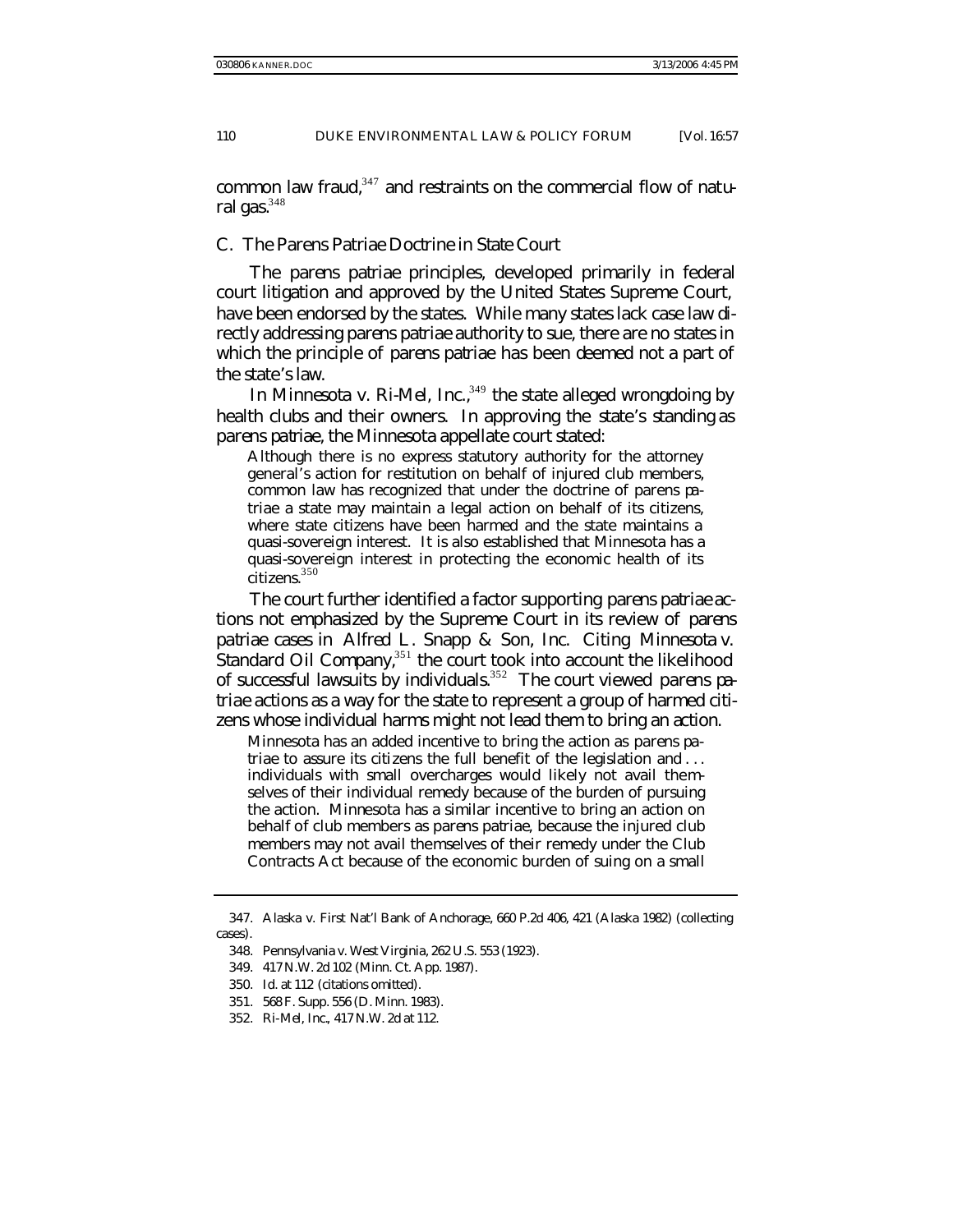common law fraud,[347] and restraints on the commercial flow of natural gas.[348]

### C. The Parens Patriae Doctrine in State Court

The parens patriae principles, developed primarily in federal court litigation and approved by the United States Supreme Court, have been endorsed by the states. While many states lack case law directly addressing parens patriae authority to sue, there are no states in which the principle of parens patriae has been deemed not a part of the state's law.

In *Minnesota v. Ri-Mel, Inc.*,[349] the state alleged wrongdoing by health clubs and their owners. In approving the state's standing as parens patriae, the Minnesota appellate court stated:

> Although there is no express statutory authority for the attorney general's action for restitution on behalf of injured club members, common law has recognized that under the doctrine of parens patriae a state may maintain a legal action on behalf of its citizens, where state citizens have been harmed and the state maintains a quasi-sovereign interest. It is also established that Minnesota has a quasi-sovereign interest in protecting the economic health of its citizens.[350]

The court further identified a factor supporting parens patriae actions not emphasized by the Supreme Court in its review of parens patriae cases in *Alfred L. Snapp & Son, Inc.* Citing *Minnesota v. Standard Oil Company*,[351] the court took into account the likelihood of successful lawsuits by individuals.[352] The court viewed parens patriae actions as a way for the state to represent a group of harmed citizens whose individual harms might not lead them to bring an action.

> Minnesota has an added incentive to bring the action as parens patriae to assure its citizens the full benefit of the legislation and . . . individuals with small overcharges would likely not avail themselves of their individual remedy because of the burden of pursuing the action. Minnesota has a similar incentive to bring an action on behalf of club members as parens patriae, because the injured club members may not avail themselves of their remedy under the Club Contracts Act because of the economic burden of suing on a small

---

347. Alaska v. First Nat'l Bank of Anchorage, 660 P.2d 406, 421 (Alaska 1982) (collecting cases).

348. Pennsylvania v. West Virginia, 262 U.S. 553 (1923).

349. 417 N.W. 2d 102 (Minn. Ct. App. 1987).

350. *Id.* at 112 (citations omitted).

351. 568 F. Supp. 556 (D. Minn. 1983).

352. *Ri-Mel, Inc.*, 417 N.W. 2d at 112.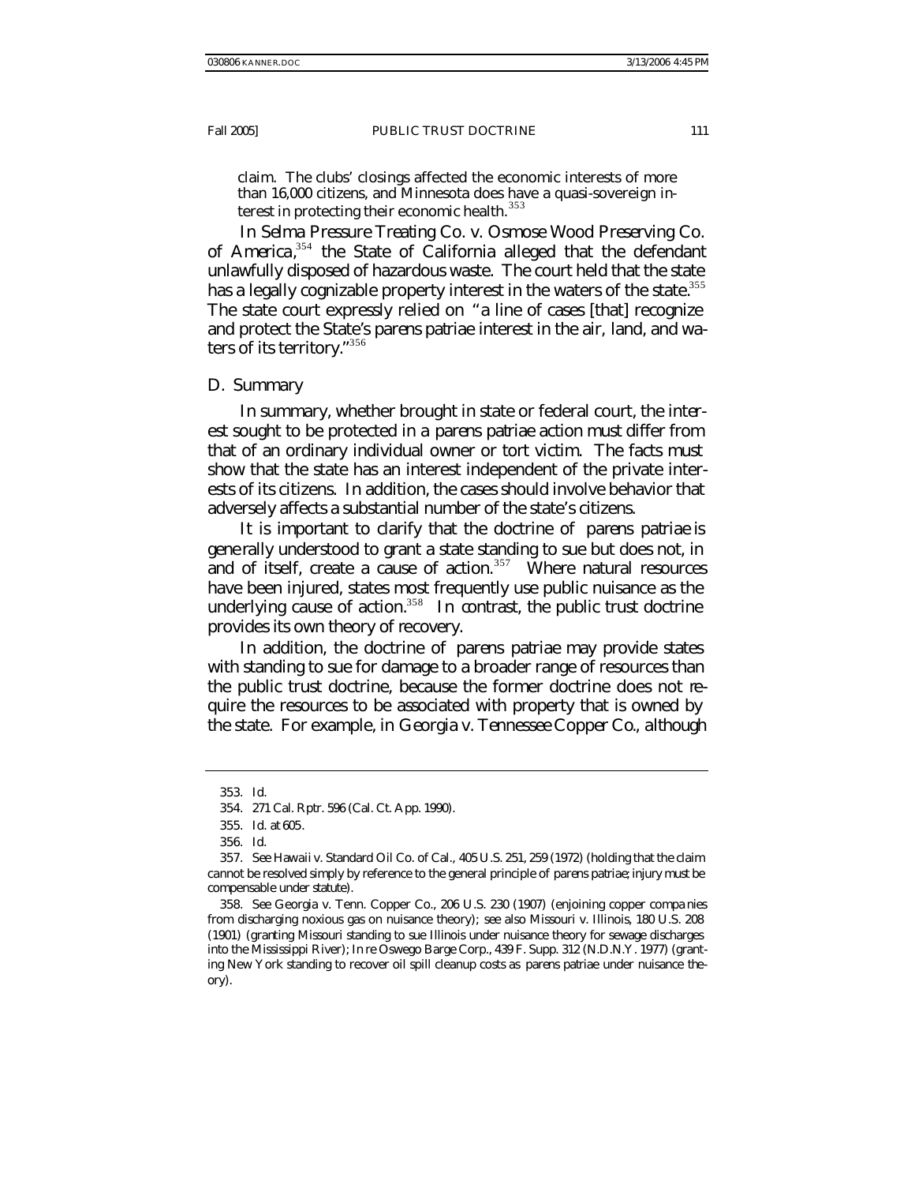claim. The clubs' closings affected the economic interests of more than 16,000 citizens, and Minnesota does have a quasi-sovereign interest in protecting their economic health.[353]

In *Selma Pressure Treating Co. v. Osmose Wood Preserving Co. of America*,[354] the State of California alleged that the defendant unlawfully disposed of hazardous waste. The court held that the state has a legally cognizable property interest in the waters of the state.[355] The state court expressly relied on "a line of cases [that] recognize and protect the State's *parens patriae* interest in the air, land, and waters of its territory."[356]

### D. Summary

In summary, whether brought in state or federal court, the interest sought to be protected in a *parens patriae* action must differ from that of an ordinary individual owner or tort victim. The facts must show that the state has an interest independent of the private interests of its citizens. In addition, the cases should involve behavior that adversely affects a substantial number of the state's citizens.

It is important to clarify that the doctrine of *parens patriae* is generally understood to grant a state standing to sue but does not, in and of itself, create a cause of action.[357] Where natural resources have been injured, states most frequently use public nuisance as the underlying cause of action.[358] In contrast, the public trust doctrine provides its own theory of recovery.

In addition, the doctrine of *parens patriae* may provide states with standing to sue for damage to a broader range of resources than the public trust doctrine, because the former doctrine does not require the resources to be associated with property that is owned by the state. For example, in *Georgia v. Tennessee Copper Co.*, although

---

353. *Id.*

354. 271 Cal. Rptr. 596 (Cal. Ct. App. 1990).

355. *Id.* at 605.

356. *Id.*

357. *See* Hawaii v. Standard Oil Co. of Cal., 405 U.S. 251, 259 (1972) (holding that the claim cannot be resolved simply by reference to the general principle of *parens patriae*; injury must be compensable under statute).

358. *See* Georgia v. Tenn. Copper Co., 206 U.S. 230 (1907) (enjoining copper companies from discharging noxious gas on nuisance theory); *see also* Missouri v. Illinois, 180 U.S. 208 (1901) (granting Missouri standing to sue Illinois under nuisance theory for sewage discharges into the Mississippi River); *In re* Oswego Barge Corp., 439 F. Supp. 312 (N.D.N.Y. 1977) (granting New York standing to recover oil spill cleanup costs as *parens patriae* under nuisance theory).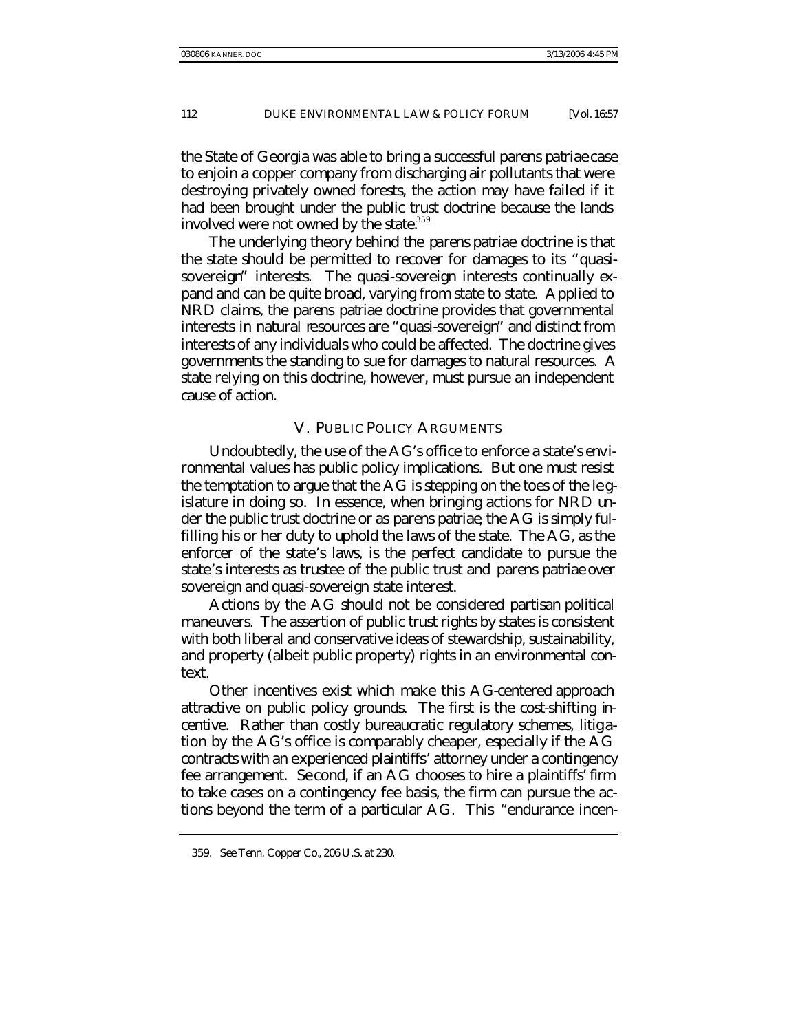the State of Georgia was able to bring a successful parens patriae case to enjoin a copper company from discharging air pollutants that were destroying privately owned forests, the action may have failed if it had been brought under the public trust doctrine because the lands involved were not owned by the state.[359]

The underlying theory behind the parens patriae doctrine is that the state should be permitted to recover for damages to its "quasi-sovereign" interests. The quasi-sovereign interests continually expand and can be quite broad, varying from state to state. Applied to NRD claims, the parens patriae doctrine provides that governmental interests in natural resources are "quasi-sovereign" and distinct from interests of any individuals who could be affected. The doctrine gives governments the standing to sue for damages to natural resources. A state relying on this doctrine, however, must pursue an independent cause of action.

## V. PUBLIC POLICY ARGUMENTS

Undoubtedly, the use of the AG's office to enforce a state's environmental values has public policy implications. But one must resist the temptation to argue that the AG is stepping on the toes of the legislature in doing so. In essence, when bringing actions for NRD under the public trust doctrine or as parens patriae, the AG is simply fulfilling his or her duty to uphold the laws of the state. The AG, as the enforcer of the state's laws, is the perfect candidate to pursue the state's interests as trustee of the public trust and parens patriae over sovereign and quasi-sovereign state interest.

Actions by the AG should not be considered partisan political maneuvers. The assertion of public trust rights by states is consistent with both liberal and conservative ideas of stewardship, sustainability, and property (albeit public property) rights in an environmental context.

Other incentives exist which make this AG-centered approach attractive on public policy grounds. The first is the cost-shifting incentive. Rather than costly bureaucratic regulatory schemes, litigation by the AG's office is comparably cheaper, especially if the AG contracts with an experienced plaintiffs' attorney under a contingency fee arrangement. Second, if an AG chooses to hire a plaintiffs' firm to take cases on a contingency fee basis, the firm can pursue the actions beyond the term of a particular AG. This "endurance incen-

359. *See Tenn. Copper Co.*, 206 U.S. at 230.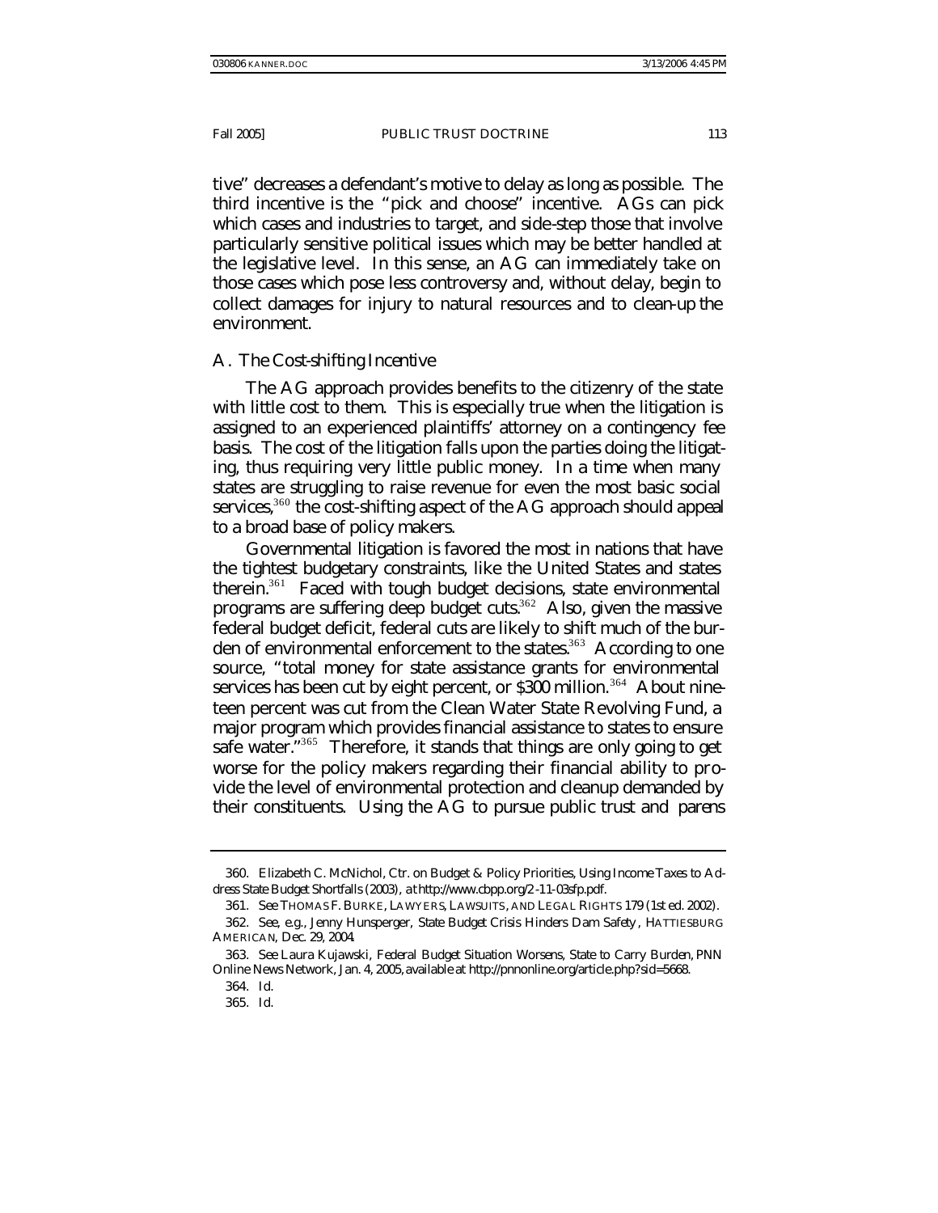tive" decreases a defendant's motive to delay as long as possible. The third incentive is the "pick and choose" incentive. AGs can pick which cases and industries to target, and side-step those that involve particularly sensitive political issues which may be better handled at the legislative level. In this sense, an AG can immediately take on those cases which pose less controversy and, without delay, begin to collect damages for injury to natural resources and to clean-up the environment.

### A. *The Cost-shifting Incentive*

The AG approach provides benefits to the citizenry of the state with little cost to them. This is especially true when the litigation is assigned to an experienced plaintiffs' attorney on a contingency fee basis. The cost of the litigation falls upon the parties doing the litigating, thus requiring very little public money. In a time when many states are struggling to raise revenue for even the most basic social services,[360] the cost-shifting aspect of the AG approach should appeal to a broad base of policy makers.

Governmental litigation is favored the most in nations that have the tightest budgetary constraints, like the United States and states therein.[361] Faced with tough budget decisions, state environmental programs are suffering deep budget cuts.[362] Also, given the massive federal budget deficit, federal cuts are likely to shift much of the burden of environmental enforcement to the states.[363] According to one source, "total money for state assistance grants for environmental services has been cut by eight percent, or $300 million.[364] About nineteen percent was cut from the Clean Water State Revolving Fund, a major program which provides financial assistance to states to ensure safe water."[365] Therefore, it stands that things are only going to get worse for the policy makers regarding their financial ability to provide the level of environmental protection and cleanup demanded by their constituents. Using the AG to pursue public trust and *parens*

---

360. Elizabeth C. McNichol, Ctr. on Budget & Policy Priorities, Using Income Taxes to Address State Budget Shortfalls (2003), *at* http://www.cbpp.org/2-11-03sfp.pdf.

361. *See* THOMAS F. BURKE, LAWYERS, LAWSUITS, AND LEGAL RIGHTS 179 (1st ed. 2002).

362. *See, e.g.*, Jenny Hunsperger, *State Budget Crisis Hinders Dam Safety*, HATTIESBURG AMERICAN, Dec. 29, 2004.

363. *See* Laura Kujawski, *Federal Budget Situation Worsens, State to Carry Burden*, PNN Online News Network, Jan. 4, 2005, *available at* http://pnnonline.org/article.php?sid=5668.

364. *Id.*

365. *Id.*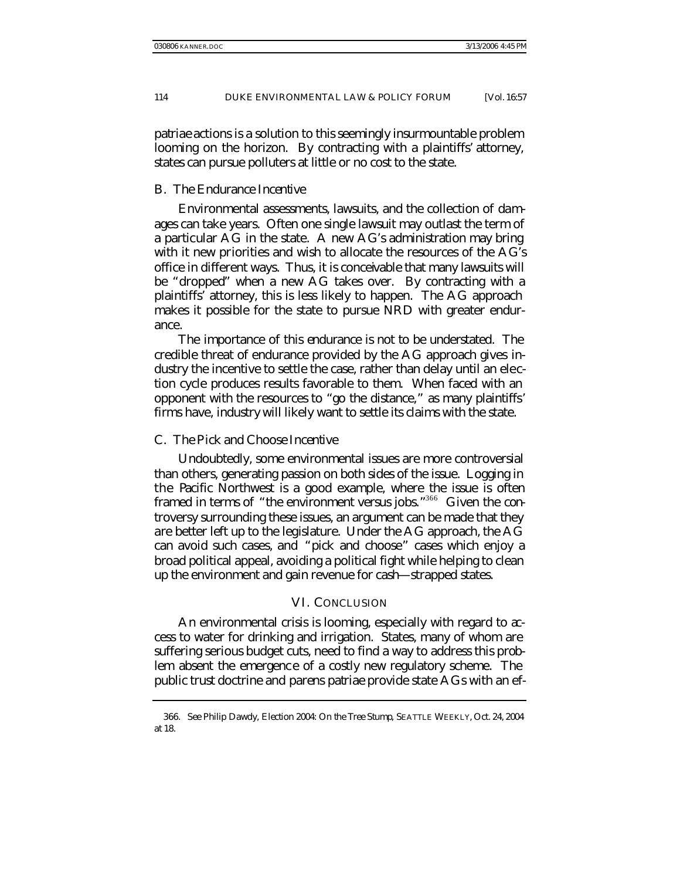patriae actions is a solution to this seemingly insurmountable problem looming on the horizon. By contracting with a plaintiffs' attorney, states can pursue polluters at little or no cost to the state.

### B. *The Endurance Incentive*

Environmental assessments, lawsuits, and the collection of damages can take years. Often one single lawsuit may outlast the term of a particular AG in the state. A new AG's administration may bring with it new priorities and wish to allocate the resources of the AG's office in different ways. Thus, it is conceivable that many lawsuits will be "dropped" when a new AG takes over. By contracting with a plaintiffs' attorney, this is less likely to happen. The AG approach makes it possible for the state to pursue NRD with greater endurance.

The importance of this endurance is not to be understated. The credible threat of endurance provided by the AG approach gives industry the incentive to settle the case, rather than delay until an election cycle produces results favorable to them. When faced with an opponent with the resources to "go the distance," as many plaintiffs' firms have, industry will likely want to settle its claims with the state.

### C. *The Pick and Choose Incentive*

Undoubtedly, some environmental issues are more controversial than others, generating passion on both sides of the issue. Logging in the Pacific Northwest is a good example, where the issue is often framed in terms of "the environment versus jobs."[366] Given the controversy surrounding these issues, an argument can be made that they are better left up to the legislature. Under the AG approach, the AG can avoid such cases, and "pick and choose" cases which enjoy a broad political appeal, avoiding a political fight while helping to clean up the environment and gain revenue for cash—strapped states.

## VI. CONCLUSION

An environmental crisis is looming, especially with regard to access to water for drinking and irrigation. States, many of whom are suffering serious budget cuts, need to find a way to address this problem absent the emergence of a costly new regulatory scheme. The public trust doctrine and parens patriae provide state AGs with an ef-

---

366. *See* Philip Dawdy, *Election 2004: On the Tree Stump*, SEATTLE WEEKLY, Oct. 24, 2004 at 18.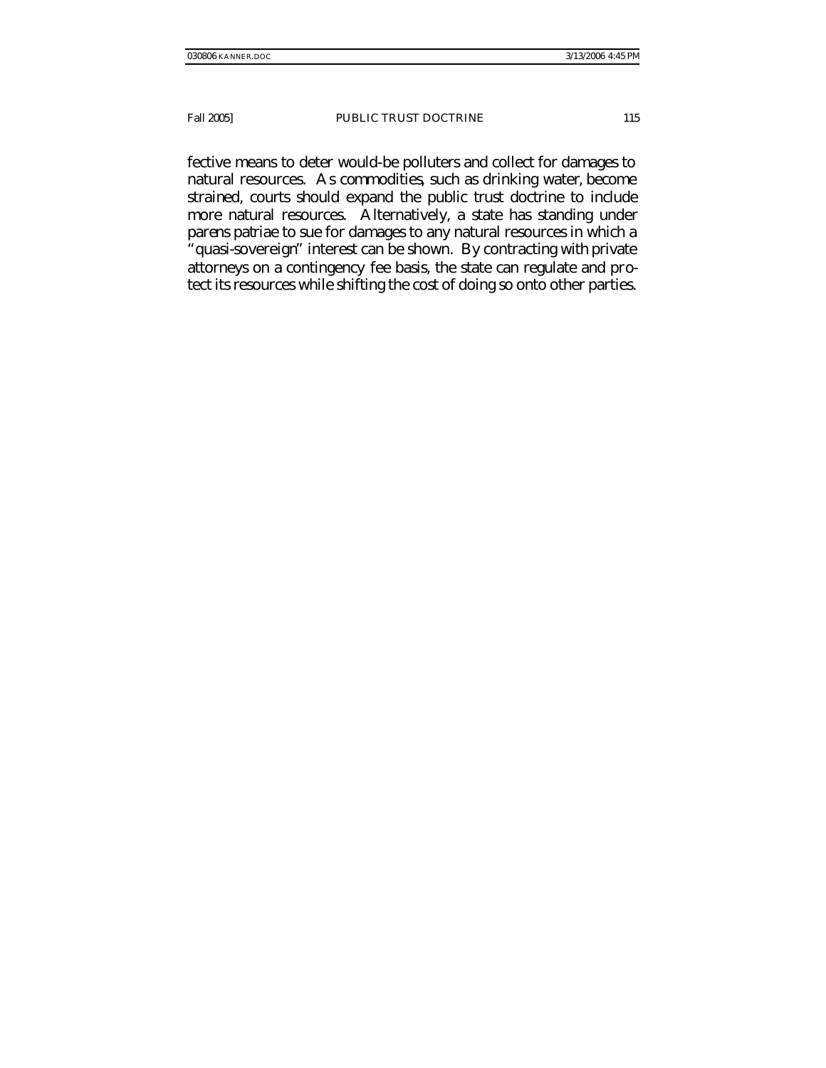fective means to deter would-be polluters and collect for damages to natural resources. As commodities, such as drinking water, become strained, courts should expand the public trust doctrine to include more natural resources. Alternatively, a state has standing under *parens patriae* to sue for damages to any natural resources in which a "quasi-sovereign" interest can be shown. By contracting with private attorneys on a contingency fee basis, the state can regulate and protect its resources while shifting the cost of doing so onto other parties.